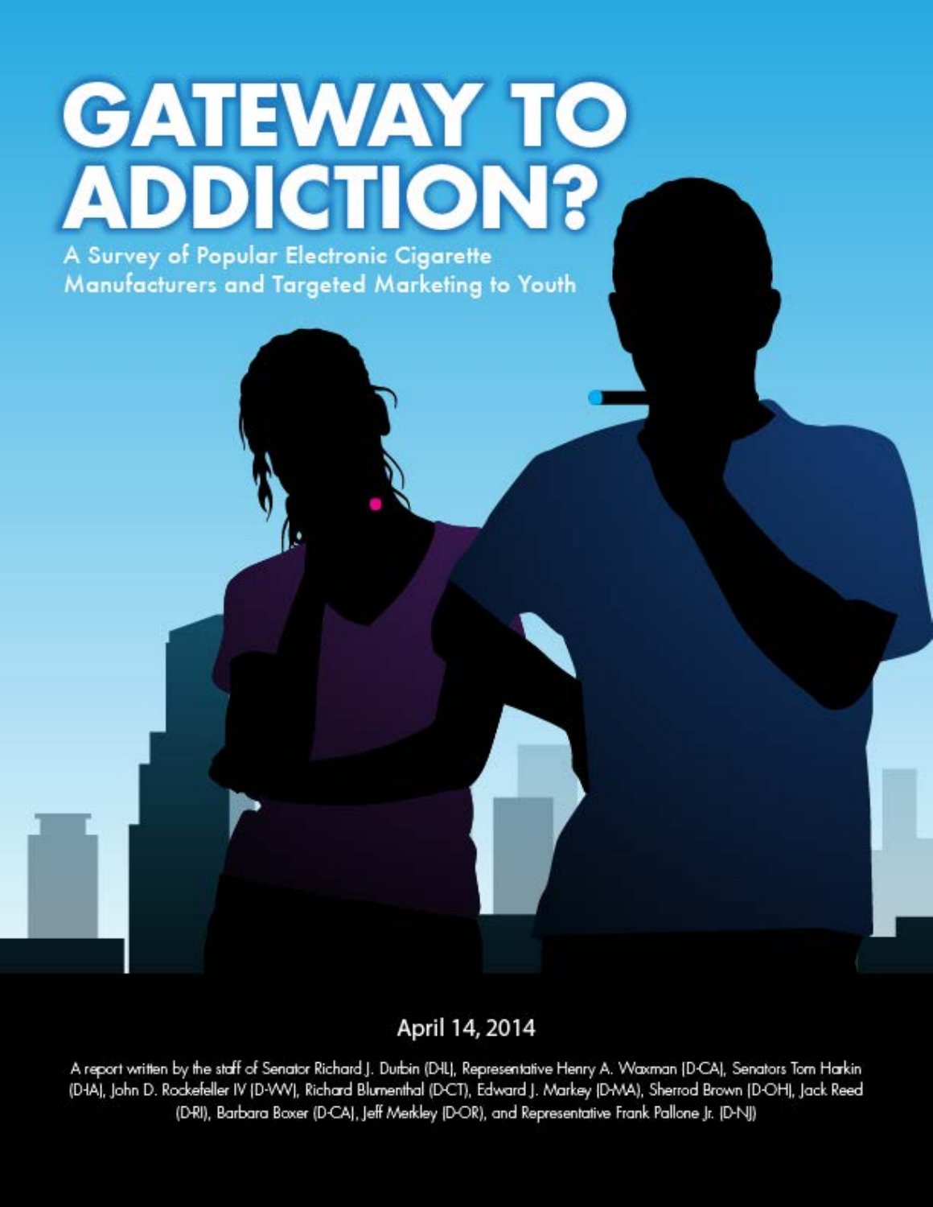# GATEWAY TO ADDICTION?

## A Survey of Popular Electronic Cigarette Manufacturers and Targeted Marketing to Youth

April 14, 2014

A report written by the staff of Senator Richard J. Durbin (D-IL), Representative Henry A. Waxman (D-CA), Senators Tom Harkin (D-IA), John D. Rockefeller IV (D-WV), Richard Blumenthal (D-CT), Edward J. Markey (D-MA), Sherrod Brown (D-OH), Jack Reed (D-RI), Barbara Boxer (D-CA), Jeff Merkley (D-OR), and Representative Frank Pallone Jr. (D-NJ)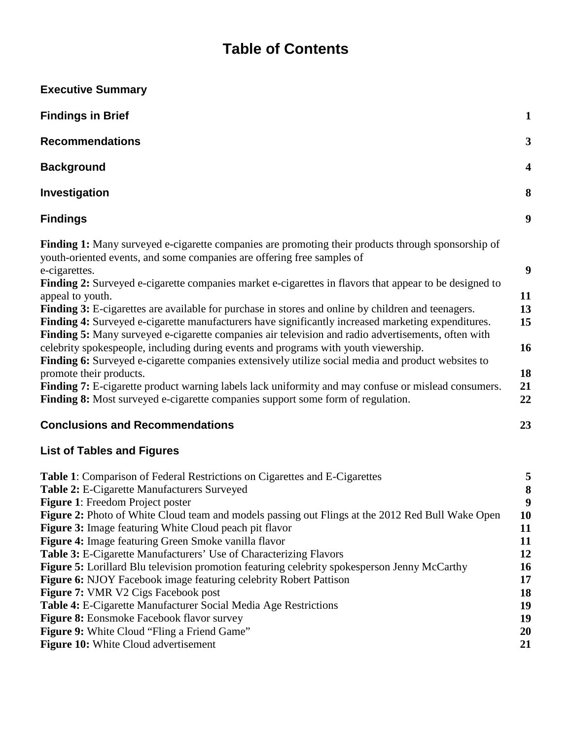# Table of Contents

**Executive Summary**

| | |
|---|---|
| **Findings in Brief** | **1** |
| **Recommendations** | **3** |
| **Background** | **4** |
| **Investigation** | **8** |
| **Findings** | **9** |
| **Finding 1:** Many surveyed e-cigarette companies are promoting their products through sponsorship of youth-oriented events, and some companies are offering free samples of e-cigarettes. | **9** |
| **Finding 2:** Surveyed e-cigarette companies market e-cigarettes in flavors that appear to be designed to appeal to youth. | **11** |
| **Finding 3:** E-cigarettes are available for purchase in stores and online by children and teenagers. | **13** |
| **Finding 4:** Surveyed e-cigarette manufacturers have significantly increased marketing expenditures. | **15** |
| **Finding 5:** Many surveyed e-cigarette companies air television and radio advertisements, often with celebrity spokespeople, including during events and programs with youth viewership. | **16** |
| **Finding 6:** Surveyed e-cigarette companies extensively utilize social media and product websites to promote their products. | **18** |
| **Finding 7:** E-cigarette product warning labels lack uniformity and may confuse or mislead consumers. | **21** |
| **Finding 8:** Most surveyed e-cigarette companies support some form of regulation. | **22** |
| **Conclusions and Recommendations** | **23** |

**List of Tables and Figures**

| | |
|---|---|
| **Table 1**: Comparison of Federal Restrictions on Cigarettes and E-Cigarettes | **5** |
| **Table 2:** E-Cigarette Manufacturers Surveyed | **8** |
| **Figure 1**: Freedom Project poster | **9** |
| **Figure 2:** Photo of White Cloud team and models passing out Flings at the 2012 Red Bull Wake Open | **10** |
| **Figure 3:** Image featuring White Cloud peach pit flavor | **11** |
| **Figure 4:** Image featuring Green Smoke vanilla flavor | **11** |
| **Table 3:** E-Cigarette Manufacturers' Use of Characterizing Flavors | **12** |
| **Figure 5:** Lorillard Blu television promotion featuring celebrity spokesperson Jenny McCarthy | **16** |
| **Figure 6:** NJOY Facebook image featuring celebrity Robert Pattison | **17** |
| **Figure 7:** VMR V2 Cigs Facebook post | **18** |
| **Table 4:** E-Cigarette Manufacturer Social Media Age Restrictions | **19** |
| **Figure 8:** Eonsmoke Facebook flavor survey | **19** |
| **Figure 9:** White Cloud "Fling a Friend Game" | **20** |
| **Figure 10:** White Cloud advertisement | **21** |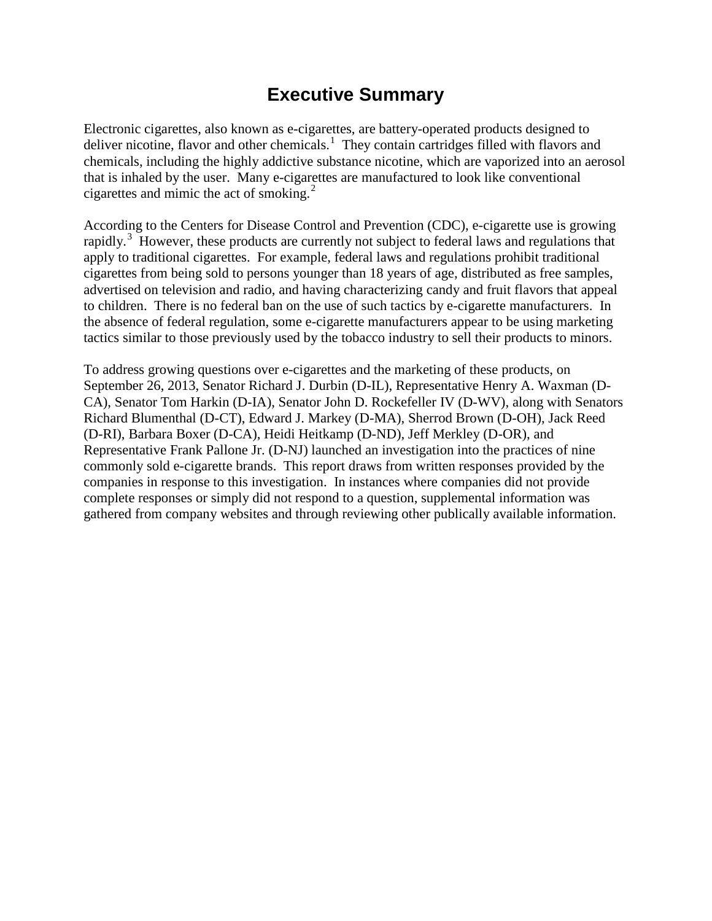# Executive Summary

Electronic cigarettes, also known as e-cigarettes, are battery-operated products designed to deliver nicotine, flavor and other chemicals.[1] They contain cartridges filled with flavors and chemicals, including the highly addictive substance nicotine, which are vaporized into an aerosol that is inhaled by the user. Many e-cigarettes are manufactured to look like conventional cigarettes and mimic the act of smoking.[2]

According to the Centers for Disease Control and Prevention (CDC), e-cigarette use is growing rapidly.[3] However, these products are currently not subject to federal laws and regulations that apply to traditional cigarettes. For example, federal laws and regulations prohibit traditional cigarettes from being sold to persons younger than 18 years of age, distributed as free samples, advertised on television and radio, and having characterizing candy and fruit flavors that appeal to children. There is no federal ban on the use of such tactics by e-cigarette manufacturers. In the absence of federal regulation, some e-cigarette manufacturers appear to be using marketing tactics similar to those previously used by the tobacco industry to sell their products to minors.

To address growing questions over e-cigarettes and the marketing of these products, on September 26, 2013, Senator Richard J. Durbin (D-IL), Representative Henry A. Waxman (D-CA), Senator Tom Harkin (D-IA), Senator John D. Rockefeller IV (D-WV), along with Senators Richard Blumenthal (D-CT), Edward J. Markey (D-MA), Sherrod Brown (D-OH), Jack Reed (D-RI), Barbara Boxer (D-CA), Heidi Heitkamp (D-ND), Jeff Merkley (D-OR), and Representative Frank Pallone Jr. (D-NJ) launched an investigation into the practices of nine commonly sold e-cigarette brands. This report draws from written responses provided by the companies in response to this investigation. In instances where companies did not provide complete responses or simply did not respond to a question, supplemental information was gathered from company websites and through reviewing other publically available information.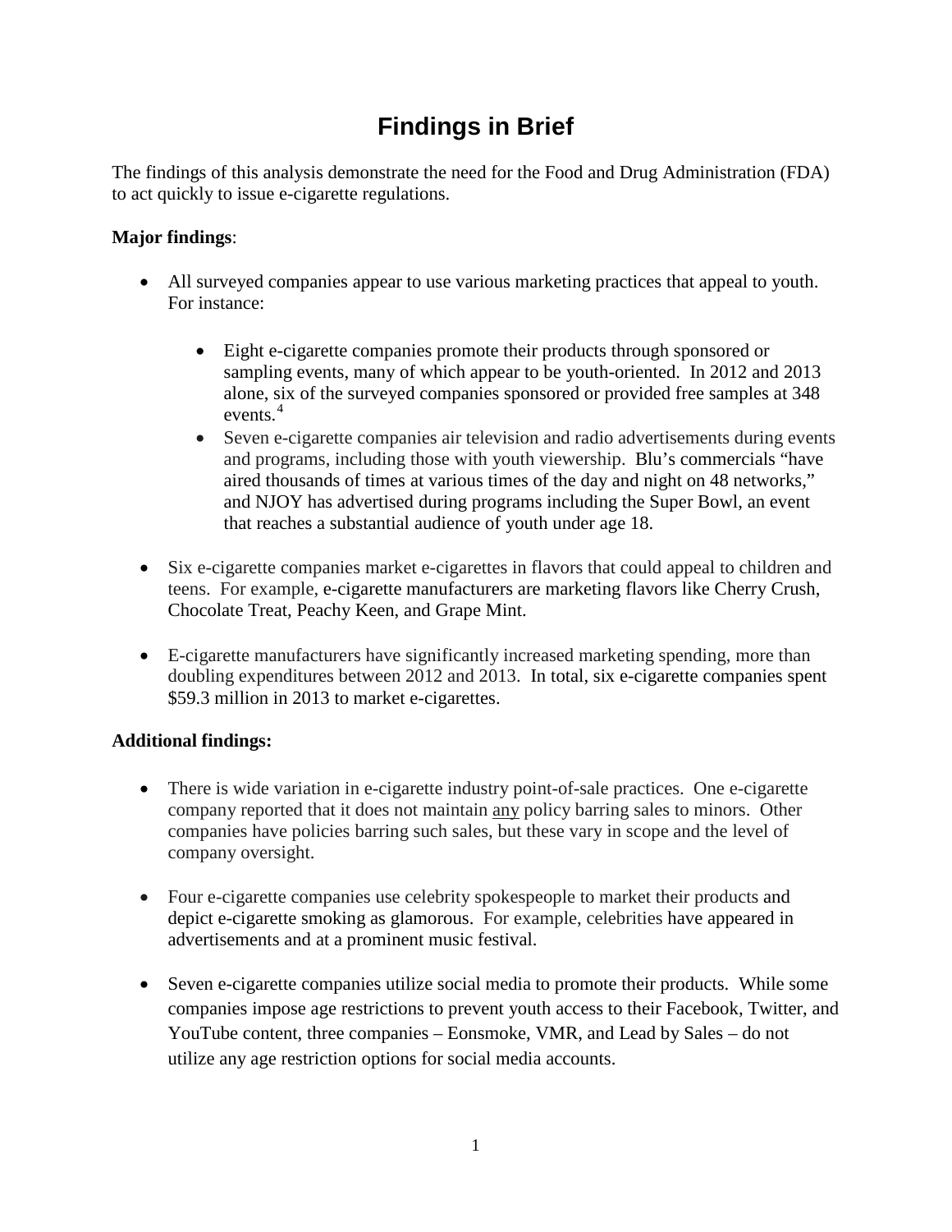# Findings in Brief

The findings of this analysis demonstrate the need for the Food and Drug Administration (FDA) to act quickly to issue e-cigarette regulations.

**Major findings**:

- All surveyed companies appear to use various marketing practices that appeal to youth. For instance:
    - Eight e-cigarette companies promote their products through sponsored or sampling events, many of which appear to be youth-oriented. In 2012 and 2013 alone, six of the surveyed companies sponsored or provided free samples at 348 events.[4]
    - Seven e-cigarette companies air television and radio advertisements during events and programs, including those with youth viewership. Blu's commercials "have aired thousands of times at various times of the day and night on 48 networks," and NJOY has advertised during programs including the Super Bowl, an event that reaches a substantial audience of youth under age 18.

- Six e-cigarette companies market e-cigarettes in flavors that could appeal to children and teens. For example, e-cigarette manufacturers are marketing flavors like Cherry Crush, Chocolate Treat, Peachy Keen, and Grape Mint.

- E-cigarette manufacturers have significantly increased marketing spending, more than doubling expenditures between 2012 and 2013. In total, six e-cigarette companies spent $59.3 million in 2013 to market e-cigarettes.

**Additional findings:**

- There is wide variation in e-cigarette industry point-of-sale practices. One e-cigarette company reported that it does not maintain <u>any</u> policy barring sales to minors. Other companies have policies barring such sales, but these vary in scope and the level of company oversight.

- Four e-cigarette companies use celebrity spokespeople to market their products and depict e-cigarette smoking as glamorous. For example, celebrities have appeared in advertisements and at a prominent music festival.

- Seven e-cigarette companies utilize social media to promote their products. While some companies impose age restrictions to prevent youth access to their Facebook, Twitter, and YouTube content, three companies – Eonsmoke, VMR, and Lead by Sales – do not utilize any age restriction options for social media accounts.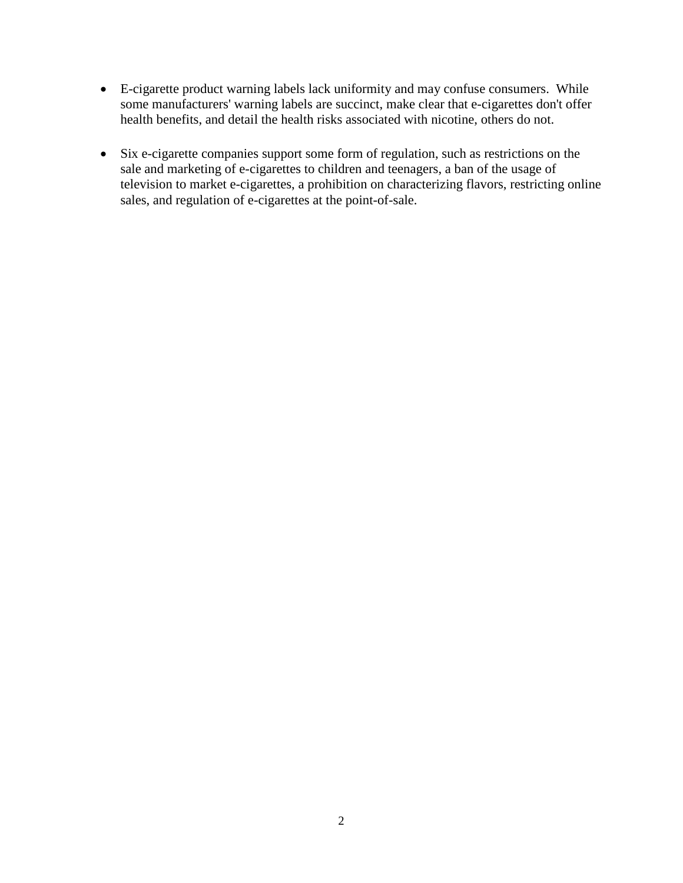- E-cigarette product warning labels lack uniformity and may confuse consumers.  While some manufacturers' warning labels are succinct, make clear that e-cigarettes don't offer health benefits, and detail the health risks associated with nicotine, others do not.

- Six e-cigarette companies support some form of regulation, such as restrictions on the sale and marketing of e-cigarettes to children and teenagers, a ban of the usage of television to market e-cigarettes, a prohibition on characterizing flavors, restricting online sales, and regulation of e-cigarettes at the point-of-sale.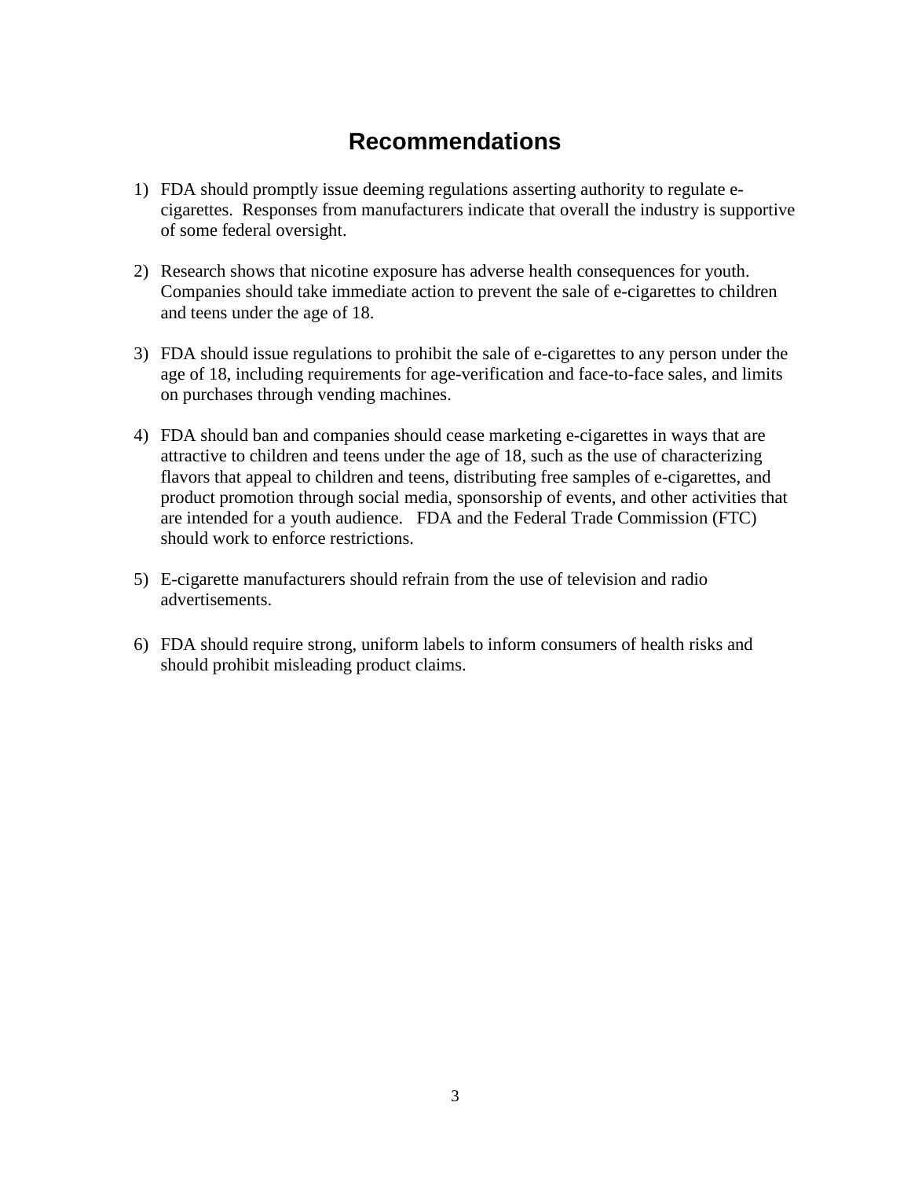# Recommendations

1) FDA should promptly issue deeming regulations asserting authority to regulate e-cigarettes. Responses from manufacturers indicate that overall the industry is supportive of some federal oversight.

2) Research shows that nicotine exposure has adverse health consequences for youth. Companies should take immediate action to prevent the sale of e-cigarettes to children and teens under the age of 18.

3) FDA should issue regulations to prohibit the sale of e-cigarettes to any person under the age of 18, including requirements for age-verification and face-to-face sales, and limits on purchases through vending machines.

4) FDA should ban and companies should cease marketing e-cigarettes in ways that are attractive to children and teens under the age of 18, such as the use of characterizing flavors that appeal to children and teens, distributing free samples of e-cigarettes, and product promotion through social media, sponsorship of events, and other activities that are intended for a youth audience. FDA and the Federal Trade Commission (FTC) should work to enforce restrictions.

5) E-cigarette manufacturers should refrain from the use of television and radio advertisements.

6) FDA should require strong, uniform labels to inform consumers of health risks and should prohibit misleading product claims.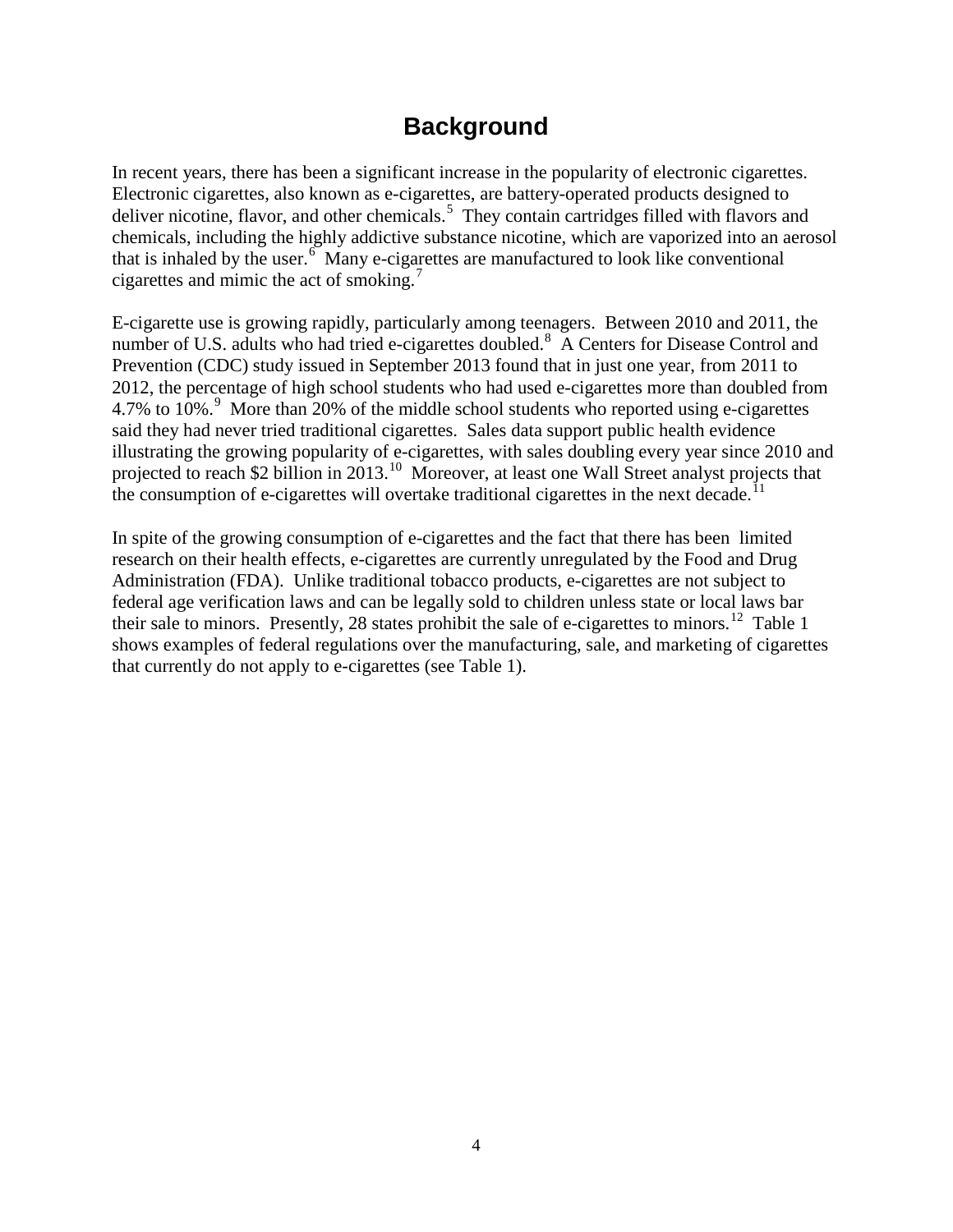# Background

In recent years, there has been a significant increase in the popularity of electronic cigarettes. Electronic cigarettes, also known as e-cigarettes, are battery-operated products designed to deliver nicotine, flavor, and other chemicals.[5] They contain cartridges filled with flavors and chemicals, including the highly addictive substance nicotine, which are vaporized into an aerosol that is inhaled by the user.[6] Many e-cigarettes are manufactured to look like conventional cigarettes and mimic the act of smoking.[7]

E-cigarette use is growing rapidly, particularly among teenagers. Between 2010 and 2011, the number of U.S. adults who had tried e-cigarettes doubled.[8] A Centers for Disease Control and Prevention (CDC) study issued in September 2013 found that in just one year, from 2011 to 2012, the percentage of high school students who had used e-cigarettes more than doubled from 4.7% to 10%.[9] More than 20% of the middle school students who reported using e-cigarettes said they had never tried traditional cigarettes. Sales data support public health evidence illustrating the growing popularity of e-cigarettes, with sales doubling every year since 2010 and projected to reach $2 billion in 2013.[10] Moreover, at least one Wall Street analyst projects that the consumption of e-cigarettes will overtake traditional cigarettes in the next decade.[11]

In spite of the growing consumption of e-cigarettes and the fact that there has been limited research on their health effects, e-cigarettes are currently unregulated by the Food and Drug Administration (FDA). Unlike traditional tobacco products, e-cigarettes are not subject to federal age verification laws and can be legally sold to children unless state or local laws bar their sale to minors. Presently, 28 states prohibit the sale of e-cigarettes to minors.[12] Table 1 shows examples of federal regulations over the manufacturing, sale, and marketing of cigarettes that currently do not apply to e-cigarettes (see Table 1).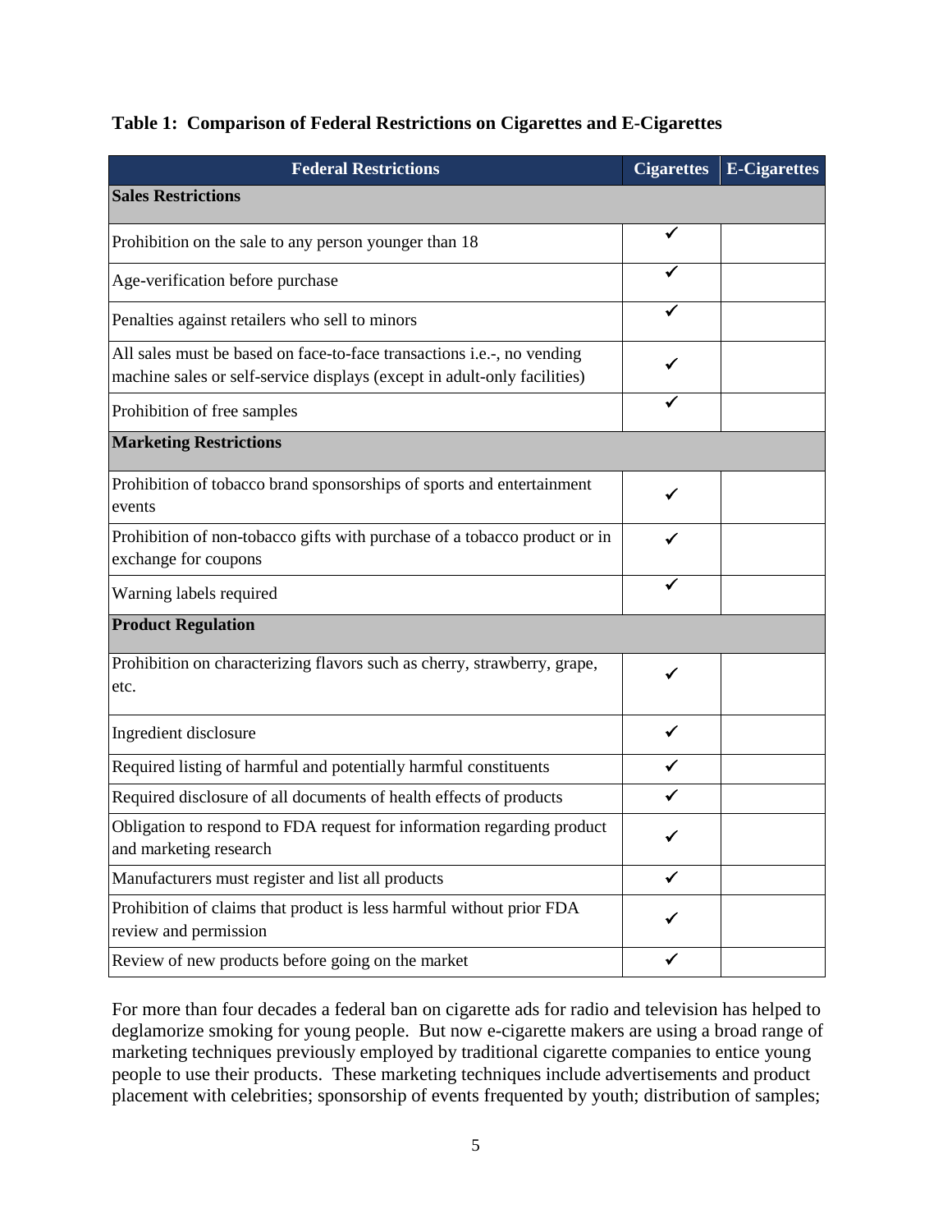**Table 1: Comparison of Federal Restrictions on Cigarettes and E-Cigarettes**

| Federal Restrictions | Cigarettes | E-Cigarettes |
|---|---|---|
| **Sales Restrictions** | | |
| Prohibition on the sale to any person younger than 18 | ✓ | |
| Age-verification before purchase | ✓ | |
| Penalties against retailers who sell to minors | ✓ | |
| All sales must be based on face-to-face transactions i.e.-, no vending machine sales or self-service displays (except in adult-only facilities) | ✓ | |
| Prohibition of free samples | ✓ | |
| **Marketing Restrictions** | | |
| Prohibition of tobacco brand sponsorships of sports and entertainment events | ✓ | |
| Prohibition of non-tobacco gifts with purchase of a tobacco product or in exchange for coupons | ✓ | |
| Warning labels required | ✓ | |
| **Product Regulation** | | |
| Prohibition on characterizing flavors such as cherry, strawberry, grape, etc. | ✓ | |
| Ingredient disclosure | ✓ | |
| Required listing of harmful and potentially harmful constituents | ✓ | |
| Required disclosure of all documents of health effects of products | ✓ | |
| Obligation to respond to FDA request for information regarding product and marketing research | ✓ | |
| Manufacturers must register and list all products | ✓ | |
| Prohibition of claims that product is less harmful without prior FDA review and permission | ✓ | |
| Review of new products before going on the market | ✓ | |

For more than four decades a federal ban on cigarette ads for radio and television has helped to deglamorize smoking for young people. But now e-cigarette makers are using a broad range of marketing techniques previously employed by traditional cigarette companies to entice young people to use their products. These marketing techniques include advertisements and product placement with celebrities; sponsorship of events frequented by youth; distribution of samples;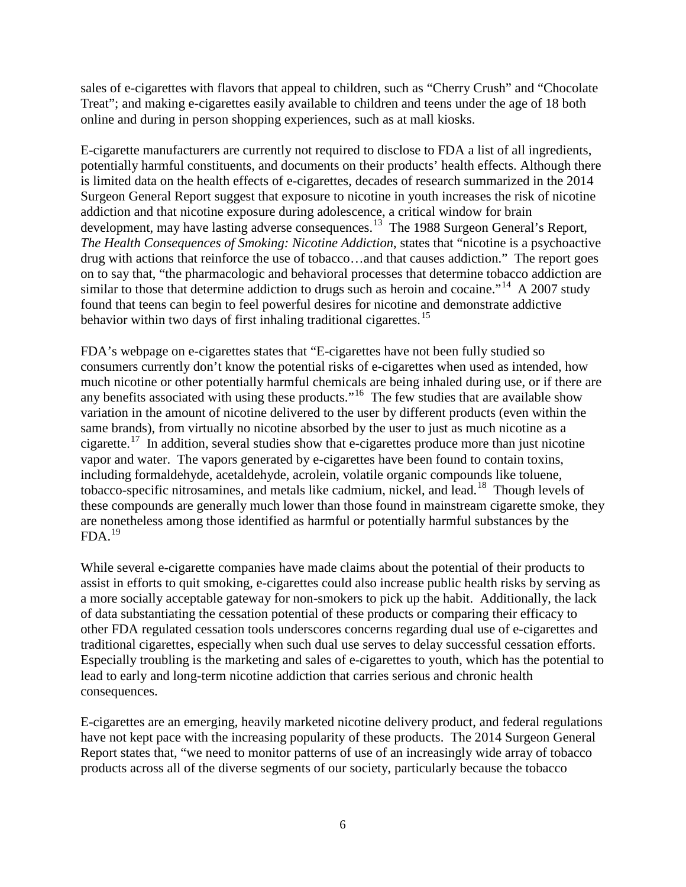sales of e-cigarettes with flavors that appeal to children, such as "Cherry Crush" and "Chocolate Treat"; and making e-cigarettes easily available to children and teens under the age of 18 both online and during in person shopping experiences, such as at mall kiosks.

E-cigarette manufacturers are currently not required to disclose to FDA a list of all ingredients, potentially harmful constituents, and documents on their products' health effects. Although there is limited data on the health effects of e-cigarettes, decades of research summarized in the 2014 Surgeon General Report suggest that exposure to nicotine in youth increases the risk of nicotine addiction and that nicotine exposure during adolescence, a critical window for brain development, may have lasting adverse consequences.[13] The 1988 Surgeon General's Report, *The Health Consequences of Smoking: Nicotine Addiction*, states that "nicotine is a psychoactive drug with actions that reinforce the use of tobacco…and that causes addiction." The report goes on to say that, "the pharmacologic and behavioral processes that determine tobacco addiction are similar to those that determine addiction to drugs such as heroin and cocaine."[14] A 2007 study found that teens can begin to feel powerful desires for nicotine and demonstrate addictive behavior within two days of first inhaling traditional cigarettes.[15]

FDA's webpage on e-cigarettes states that "E-cigarettes have not been fully studied so consumers currently don't know the potential risks of e-cigarettes when used as intended, how much nicotine or other potentially harmful chemicals are being inhaled during use, or if there are any benefits associated with using these products."[16] The few studies that are available show variation in the amount of nicotine delivered to the user by different products (even within the same brands), from virtually no nicotine absorbed by the user to just as much nicotine as a cigarette.[17] In addition, several studies show that e-cigarettes produce more than just nicotine vapor and water. The vapors generated by e-cigarettes have been found to contain toxins, including formaldehyde, acetaldehyde, acrolein, volatile organic compounds like toluene, tobacco-specific nitrosamines, and metals like cadmium, nickel, and lead.[18] Though levels of these compounds are generally much lower than those found in mainstream cigarette smoke, they are nonetheless among those identified as harmful or potentially harmful substances by the FDA.[19]

While several e-cigarette companies have made claims about the potential of their products to assist in efforts to quit smoking, e-cigarettes could also increase public health risks by serving as a more socially acceptable gateway for non-smokers to pick up the habit. Additionally, the lack of data substantiating the cessation potential of these products or comparing their efficacy to other FDA regulated cessation tools underscores concerns regarding dual use of e-cigarettes and traditional cigarettes, especially when such dual use serves to delay successful cessation efforts. Especially troubling is the marketing and sales of e-cigarettes to youth, which has the potential to lead to early and long-term nicotine addiction that carries serious and chronic health consequences.

E-cigarettes are an emerging, heavily marketed nicotine delivery product, and federal regulations have not kept pace with the increasing popularity of these products. The 2014 Surgeon General Report states that, "we need to monitor patterns of use of an increasingly wide array of tobacco products across all of the diverse segments of our society, particularly because the tobacco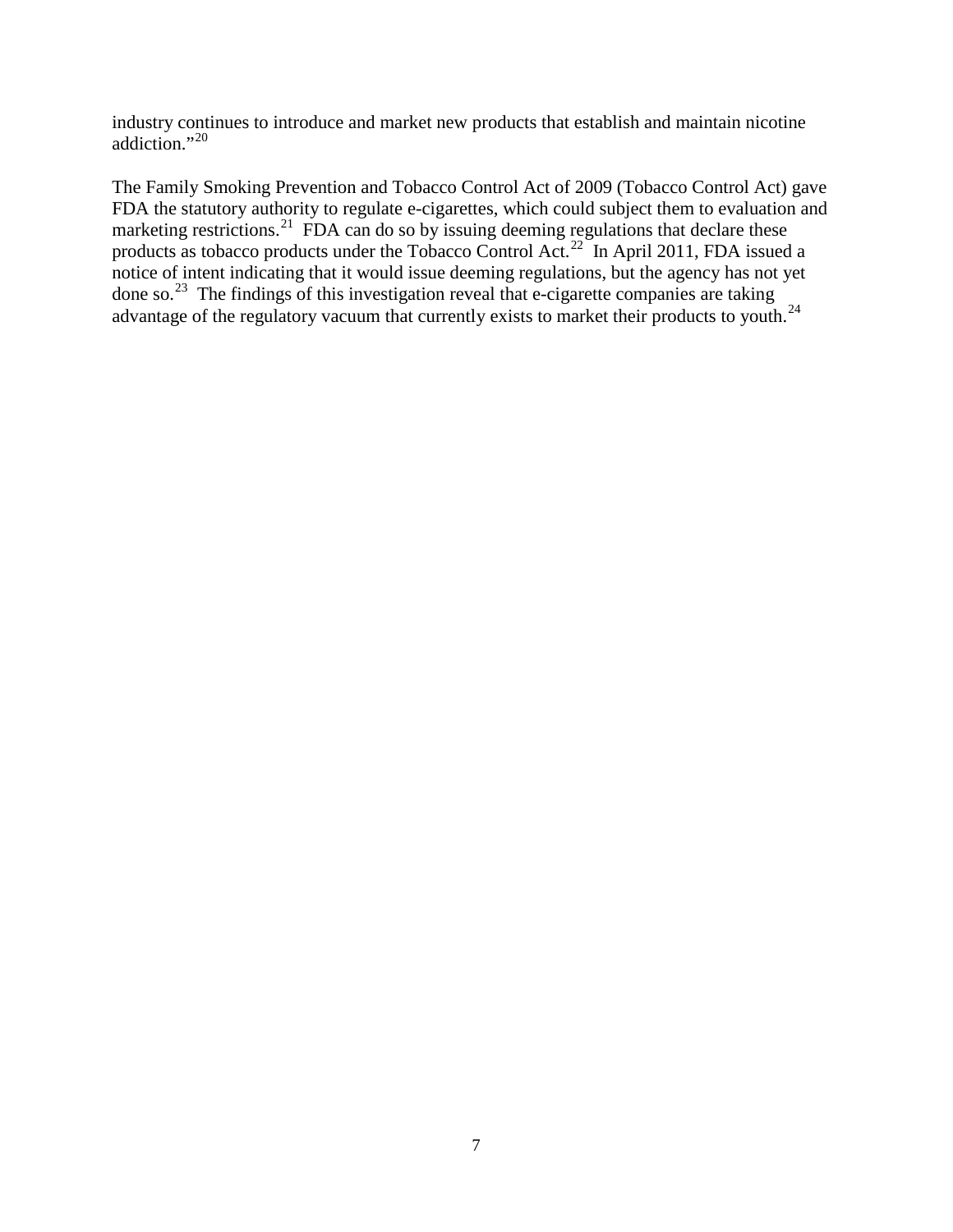industry continues to introduce and market new products that establish and maintain nicotine addiction."[20]

The Family Smoking Prevention and Tobacco Control Act of 2009 (Tobacco Control Act) gave FDA the statutory authority to regulate e-cigarettes, which could subject them to evaluation and marketing restrictions.[21] FDA can do so by issuing deeming regulations that declare these products as tobacco products under the Tobacco Control Act.[22] In April 2011, FDA issued a notice of intent indicating that it would issue deeming regulations, but the agency has not yet done so.[23] The findings of this investigation reveal that e-cigarette companies are taking advantage of the regulatory vacuum that currently exists to market their products to youth.[24]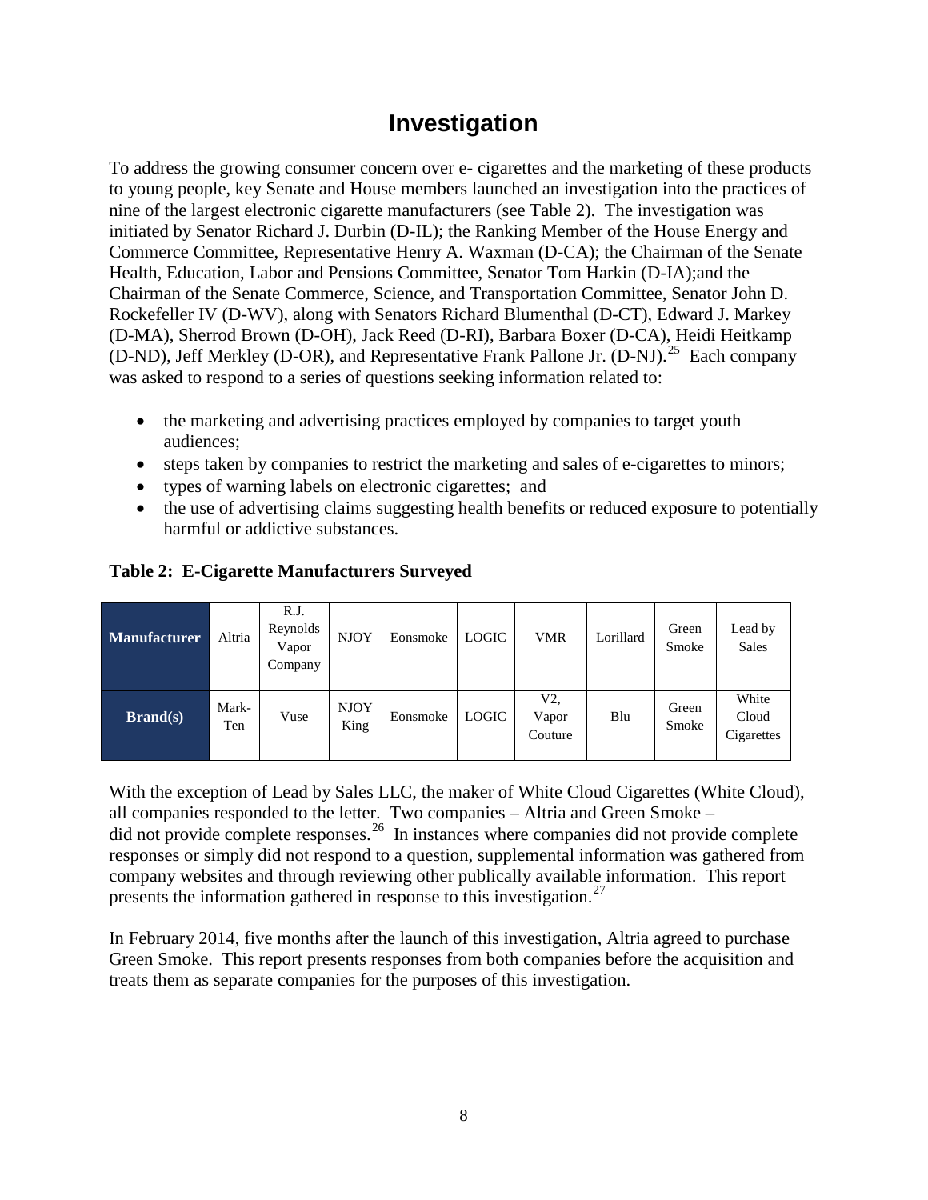# Investigation

To address the growing consumer concern over e- cigarettes and the marketing of these products to young people, key Senate and House members launched an investigation into the practices of nine of the largest electronic cigarette manufacturers (see Table 2). The investigation was initiated by Senator Richard J. Durbin (D-IL); the Ranking Member of the House Energy and Commerce Committee, Representative Henry A. Waxman (D-CA); the Chairman of the Senate Health, Education, Labor and Pensions Committee, Senator Tom Harkin (D-IA);and the Chairman of the Senate Commerce, Science, and Transportation Committee, Senator John D. Rockefeller IV (D-WV), along with Senators Richard Blumenthal (D-CT), Edward J. Markey (D-MA), Sherrod Brown (D-OH), Jack Reed (D-RI), Barbara Boxer (D-CA), Heidi Heitkamp (D-ND), Jeff Merkley (D-OR), and Representative Frank Pallone Jr. (D-NJ).[25] Each company was asked to respond to a series of questions seeking information related to:

- the marketing and advertising practices employed by companies to target youth audiences;
- steps taken by companies to restrict the marketing and sales of e-cigarettes to minors;
- types of warning labels on electronic cigarettes; and
- the use of advertising claims suggesting health benefits or reduced exposure to potentially harmful or addictive substances.

**Table 2: E-Cigarette Manufacturers Surveyed**

| **Manufacturer** | Altria | R.J. Reynolds Vapor Company | NJOY | Eonsmoke | LOGIC | VMR | Lorillard | Green Smoke | Lead by Sales |
|---|---|---|---|---|---|---|---|---|---|
| **Brand(s)** | Mark-Ten | Vuse | NJOY King | Eonsmoke | LOGIC | V2, Vapor Couture | Blu | Green Smoke | White Cloud Cigarettes |

With the exception of Lead by Sales LLC, the maker of White Cloud Cigarettes (White Cloud), all companies responded to the letter. Two companies – Altria and Green Smoke – did not provide complete responses.[26] In instances where companies did not provide complete responses or simply did not respond to a question, supplemental information was gathered from company websites and through reviewing other publically available information. This report presents the information gathered in response to this investigation.[27]

In February 2014, five months after the launch of this investigation, Altria agreed to purchase Green Smoke. This report presents responses from both companies before the acquisition and treats them as separate companies for the purposes of this investigation.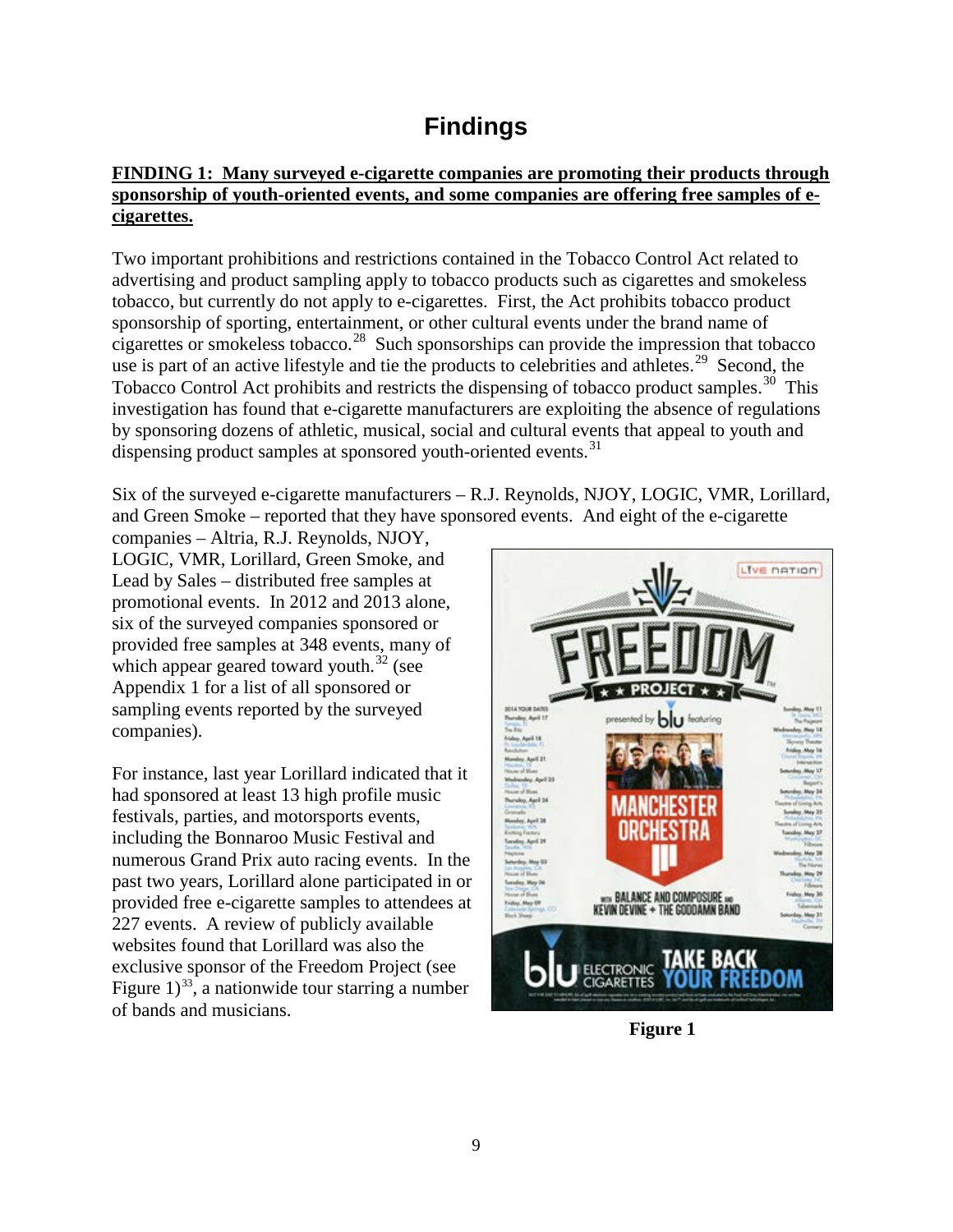# Findings

**FINDING 1: Many surveyed e-cigarette companies are promoting their products through sponsorship of youth-oriented events, and some companies are offering free samples of e-cigarettes.**

Two important prohibitions and restrictions contained in the Tobacco Control Act related to advertising and product sampling apply to tobacco products such as cigarettes and smokeless tobacco, but currently do not apply to e-cigarettes. First, the Act prohibits tobacco product sponsorship of sporting, entertainment, or other cultural events under the brand name of cigarettes or smokeless tobacco.[28] Such sponsorships can provide the impression that tobacco use is part of an active lifestyle and tie the products to celebrities and athletes.[29] Second, the Tobacco Control Act prohibits and restricts the dispensing of tobacco product samples.[30] This investigation has found that e-cigarette manufacturers are exploiting the absence of regulations by sponsoring dozens of athletic, musical, social and cultural events that appeal to youth and dispensing product samples at sponsored youth-oriented events.[31]

Six of the surveyed e-cigarette manufacturers – R.J. Reynolds, NJOY, LOGIC, VMR, Lorillard, and Green Smoke – reported that they have sponsored events. And eight of the e-cigarette companies – Altria, R.J. Reynolds, NJOY, LOGIC, VMR, Lorillard, Green Smoke, and Lead by Sales – distributed free samples at promotional events. In 2012 and 2013 alone, six of the surveyed companies sponsored or provided free samples at 348 events, many of which appear geared toward youth.[32] (see Appendix 1 for a list of all sponsored or sampling events reported by the surveyed companies).

For instance, last year Lorillard indicated that it had sponsored at least 13 high profile music festivals, parties, and motorsports events, including the Bonnaroo Music Festival and numerous Grand Prix auto racing events. In the past two years, Lorillard alone participated in or provided free e-cigarette samples to attendees at 227 events. A review of publicly available websites found that Lorillard was also the exclusive sponsor of the Freedom Project (see Figure 1)[33], a nationwide tour starring a number of bands and musicians.

**Figure 1**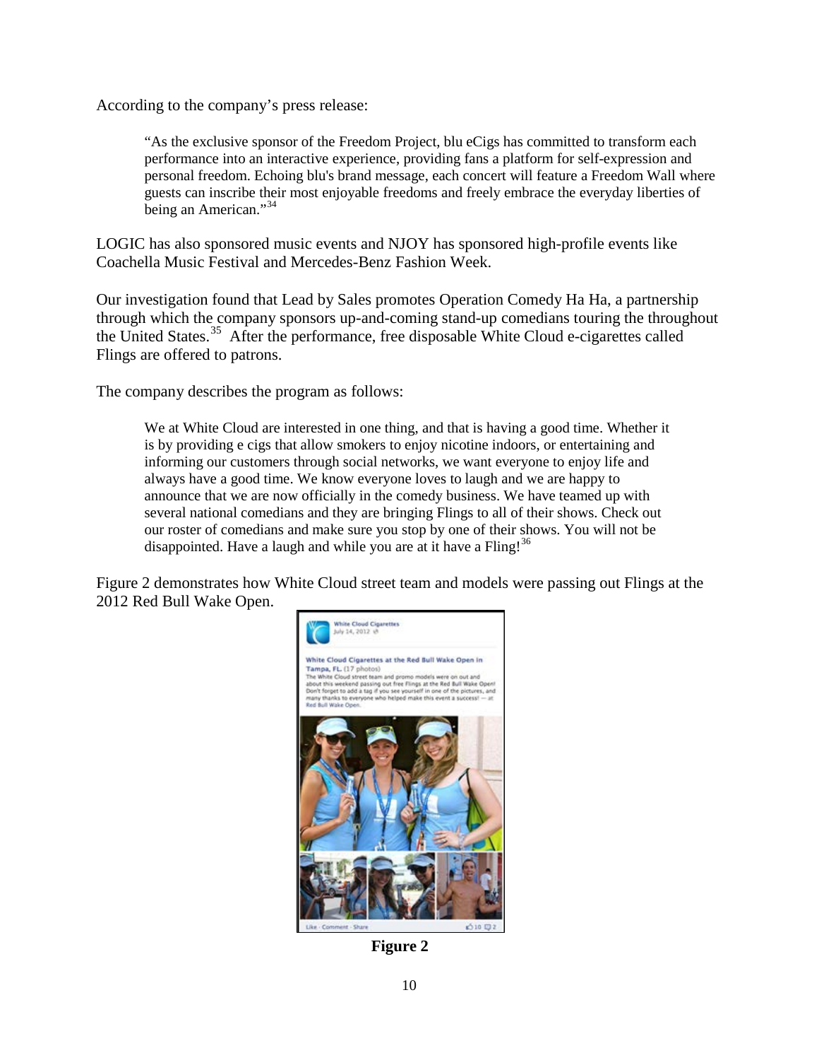According to the company's press release:

> "As the exclusive sponsor of the Freedom Project, blu eCigs has committed to transform each performance into an interactive experience, providing fans a platform for self-expression and personal freedom. Echoing blu's brand message, each concert will feature a Freedom Wall where guests can inscribe their most enjoyable freedoms and freely embrace the everyday liberties of being an American."[34]

LOGIC has also sponsored music events and NJOY has sponsored high-profile events like Coachella Music Festival and Mercedes-Benz Fashion Week.

Our investigation found that Lead by Sales promotes Operation Comedy Ha Ha, a partnership through which the company sponsors up-and-coming stand-up comedians touring the throughout the United States.[35] After the performance, free disposable White Cloud e-cigarettes called Flings are offered to patrons.

The company describes the program as follows:

> We at White Cloud are interested in one thing, and that is having a good time. Whether it is by providing e cigs that allow smokers to enjoy nicotine indoors, or entertaining and informing our customers through social networks, we want everyone to enjoy life and always have a good time. We know everyone loves to laugh and we are happy to announce that we are now officially in the comedy business. We have teamed up with several national comedians and they are bringing Flings to all of their shows. Check out our roster of comedians and make sure you stop by one of their shows. You will not be disappointed. Have a laugh and while you are at it have a Fling![36]

Figure 2 demonstrates how White Cloud street team and models were passing out Flings at the 2012 Red Bull Wake Open.

**Figure 2**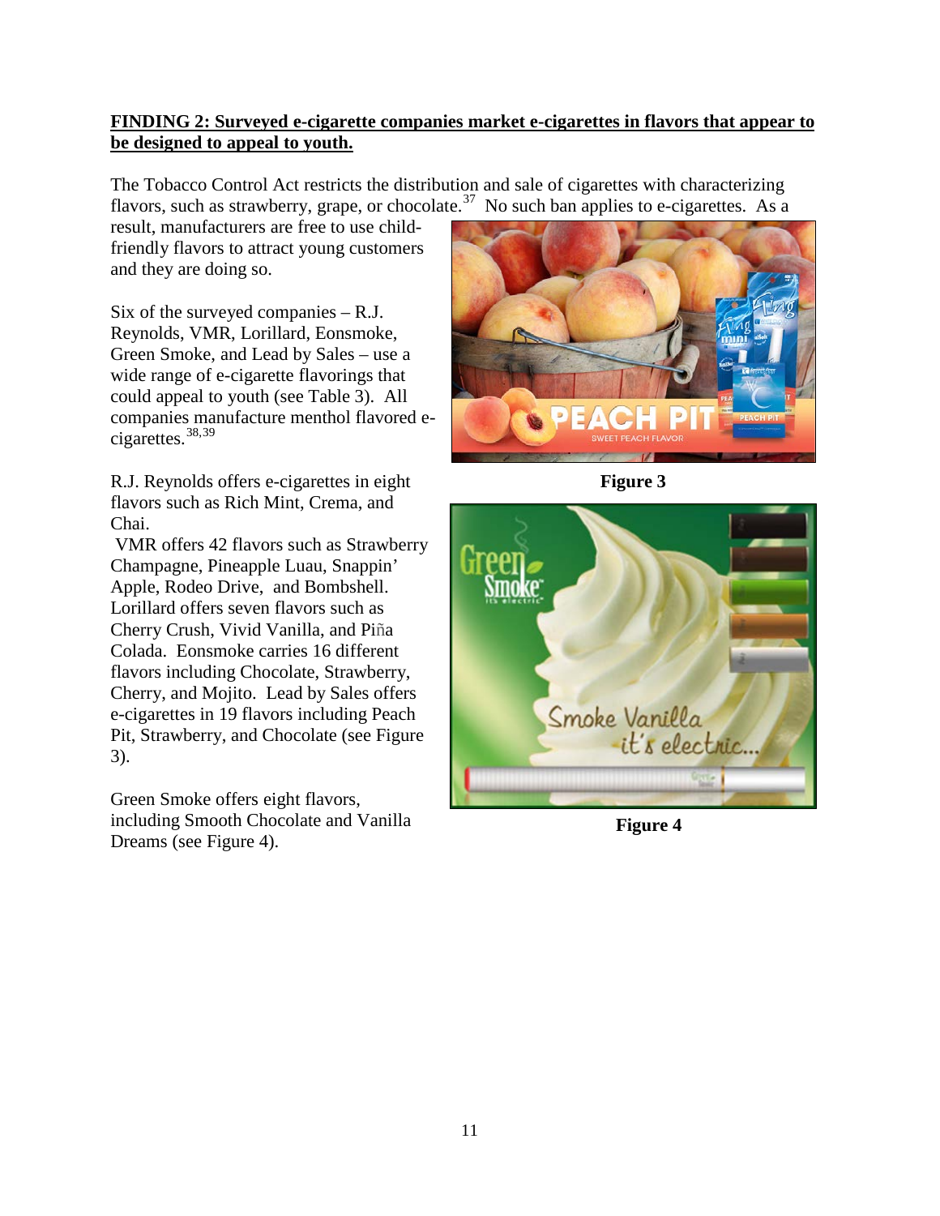**FINDING 2: Surveyed e-cigarette companies market e-cigarettes in flavors that appear to be designed to appeal to youth.**

The Tobacco Control Act restricts the distribution and sale of cigarettes with characterizing flavors, such as strawberry, grape, or chocolate.[37] No such ban applies to e-cigarettes. As a result, manufacturers are free to use child-friendly flavors to attract young customers and they are doing so.

Six of the surveyed companies – R.J. Reynolds, VMR, Lorillard, Eonsmoke, Green Smoke, and Lead by Sales – use a wide range of e-cigarette flavorings that could appeal to youth (see Table 3). All companies manufacture menthol flavored e-cigarettes.[38,39]

R.J. Reynolds offers e-cigarettes in eight flavors such as Rich Mint, Crema, and Chai.

VMR offers 42 flavors such as Strawberry Champagne, Pineapple Luau, Snappin' Apple, Rodeo Drive, and Bombshell. Lorillard offers seven flavors such as Cherry Crush, Vivid Vanilla, and Piña Colada. Eonsmoke carries 16 different flavors including Chocolate, Strawberry, Cherry, and Mojito. Lead by Sales offers e-cigarettes in 19 flavors including Peach Pit, Strawberry, and Chocolate (see Figure 3).

Green Smoke offers eight flavors, including Smooth Chocolate and Vanilla Dreams (see Figure 4).

**Figure 3**

**Figure 4**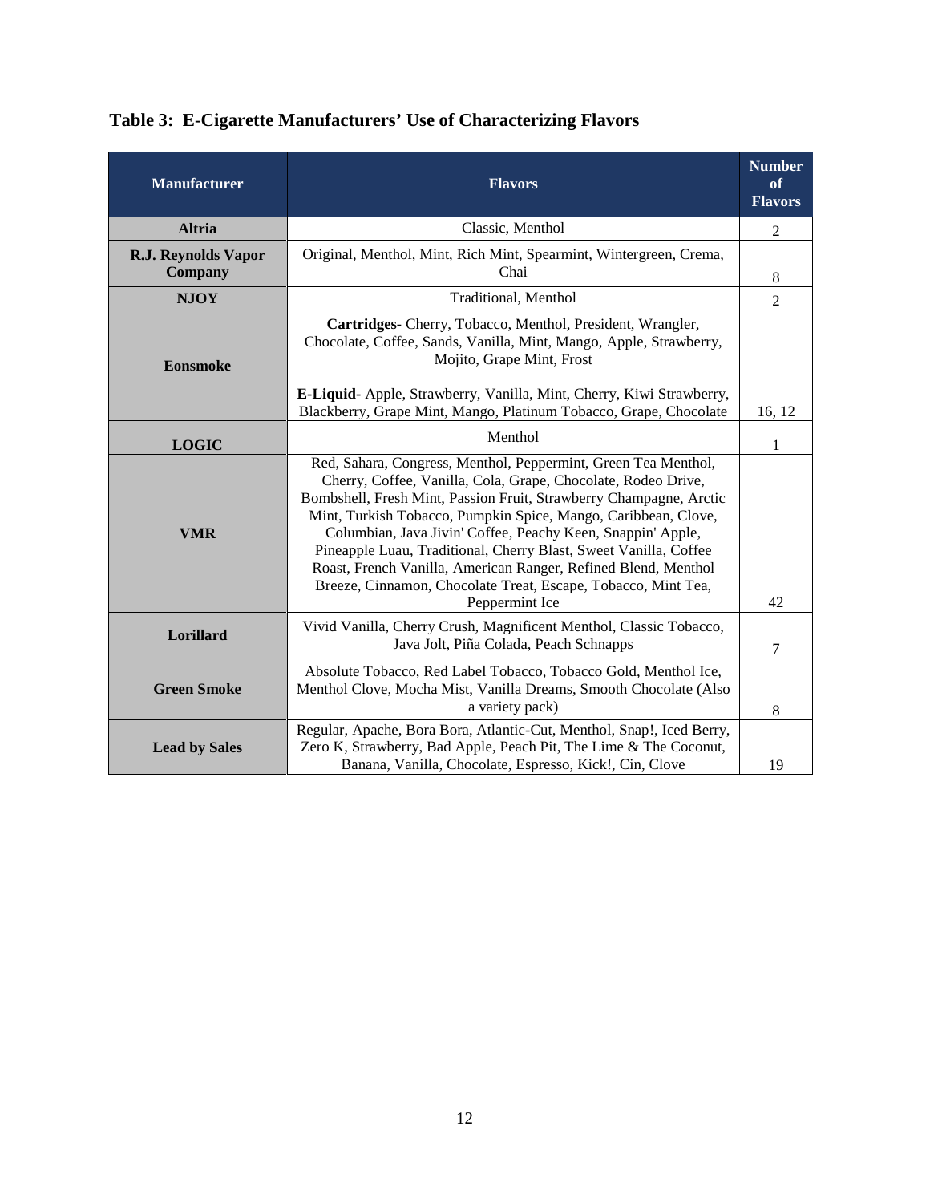**Table 3: E-Cigarette Manufacturers' Use of Characterizing Flavors**

| Manufacturer | Flavors | Number of Flavors |
|---|---|---|
| **Altria** | Classic, Menthol | 2 |
| **R.J. Reynolds Vapor Company** | Original, Menthol, Mint, Rich Mint, Spearmint, Wintergreen, Crema, Chai | 8 |
| **NJOY** | Traditional, Menthol | 2 |
| **Eonsmoke** | **Cartridges**- Cherry, Tobacco, Menthol, President, Wrangler, Chocolate, Coffee, Sands, Vanilla, Mint, Mango, Apple, Strawberry, Mojito, Grape Mint, Frost<br><br>**E-Liquid**- Apple, Strawberry, Vanilla, Mint, Cherry, Kiwi Strawberry, Blackberry, Grape Mint, Mango, Platinum Tobacco, Grape, Chocolate | 16, 12 |
| **LOGIC** | Menthol | 1 |
| **VMR** | Red, Sahara, Congress, Menthol, Peppermint, Green Tea Menthol, Cherry, Coffee, Vanilla, Cola, Grape, Chocolate, Rodeo Drive, Bombshell, Fresh Mint, Passion Fruit, Strawberry Champagne, Arctic Mint, Turkish Tobacco, Pumpkin Spice, Mango, Caribbean, Clove, Columbian, Java Jivin' Coffee, Peachy Keen, Snappin' Apple, Pineapple Luau, Traditional, Cherry Blast, Sweet Vanilla, Coffee Roast, French Vanilla, American Ranger, Refined Blend, Menthol Breeze, Cinnamon, Chocolate Treat, Escape, Tobacco, Mint Tea, Peppermint Ice | 42 |
| **Lorillard** | Vivid Vanilla, Cherry Crush, Magnificent Menthol, Classic Tobacco, Java Jolt, Piña Colada, Peach Schnapps | 7 |
| **Green Smoke** | Absolute Tobacco, Red Label Tobacco, Tobacco Gold, Menthol Ice, Menthol Clove, Mocha Mist, Vanilla Dreams, Smooth Chocolate (Also a variety pack) | 8 |
| **Lead by Sales** | Regular, Apache, Bora Bora, Atlantic-Cut, Menthol, Snap!, Iced Berry, Zero K, Strawberry, Bad Apple, Peach Pit, The Lime & The Coconut, Banana, Vanilla, Chocolate, Espresso, Kick!, Cin, Clove | 19 |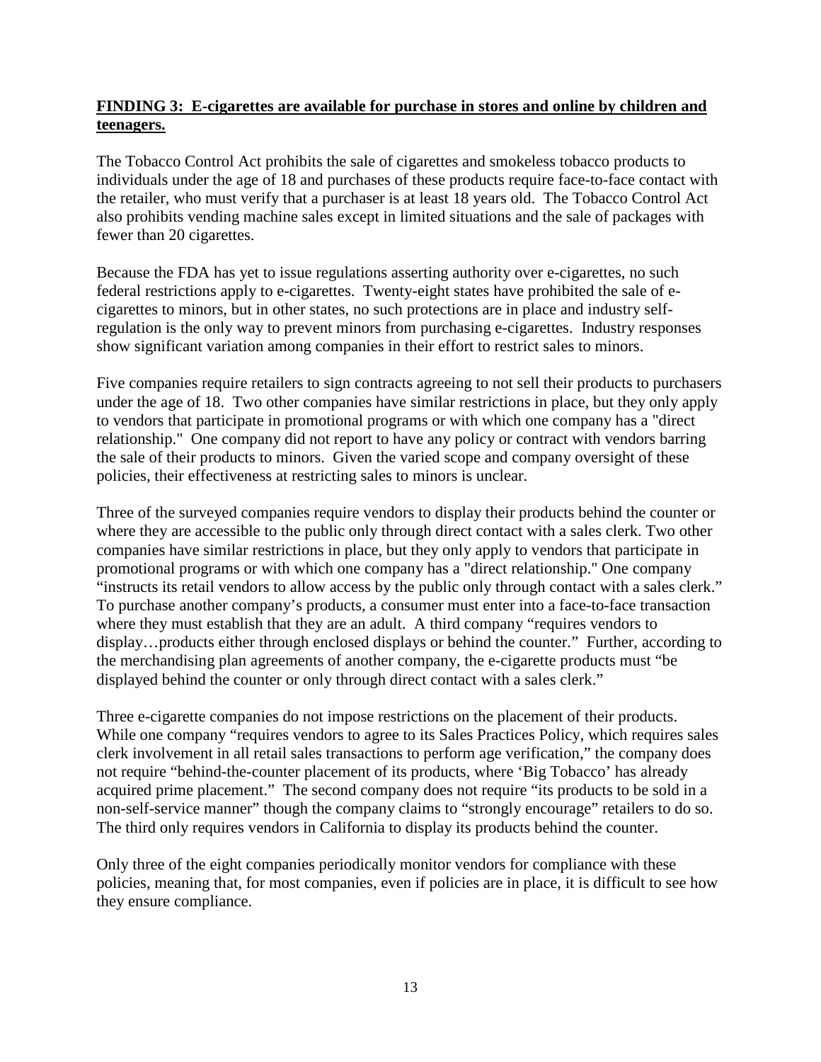**<u>FINDING 3: E-cigarettes are available for purchase in stores and online by children and teenagers.</u>**

The Tobacco Control Act prohibits the sale of cigarettes and smokeless tobacco products to individuals under the age of 18 and purchases of these products require face-to-face contact with the retailer, who must verify that a purchaser is at least 18 years old. The Tobacco Control Act also prohibits vending machine sales except in limited situations and the sale of packages with fewer than 20 cigarettes.

Because the FDA has yet to issue regulations asserting authority over e-cigarettes, no such federal restrictions apply to e-cigarettes. Twenty-eight states have prohibited the sale of e-cigarettes to minors, but in other states, no such protections are in place and industry self-regulation is the only way to prevent minors from purchasing e-cigarettes. Industry responses show significant variation among companies in their effort to restrict sales to minors.

Five companies require retailers to sign contracts agreeing to not sell their products to purchasers under the age of 18. Two other companies have similar restrictions in place, but they only apply to vendors that participate in promotional programs or with which one company has a "direct relationship." One company did not report to have any policy or contract with vendors barring the sale of their products to minors. Given the varied scope and company oversight of these policies, their effectiveness at restricting sales to minors is unclear.

Three of the surveyed companies require vendors to display their products behind the counter or where they are accessible to the public only through direct contact with a sales clerk. Two other companies have similar restrictions in place, but they only apply to vendors that participate in promotional programs or with which one company has a "direct relationship." One company "instructs its retail vendors to allow access by the public only through contact with a sales clerk." To purchase another company's products, a consumer must enter into a face-to-face transaction where they must establish that they are an adult. A third company "requires vendors to display…products either through enclosed displays or behind the counter." Further, according to the merchandising plan agreements of another company, the e-cigarette products must "be displayed behind the counter or only through direct contact with a sales clerk."

Three e-cigarette companies do not impose restrictions on the placement of their products. While one company "requires vendors to agree to its Sales Practices Policy, which requires sales clerk involvement in all retail sales transactions to perform age verification," the company does not require "behind-the-counter placement of its products, where 'Big Tobacco' has already acquired prime placement." The second company does not require "its products to be sold in a non-self-service manner" though the company claims to "strongly encourage" retailers to do so. The third only requires vendors in California to display its products behind the counter.

Only three of the eight companies periodically monitor vendors for compliance with these policies, meaning that, for most companies, even if policies are in place, it is difficult to see how they ensure compliance.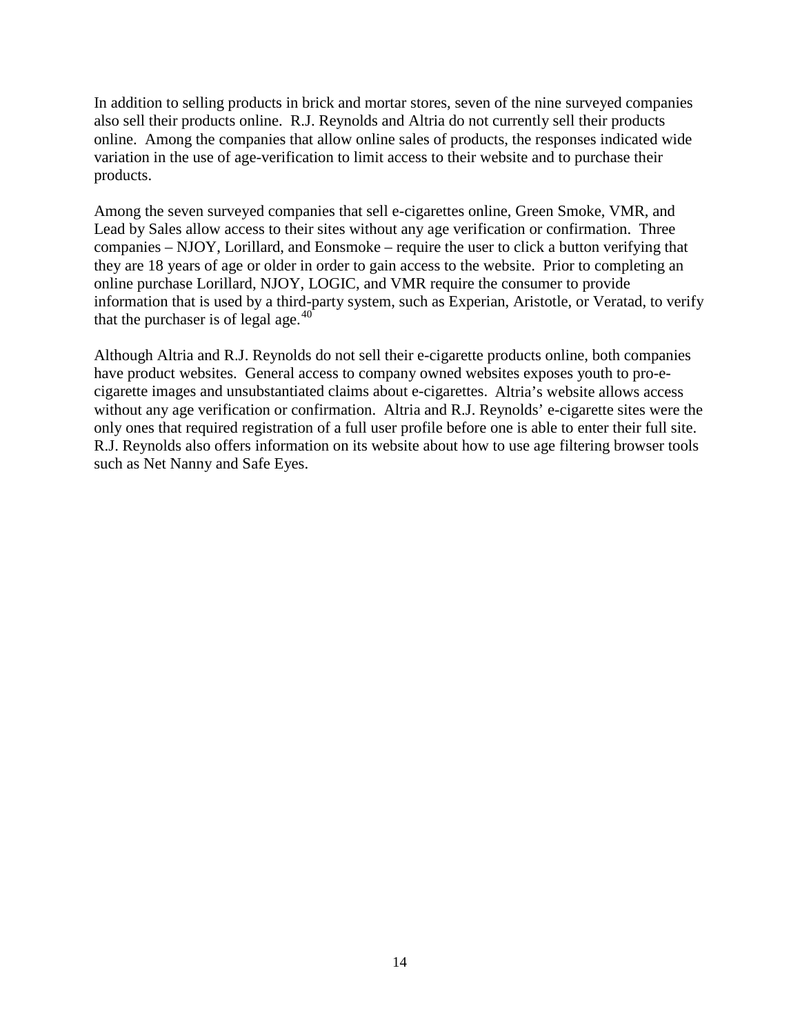In addition to selling products in brick and mortar stores, seven of the nine surveyed companies also sell their products online. R.J. Reynolds and Altria do not currently sell their products online. Among the companies that allow online sales of products, the responses indicated wide variation in the use of age-verification to limit access to their website and to purchase their products.

Among the seven surveyed companies that sell e-cigarettes online, Green Smoke, VMR, and Lead by Sales allow access to their sites without any age verification or confirmation. Three companies – NJOY, Lorillard, and Eonsmoke – require the user to click a button verifying that they are 18 years of age or older in order to gain access to the website. Prior to completing an online purchase Lorillard, NJOY, LOGIC, and VMR require the consumer to provide information that is used by a third-party system, such as Experian, Aristotle, or Veratad, to verify that the purchaser is of legal age.[40]

Although Altria and R.J. Reynolds do not sell their e-cigarette products online, both companies have product websites. General access to company owned websites exposes youth to pro-e-cigarette images and unsubstantiated claims about e-cigarettes. Altria's website allows access without any age verification or confirmation. Altria and R.J. Reynolds' e-cigarette sites were the only ones that required registration of a full user profile before one is able to enter their full site. R.J. Reynolds also offers information on its website about how to use age filtering browser tools such as Net Nanny and Safe Eyes.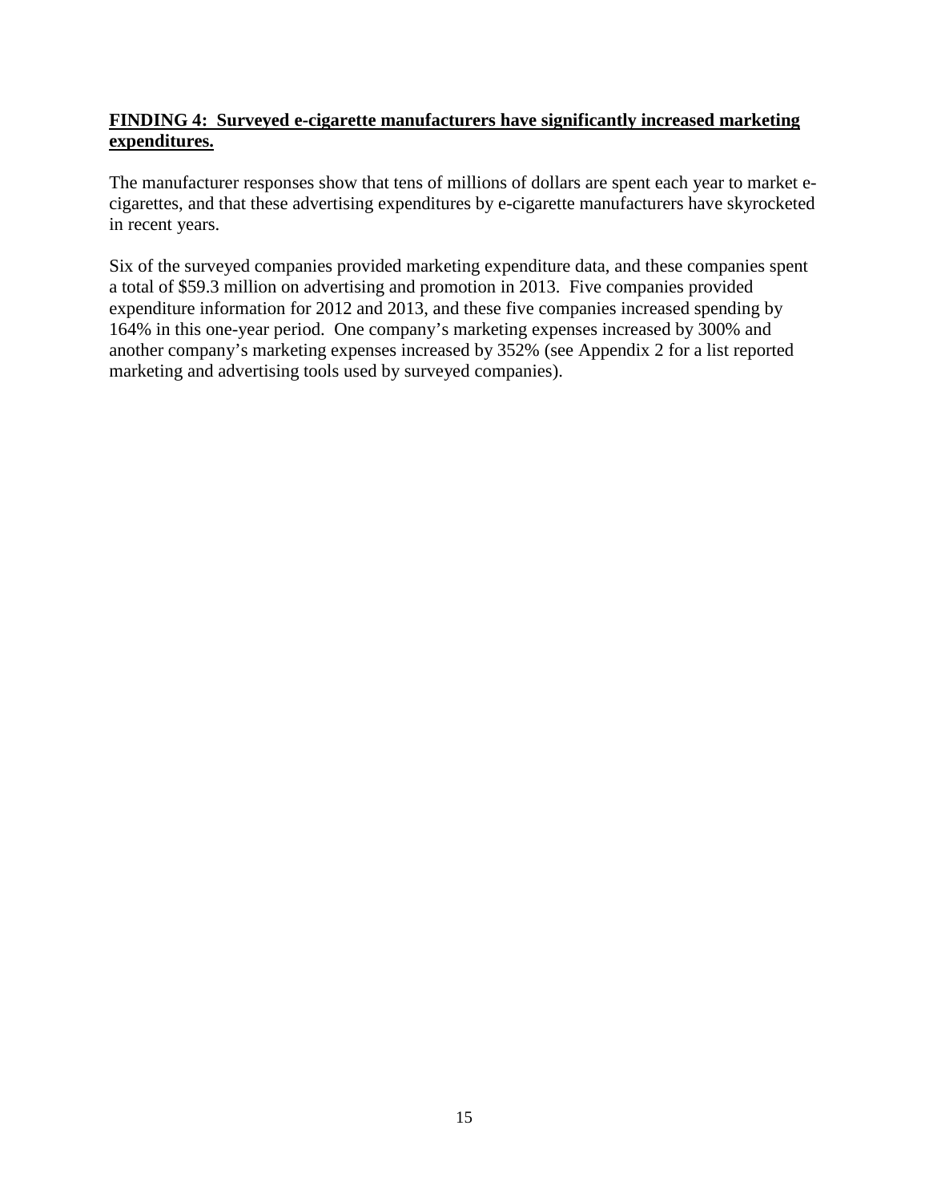**<u>FINDING 4: Surveyed e-cigarette manufacturers have significantly increased marketing expenditures.</u>**

The manufacturer responses show that tens of millions of dollars are spent each year to market e-cigarettes, and that these advertising expenditures by e-cigarette manufacturers have skyrocketed in recent years.

Six of the surveyed companies provided marketing expenditure data, and these companies spent a total of $59.3 million on advertising and promotion in 2013. Five companies provided expenditure information for 2012 and 2013, and these five companies increased spending by 164% in this one-year period. One company's marketing expenses increased by 300% and another company's marketing expenses increased by 352% (see Appendix 2 for a list reported marketing and advertising tools used by surveyed companies).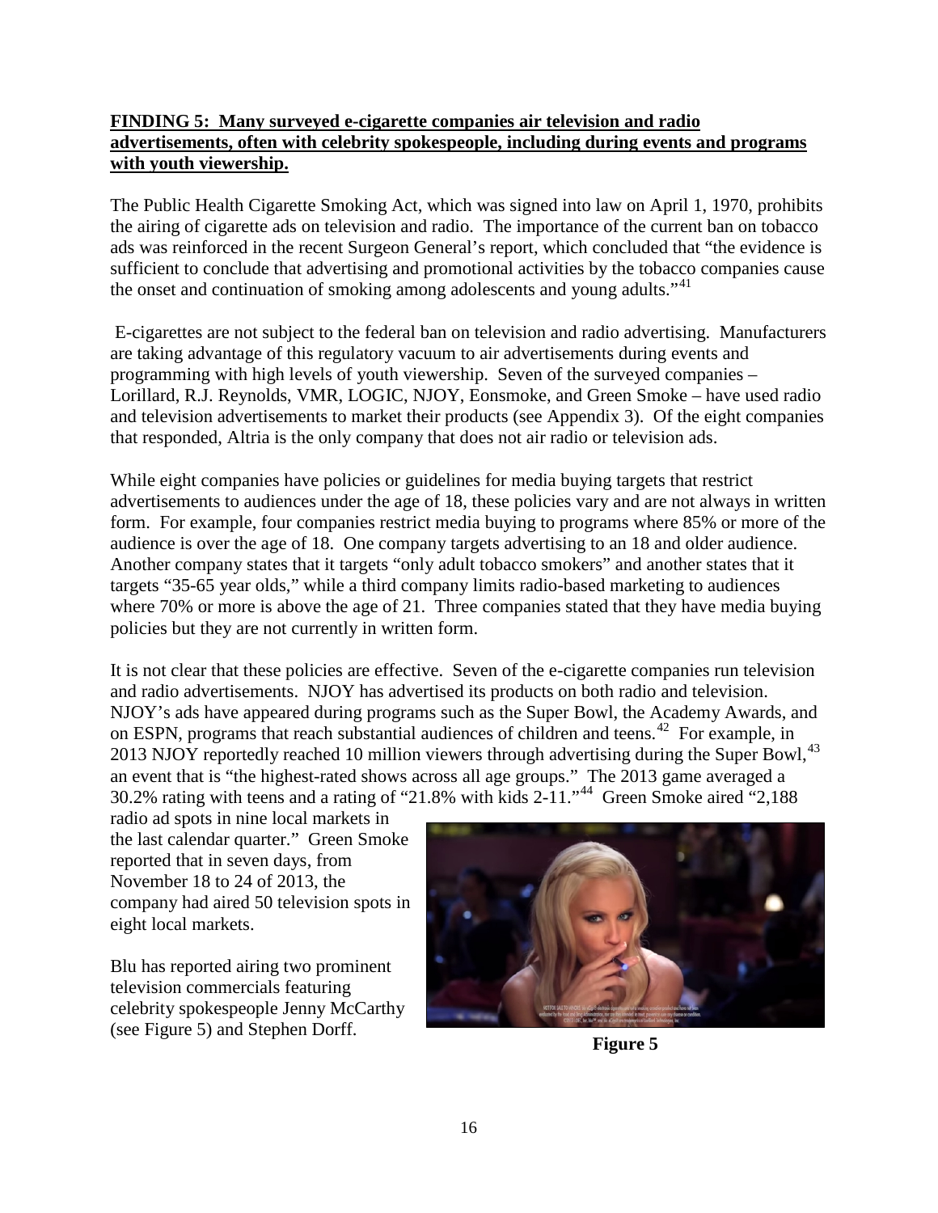**FINDING 5: Many surveyed e-cigarette companies air television and radio advertisements, often with celebrity spokespeople, including during events and programs with youth viewership.**

The Public Health Cigarette Smoking Act, which was signed into law on April 1, 1970, prohibits the airing of cigarette ads on television and radio. The importance of the current ban on tobacco ads was reinforced in the recent Surgeon General's report, which concluded that "the evidence is sufficient to conclude that advertising and promotional activities by the tobacco companies cause the onset and continuation of smoking among adolescents and young adults."[41]

E-cigarettes are not subject to the federal ban on television and radio advertising. Manufacturers are taking advantage of this regulatory vacuum to air advertisements during events and programming with high levels of youth viewership. Seven of the surveyed companies – Lorillard, R.J. Reynolds, VMR, LOGIC, NJOY, Eonsmoke, and Green Smoke – have used radio and television advertisements to market their products (see Appendix 3). Of the eight companies that responded, Altria is the only company that does not air radio or television ads.

While eight companies have policies or guidelines for media buying targets that restrict advertisements to audiences under the age of 18, these policies vary and are not always in written form. For example, four companies restrict media buying to programs where 85% or more of the audience is over the age of 18. One company targets advertising to an 18 and older audience. Another company states that it targets "only adult tobacco smokers" and another states that it targets "35-65 year olds," while a third company limits radio-based marketing to audiences where 70% or more is above the age of 21. Three companies stated that they have media buying policies but they are not currently in written form.

It is not clear that these policies are effective. Seven of the e-cigarette companies run television and radio advertisements. NJOY has advertised its products on both radio and television. NJOY's ads have appeared during programs such as the Super Bowl, the Academy Awards, and on ESPN, programs that reach substantial audiences of children and teens.[42] For example, in 2013 NJOY reportedly reached 10 million viewers through advertising during the Super Bowl,[43] an event that is "the highest-rated shows across all age groups." The 2013 game averaged a 30.2% rating with teens and a rating of "21.8% with kids 2-11."[44] Green Smoke aired "2,188 radio ad spots in nine local markets in the last calendar quarter." Green Smoke reported that in seven days, from November 18 to 24 of 2013, the company had aired 50 television spots in eight local markets.

Blu has reported airing two prominent television commercials featuring celebrity spokespeople Jenny McCarthy (see Figure 5) and Stephen Dorff.

**Figure 5**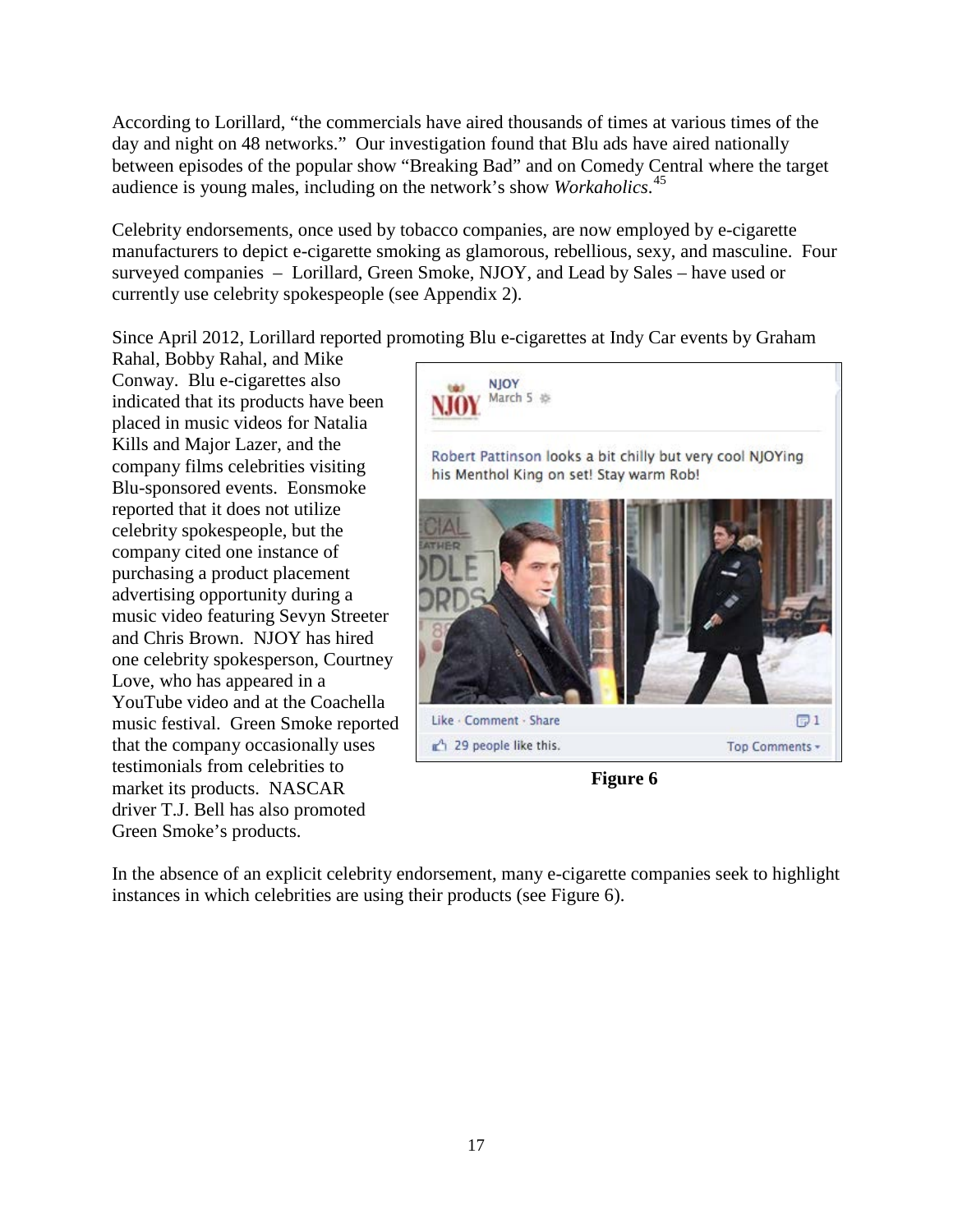According to Lorillard, “the commercials have aired thousands of times at various times of the day and night on 48 networks.” Our investigation found that Blu ads have aired nationally between episodes of the popular show “Breaking Bad” and on Comedy Central where the target audience is young males, including on the network’s show *Workaholics*.[45]

Celebrity endorsements, once used by tobacco companies, are now employed by e-cigarette manufacturers to depict e-cigarette smoking as glamorous, rebellious, sexy, and masculine. Four surveyed companies – Lorillard, Green Smoke, NJOY, and Lead by Sales – have used or currently use celebrity spokespeople (see Appendix 2).

Since April 2012, Lorillard reported promoting Blu e-cigarettes at Indy Car events by Graham Rahal, Bobby Rahal, and Mike Conway. Blu e-cigarettes also indicated that its products have been placed in music videos for Natalia Kills and Major Lazer, and the company films celebrities visiting Blu-sponsored events. Eonsmoke reported that it does not utilize celebrity spokespeople, but the company cited one instance of purchasing a product placement advertising opportunity during a music video featuring Sevyn Streeter and Chris Brown. NJOY has hired one celebrity spokesperson, Courtney Love, who has appeared in a YouTube video and at the Coachella music festival. Green Smoke reported that the company occasionally uses testimonials from celebrities to market its products. NASCAR driver T.J. Bell has also promoted Green Smoke’s products.

**Figure 6**

In the absence of an explicit celebrity endorsement, many e-cigarette companies seek to highlight instances in which celebrities are using their products (see Figure 6).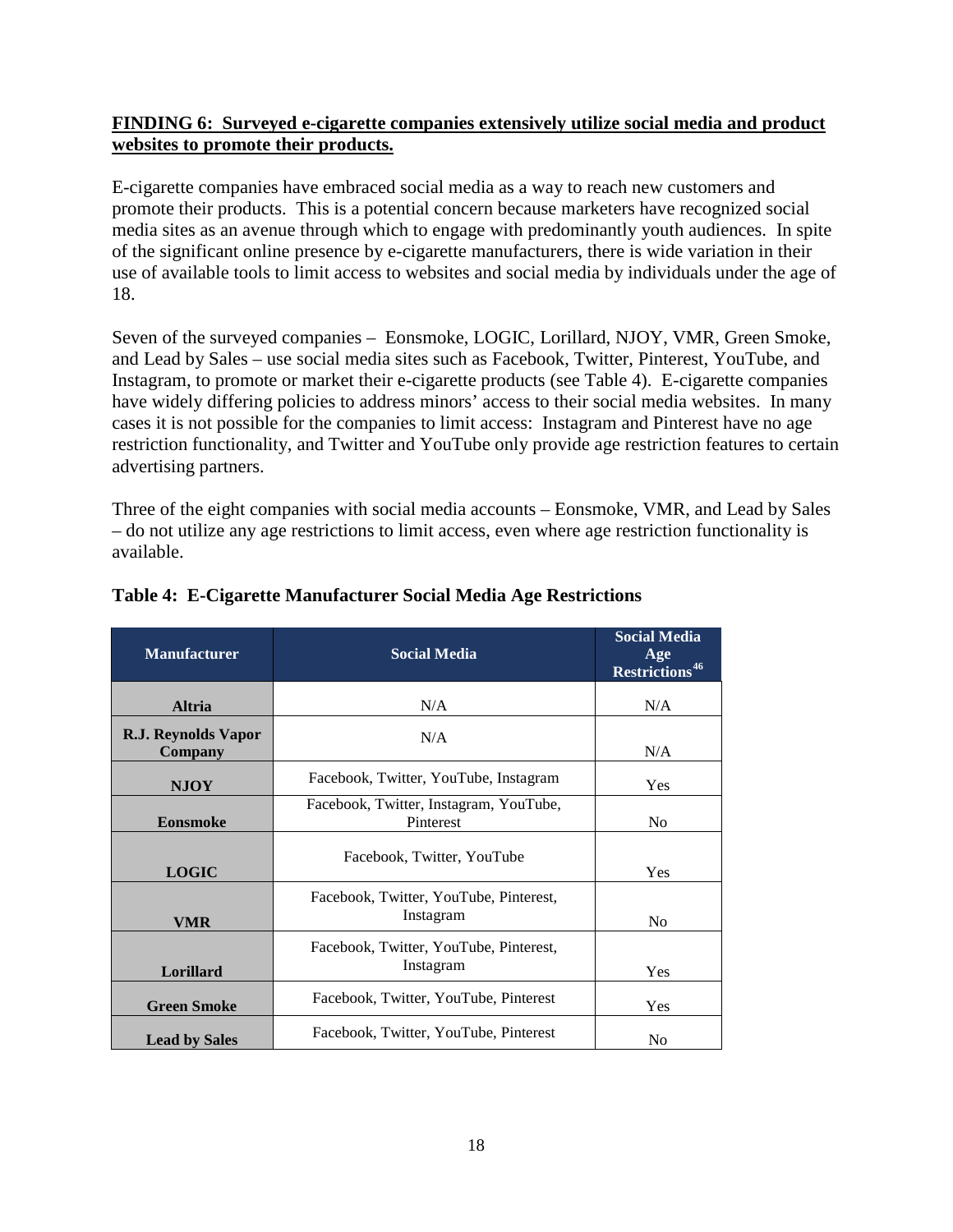**<u>FINDING 6: Surveyed e-cigarette companies extensively utilize social media and product websites to promote their products.</u>**

E-cigarette companies have embraced social media as a way to reach new customers and promote their products. This is a potential concern because marketers have recognized social media sites as an avenue through which to engage with predominantly youth audiences. In spite of the significant online presence by e-cigarette manufacturers, there is wide variation in their use of available tools to limit access to websites and social media by individuals under the age of 18.

Seven of the surveyed companies – Eonsmoke, LOGIC, Lorillard, NJOY, VMR, Green Smoke, and Lead by Sales – use social media sites such as Facebook, Twitter, Pinterest, YouTube, and Instagram, to promote or market their e-cigarette products (see Table 4). E-cigarette companies have widely differing policies to address minors' access to their social media websites. In many cases it is not possible for the companies to limit access: Instagram and Pinterest have no age restriction functionality, and Twitter and YouTube only provide age restriction features to certain advertising partners.

Three of the eight companies with social media accounts – Eonsmoke, VMR, and Lead by Sales – do not utilize any age restrictions to limit access, even where age restriction functionality is available.

**Table 4: E-Cigarette Manufacturer Social Media Age Restrictions**

| Manufacturer | Social Media | Social Media Age Restrictions[46] |
|---|---|---|
| **Altria** | N/A | N/A |
| **R.J. Reynolds Vapor Company** | N/A | N/A |
| **NJOY** | Facebook, Twitter, YouTube, Instagram | Yes |
| **Eonsmoke** | Facebook, Twitter, Instagram, YouTube, Pinterest | No |
| **LOGIC** | Facebook, Twitter, YouTube | Yes |
| **VMR** | Facebook, Twitter, YouTube, Pinterest, Instagram | No |
| **Lorillard** | Facebook, Twitter, YouTube, Pinterest, Instagram | Yes |
| **Green Smoke** | Facebook, Twitter, YouTube, Pinterest | Yes |
| **Lead by Sales** | Facebook, Twitter, YouTube, Pinterest | No |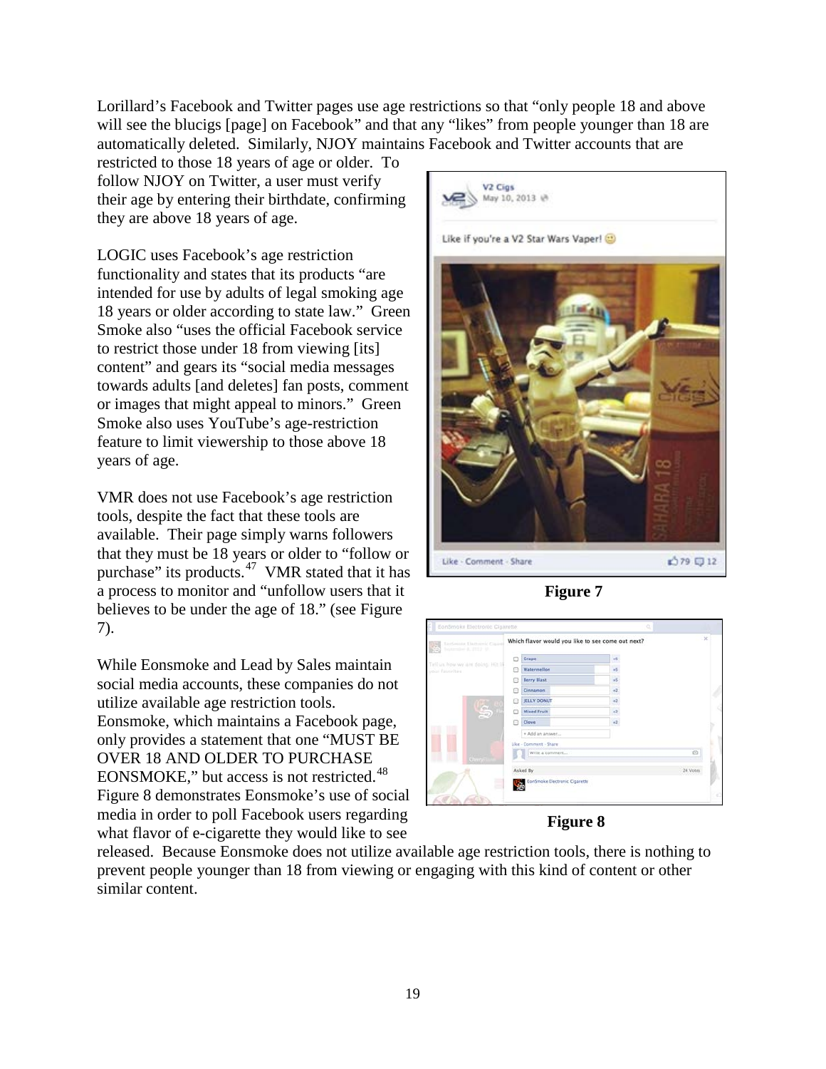Lorillard's Facebook and Twitter pages use age restrictions so that "only people 18 and above will see the blucigs [page] on Facebook" and that any "likes" from people younger than 18 are automatically deleted. Similarly, NJOY maintains Facebook and Twitter accounts that are restricted to those 18 years of age or older. To follow NJOY on Twitter, a user must verify their age by entering their birthdate, confirming they are above 18 years of age.

LOGIC uses Facebook's age restriction functionality and states that its products "are intended for use by adults of legal smoking age 18 years or older according to state law." Green Smoke also "uses the official Facebook service to restrict those under 18 from viewing [its] content" and gears its "social media messages towards adults [and deletes] fan posts, comment or images that might appeal to minors." Green Smoke also uses YouTube's age-restriction feature to limit viewership to those above 18 years of age.

VMR does not use Facebook's age restriction tools, despite the fact that these tools are available. Their page simply warns followers that they must be 18 years or older to "follow or purchase" its products.[47] VMR stated that it has a process to monitor and "unfollow users that it believes to be under the age of 18." (see Figure 7).

Figure 7

While Eonsmoke and Lead by Sales maintain social media accounts, these companies do not utilize available age restriction tools. Eonsmoke, which maintains a Facebook page, only provides a statement that one "MUST BE OVER 18 AND OLDER TO PURCHASE EONSMOKE," but access is not restricted.[48] Figure 8 demonstrates Eonsmoke's use of social media in order to poll Facebook users regarding what flavor of e-cigarette they would like to see released. Because Eonsmoke does not utilize available age restriction tools, there is nothing to prevent people younger than 18 from viewing or engaging with this kind of content or other similar content.

Figure 8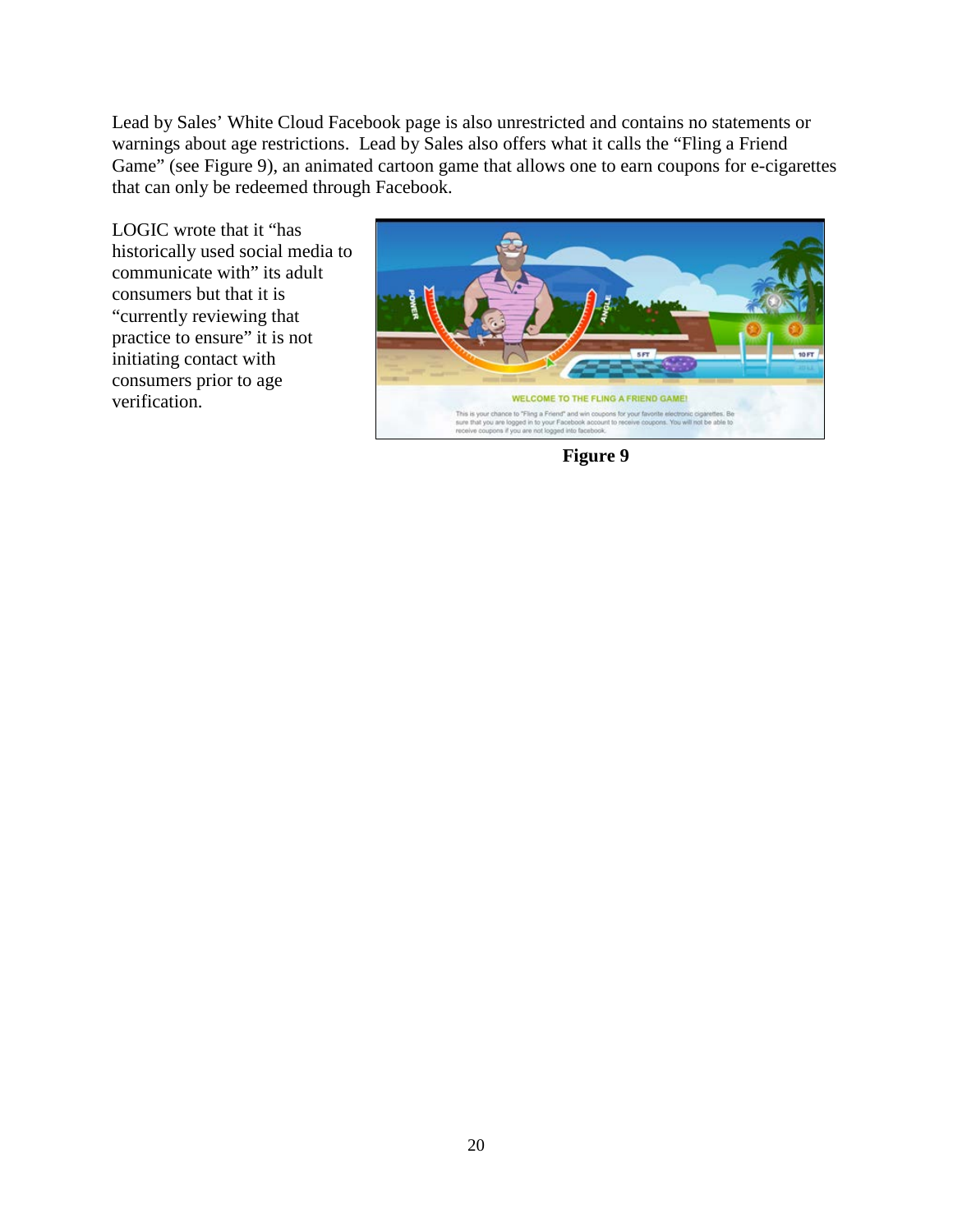Lead by Sales' White Cloud Facebook page is also unrestricted and contains no statements or warnings about age restrictions. Lead by Sales also offers what it calls the "Fling a Friend Game" (see Figure 9), an animated cartoon game that allows one to earn coupons for e-cigarettes that can only be redeemed through Facebook.

LOGIC wrote that it "has historically used social media to communicate with" its adult consumers but that it is "currently reviewing that practice to ensure" it is not initiating contact with consumers prior to age verification.

**Figure 9**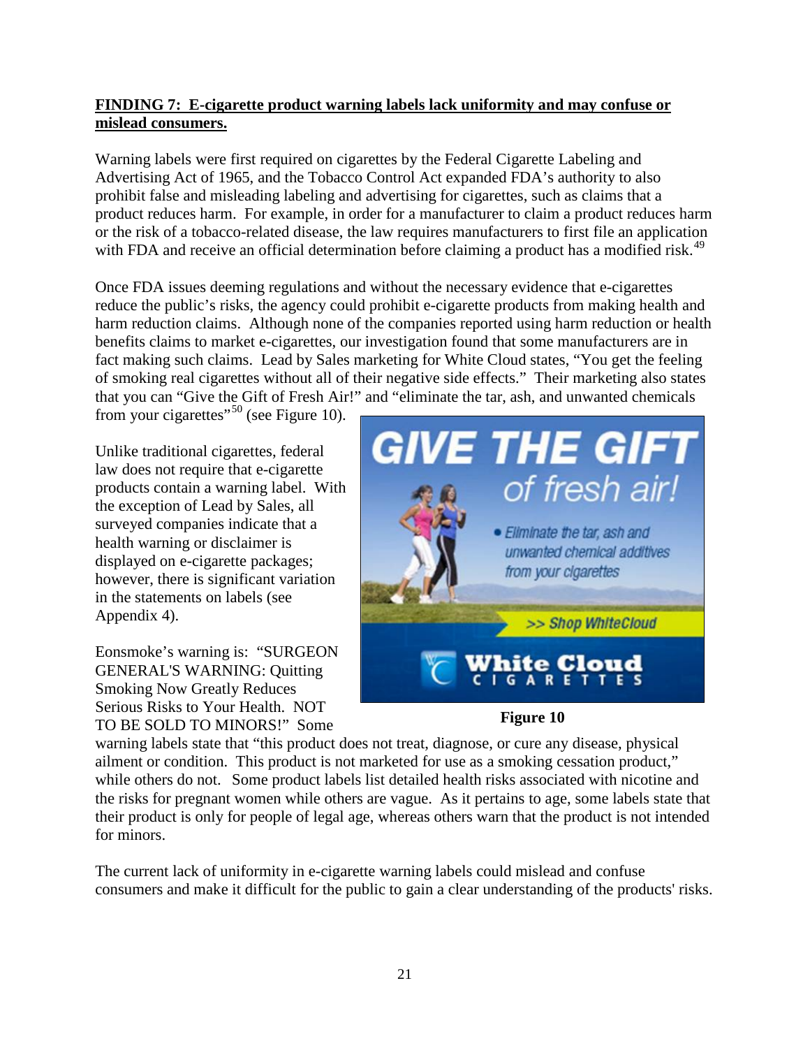**FINDING 7: E-cigarette product warning labels lack uniformity and may confuse or mislead consumers.**

Warning labels were first required on cigarettes by the Federal Cigarette Labeling and Advertising Act of 1965, and the Tobacco Control Act expanded FDA's authority to also prohibit false and misleading labeling and advertising for cigarettes, such as claims that a product reduces harm. For example, in order for a manufacturer to claim a product reduces harm or the risk of a tobacco-related disease, the law requires manufacturers to first file an application with FDA and receive an official determination before claiming a product has a modified risk.[49]

Once FDA issues deeming regulations and without the necessary evidence that e-cigarettes reduce the public's risks, the agency could prohibit e-cigarette products from making health and harm reduction claims. Although none of the companies reported using harm reduction or health benefits claims to market e-cigarettes, our investigation found that some manufacturers are in fact making such claims. Lead by Sales marketing for White Cloud states, "You get the feeling of smoking real cigarettes without all of their negative side effects." Their marketing also states that you can "Give the Gift of Fresh Air!" and "eliminate the tar, ash, and unwanted chemicals from your cigarettes"[50] (see Figure 10).

Unlike traditional cigarettes, federal law does not require that e-cigarette products contain a warning label. With the exception of Lead by Sales, all surveyed companies indicate that a health warning or disclaimer is displayed on e-cigarette packages; however, there is significant variation in the statements on labels (see Appendix 4).

Figure 10

Eonsmoke's warning is: "SURGEON GENERAL'S WARNING: Quitting Smoking Now Greatly Reduces Serious Risks to Your Health. NOT TO BE SOLD TO MINORS!" Some warning labels state that "this product does not treat, diagnose, or cure any disease, physical ailment or condition. This product is not marketed for use as a smoking cessation product," while others do not. Some product labels list detailed health risks associated with nicotine and the risks for pregnant women while others are vague. As it pertains to age, some labels state that their product is only for people of legal age, whereas others warn that the product is not intended for minors.

The current lack of uniformity in e-cigarette warning labels could mislead and confuse consumers and make it difficult for the public to gain a clear understanding of the products' risks.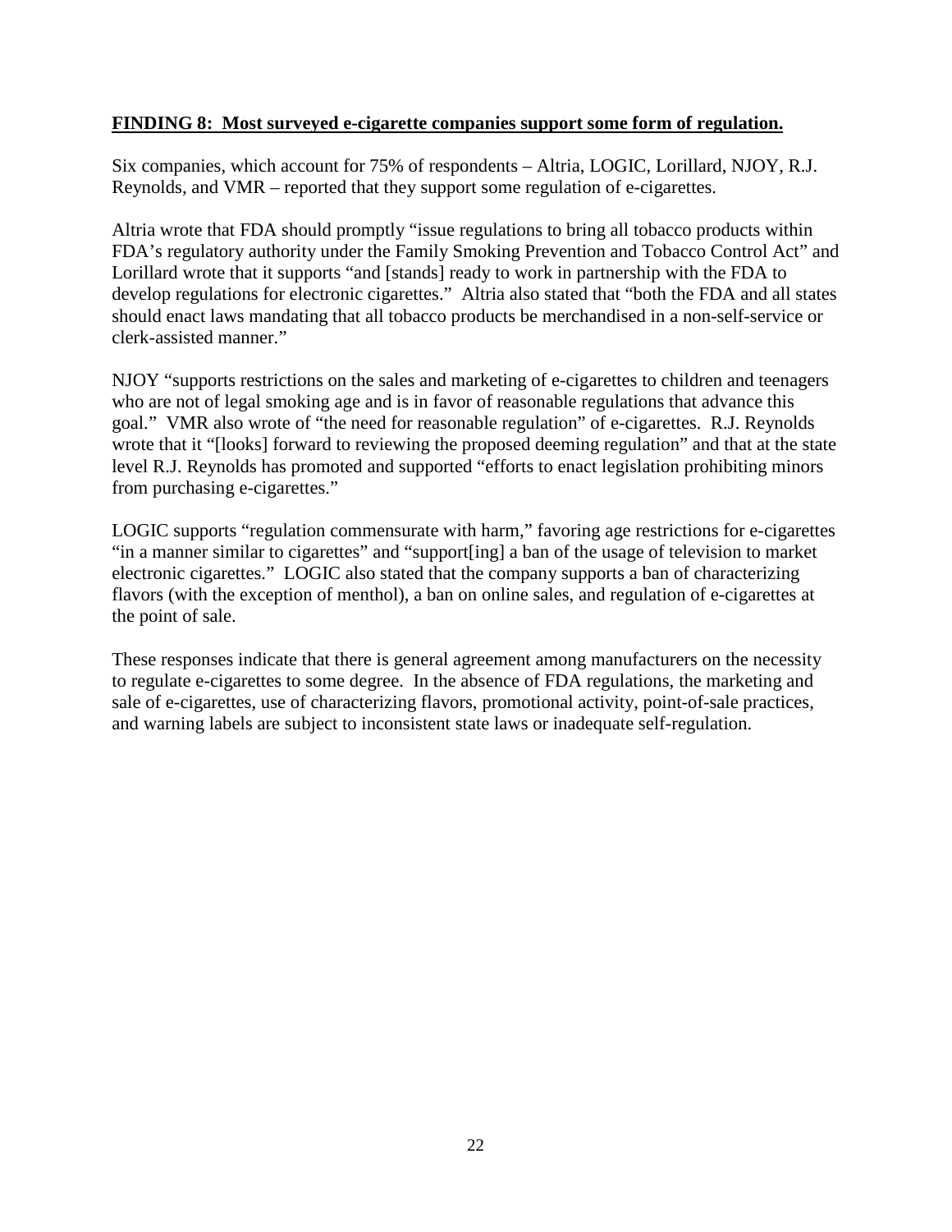**FINDING 8: Most surveyed e-cigarette companies support some form of regulation.**

Six companies, which account for 75% of respondents – Altria, LOGIC, Lorillard, NJOY, R.J. Reynolds, and VMR – reported that they support some regulation of e-cigarettes.

Altria wrote that FDA should promptly "issue regulations to bring all tobacco products within FDA's regulatory authority under the Family Smoking Prevention and Tobacco Control Act" and Lorillard wrote that it supports "and [stands] ready to work in partnership with the FDA to develop regulations for electronic cigarettes." Altria also stated that "both the FDA and all states should enact laws mandating that all tobacco products be merchandised in a non-self-service or clerk-assisted manner."

NJOY "supports restrictions on the sales and marketing of e-cigarettes to children and teenagers who are not of legal smoking age and is in favor of reasonable regulations that advance this goal." VMR also wrote of "the need for reasonable regulation" of e-cigarettes. R.J. Reynolds wrote that it "[looks] forward to reviewing the proposed deeming regulation" and that at the state level R.J. Reynolds has promoted and supported "efforts to enact legislation prohibiting minors from purchasing e-cigarettes."

LOGIC supports "regulation commensurate with harm," favoring age restrictions for e-cigarettes "in a manner similar to cigarettes" and "support[ing] a ban of the usage of television to market electronic cigarettes." LOGIC also stated that the company supports a ban of characterizing flavors (with the exception of menthol), a ban on online sales, and regulation of e-cigarettes at the point of sale.

These responses indicate that there is general agreement among manufacturers on the necessity to regulate e-cigarettes to some degree. In the absence of FDA regulations, the marketing and sale of e-cigarettes, use of characterizing flavors, promotional activity, point-of-sale practices, and warning labels are subject to inconsistent state laws or inadequate self-regulation.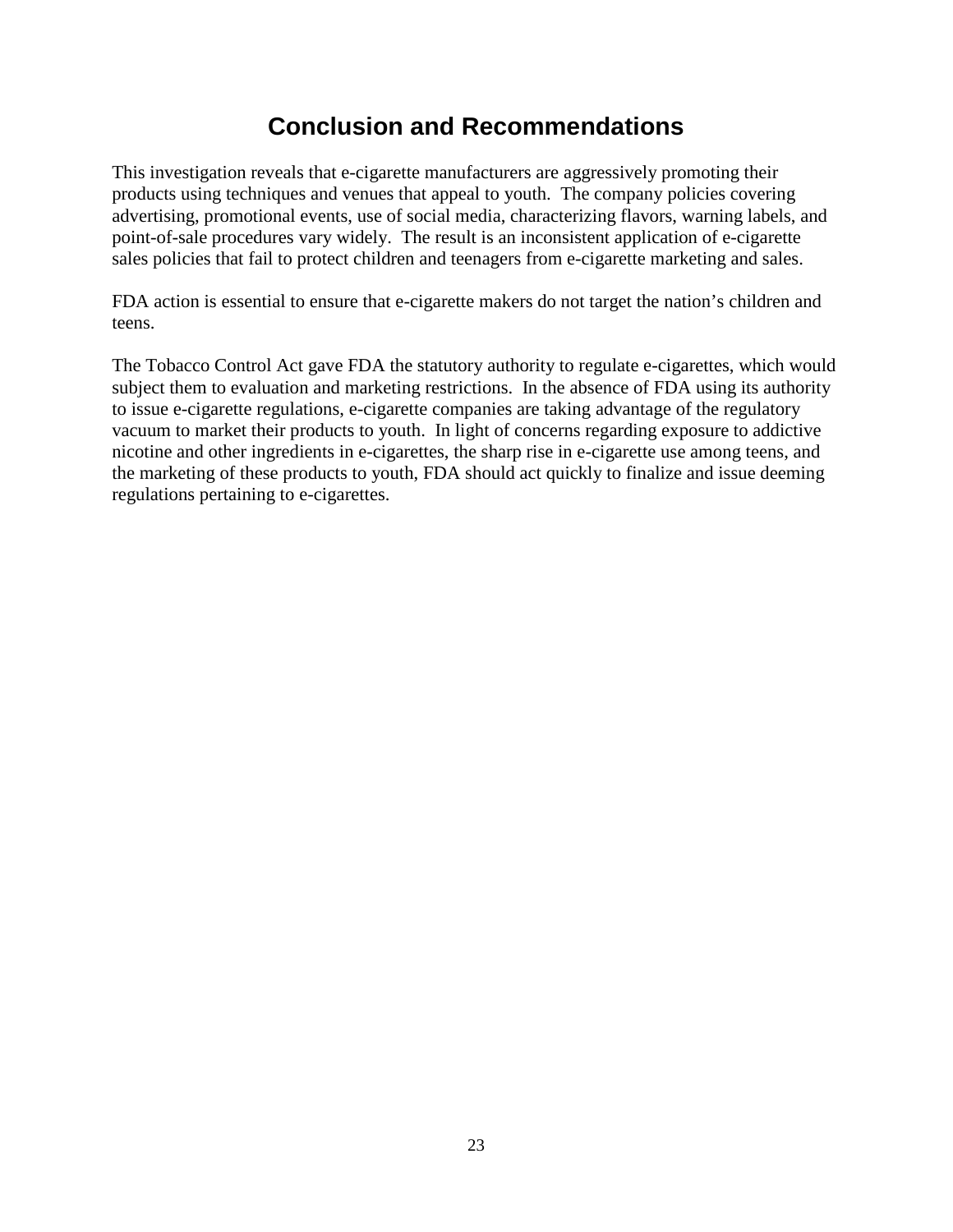# Conclusion and Recommendations

This investigation reveals that e-cigarette manufacturers are aggressively promoting their products using techniques and venues that appeal to youth. The company policies covering advertising, promotional events, use of social media, characterizing flavors, warning labels, and point-of-sale procedures vary widely. The result is an inconsistent application of e-cigarette sales policies that fail to protect children and teenagers from e-cigarette marketing and sales.

FDA action is essential to ensure that e-cigarette makers do not target the nation's children and teens.

The Tobacco Control Act gave FDA the statutory authority to regulate e-cigarettes, which would subject them to evaluation and marketing restrictions. In the absence of FDA using its authority to issue e-cigarette regulations, e-cigarette companies are taking advantage of the regulatory vacuum to market their products to youth. In light of concerns regarding exposure to addictive nicotine and other ingredients in e-cigarettes, the sharp rise in e-cigarette use among teens, and the marketing of these products to youth, FDA should act quickly to finalize and issue deeming regulations pertaining to e-cigarettes.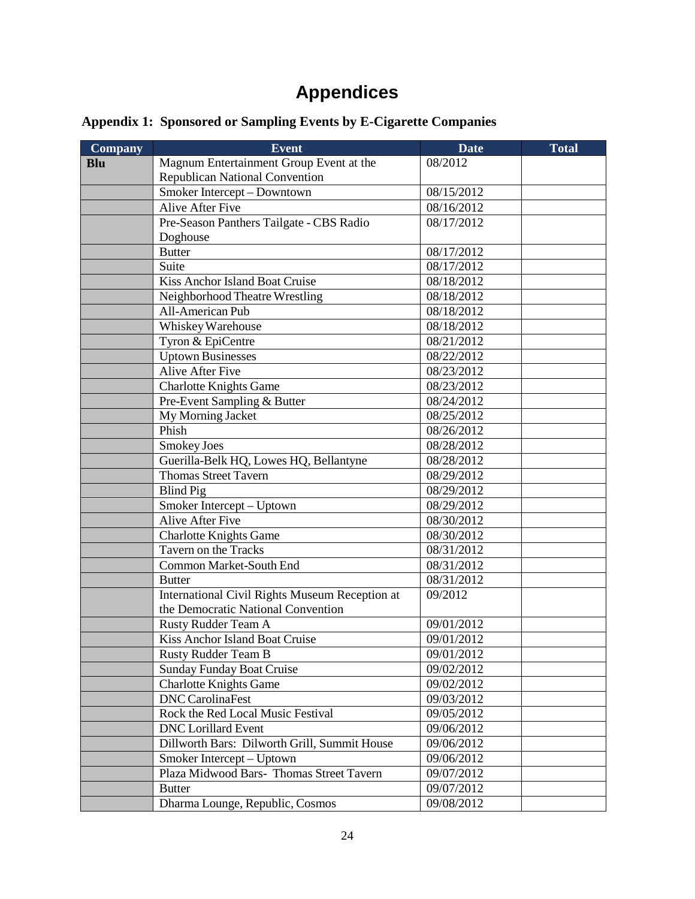# Appendices

## Appendix 1: Sponsored or Sampling Events by E-Cigarette Companies

| Company | Event | Date | Total |
|---|---|---|---|
| **Blu** | Magnum Entertainment Group Event at the Republican National Convention | 08/2012 | |
| | Smoker Intercept – Downtown | 08/15/2012 | |
| | Alive After Five | 08/16/2012 | |
| | Pre-Season Panthers Tailgate - CBS Radio Doghouse | 08/17/2012 | |
| | Butter | 08/17/2012 | |
| | Suite | 08/17/2012 | |
| | Kiss Anchor Island Boat Cruise | 08/18/2012 | |
| | Neighborhood Theatre Wrestling | 08/18/2012 | |
| | All-American Pub | 08/18/2012 | |
| | Whiskey Warehouse | 08/18/2012 | |
| | Tyron & EpiCentre | 08/21/2012 | |
| | Uptown Businesses | 08/22/2012 | |
| | Alive After Five | 08/23/2012 | |
| | Charlotte Knights Game | 08/23/2012 | |
| | Pre-Event Sampling & Butter | 08/24/2012 | |
| | My Morning Jacket | 08/25/2012 | |
| | Phish | 08/26/2012 | |
| | Smokey Joes | 08/28/2012 | |
| | Guerilla-Belk HQ, Lowes HQ, Bellantyne | 08/28/2012 | |
| | Thomas Street Tavern | 08/29/2012 | |
| | Blind Pig | 08/29/2012 | |
| | Smoker Intercept – Uptown | 08/29/2012 | |
| | Alive After Five | 08/30/2012 | |
| | Charlotte Knights Game | 08/30/2012 | |
| | Tavern on the Tracks | 08/31/2012 | |
| | Common Market-South End | 08/31/2012 | |
| | Butter | 08/31/2012 | |
| | International Civil Rights Museum Reception at the Democratic National Convention | 09/2012 | |
| | Rusty Rudder Team A | 09/01/2012 | |
| | Kiss Anchor Island Boat Cruise | 09/01/2012 | |
| | Rusty Rudder Team B | 09/01/2012 | |
| | Sunday Funday Boat Cruise | 09/02/2012 | |
| | Charlotte Knights Game | 09/02/2012 | |
| | DNC CarolinaFest | 09/03/2012 | |
| | Rock the Red Local Music Festival | 09/05/2012 | |
| | DNC Lorillard Event | 09/06/2012 | |
| | Dillworth Bars: Dilworth Grill, Summit House | 09/06/2012 | |
| | Smoker Intercept – Uptown | 09/06/2012 | |
| | Plaza Midwood Bars- Thomas Street Tavern | 09/07/2012 | |
| | Butter | 09/07/2012 | |
| | Dharma Lounge, Republic, Cosmos | 09/08/2012 | |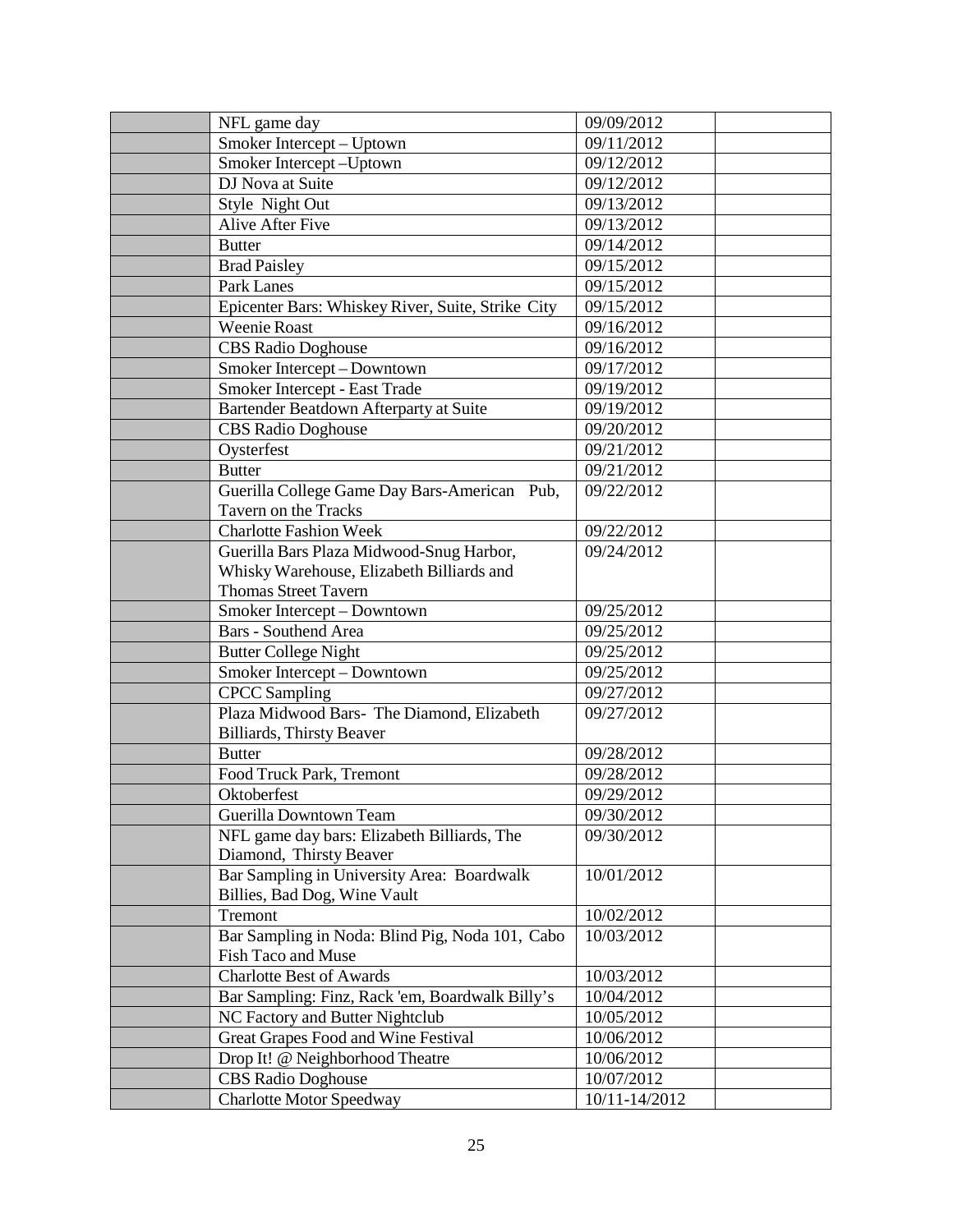| | | | |
|---|---|---|---|
| | NFL game day | 09/09/2012 | |
| | Smoker Intercept – Uptown | 09/11/2012 | |
| | Smoker Intercept –Uptown | 09/12/2012 | |
| | DJ Nova at Suite | 09/12/2012 | |
| | Style Night Out | 09/13/2012 | |
| | Alive After Five | 09/13/2012 | |
| | Butter | 09/14/2012 | |
| | Brad Paisley | 09/15/2012 | |
| | Park Lanes | 09/15/2012 | |
| | Epicenter Bars: Whiskey River, Suite, Strike City | 09/15/2012 | |
| | Weenie Roast | 09/16/2012 | |
| | CBS Radio Doghouse | 09/16/2012 | |
| | Smoker Intercept – Downtown | 09/17/2012 | |
| | Smoker Intercept - East Trade | 09/19/2012 | |
| | Bartender Beatdown Afterparty at Suite | 09/19/2012 | |
| | CBS Radio Doghouse | 09/20/2012 | |
| | Oysterfest | 09/21/2012 | |
| | Butter | 09/21/2012 | |
| | Guerilla College Game Day Bars-American Pub, Tavern on the Tracks | 09/22/2012 | |
| | Charlotte Fashion Week | 09/22/2012 | |
| | Guerilla Bars Plaza Midwood-Snug Harbor, Whisky Warehouse, Elizabeth Billiards and Thomas Street Tavern | 09/24/2012 | |
| | Smoker Intercept – Downtown | 09/25/2012 | |
| | Bars - Southend Area | 09/25/2012 | |
| | Butter College Night | 09/25/2012 | |
| | Smoker Intercept – Downtown | 09/25/2012 | |
| | CPCC Sampling | 09/27/2012 | |
| | Plaza Midwood Bars- The Diamond, Elizabeth Billiards, Thirsty Beaver | 09/27/2012 | |
| | Butter | 09/28/2012 | |
| | Food Truck Park, Tremont | 09/28/2012 | |
| | Oktoberfest | 09/29/2012 | |
| | Guerilla Downtown Team | 09/30/2012 | |
| | NFL game day bars: Elizabeth Billiards, The Diamond, Thirsty Beaver | 09/30/2012 | |
| | Bar Sampling in University Area: Boardwalk Billies, Bad Dog, Wine Vault | 10/01/2012 | |
| | Tremont | 10/02/2012 | |
| | Bar Sampling in Noda: Blind Pig, Noda 101, Cabo Fish Taco and Muse | 10/03/2012 | |
| | Charlotte Best of Awards | 10/03/2012 | |
| | Bar Sampling: Finz, Rack 'em, Boardwalk Billy's | 10/04/2012 | |
| | NC Factory and Butter Nightclub | 10/05/2012 | |
| | Great Grapes Food and Wine Festival | 10/06/2012 | |
| | Drop It! @ Neighborhood Theatre | 10/06/2012 | |
| | CBS Radio Doghouse | 10/07/2012 | |
| | Charlotte Motor Speedway | 10/11-14/2012 | |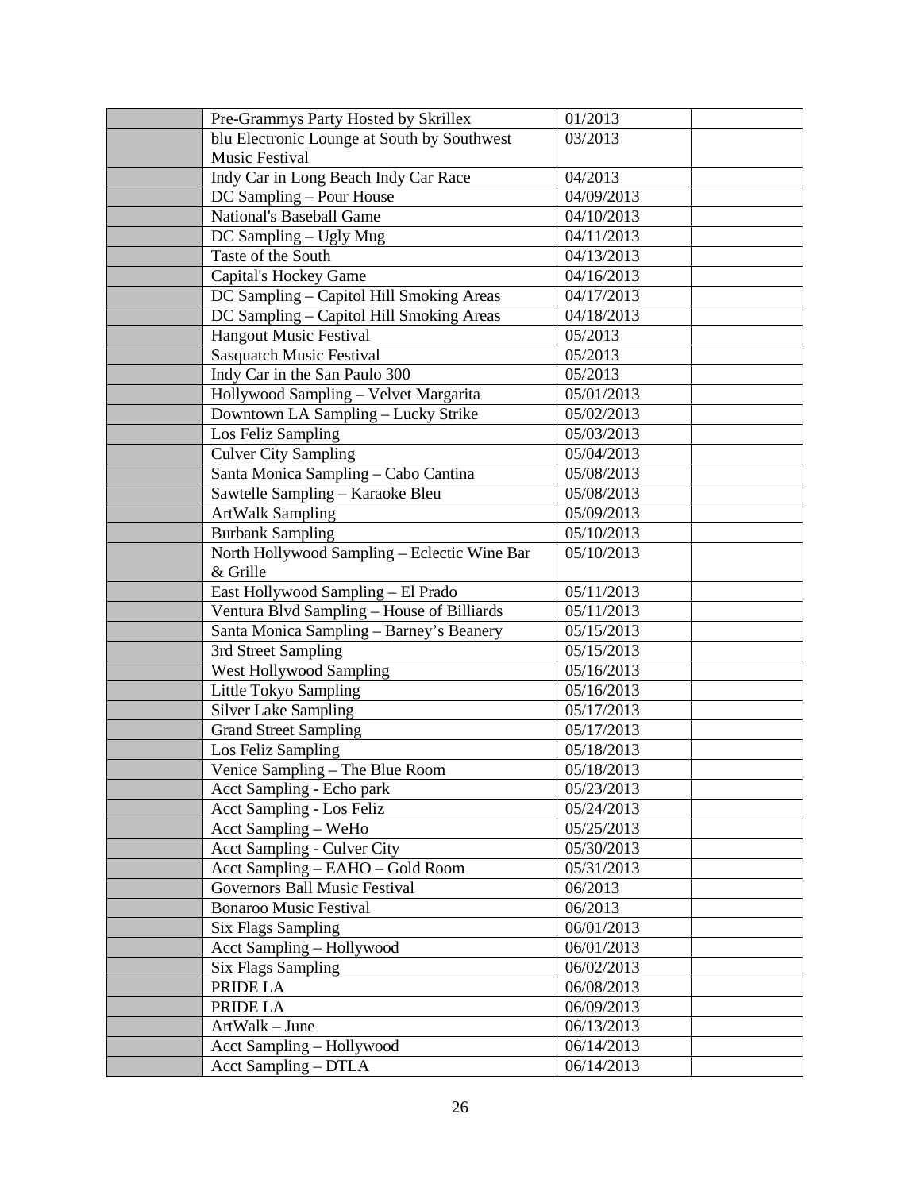| | | | |
|---|---|---|---|
| | Pre-Grammys Party Hosted by Skrillex | 01/2013 | |
| | blu Electronic Lounge at South by Southwest Music Festival | 03/2013 | |
| | Indy Car in Long Beach Indy Car Race | 04/2013 | |
| | DC Sampling – Pour House | 04/09/2013 | |
| | National's Baseball Game | 04/10/2013 | |
| | DC Sampling – Ugly Mug | 04/11/2013 | |
| | Taste of the South | 04/13/2013 | |
| | Capital's Hockey Game | 04/16/2013 | |
| | DC Sampling – Capitol Hill Smoking Areas | 04/17/2013 | |
| | DC Sampling – Capitol Hill Smoking Areas | 04/18/2013 | |
| | Hangout Music Festival | 05/2013 | |
| | Sasquatch Music Festival | 05/2013 | |
| | Indy Car in the San Paulo 300 | 05/2013 | |
| | Hollywood Sampling – Velvet Margarita | 05/01/2013 | |
| | Downtown LA Sampling – Lucky Strike | 05/02/2013 | |
| | Los Feliz Sampling | 05/03/2013 | |
| | Culver City Sampling | 05/04/2013 | |
| | Santa Monica Sampling – Cabo Cantina | 05/08/2013 | |
| | Sawtelle Sampling – Karaoke Bleu | 05/08/2013 | |
| | ArtWalk Sampling | 05/09/2013 | |
| | Burbank Sampling | 05/10/2013 | |
| | North Hollywood Sampling – Eclectic Wine Bar & Grille | 05/10/2013 | |
| | East Hollywood Sampling – El Prado | 05/11/2013 | |
| | Ventura Blvd Sampling – House of Billiards | 05/11/2013 | |
| | Santa Monica Sampling – Barney's Beanery | 05/15/2013 | |
| | 3rd Street Sampling | 05/15/2013 | |
| | West Hollywood Sampling | 05/16/2013 | |
| | Little Tokyo Sampling | 05/16/2013 | |
| | Silver Lake Sampling | 05/17/2013 | |
| | Grand Street Sampling | 05/17/2013 | |
| | Los Feliz Sampling | 05/18/2013 | |
| | Venice Sampling – The Blue Room | 05/18/2013 | |
| | Acct Sampling - Echo park | 05/23/2013 | |
| | Acct Sampling - Los Feliz | 05/24/2013 | |
| | Acct Sampling – WeHo | 05/25/2013 | |
| | Acct Sampling - Culver City | 05/30/2013 | |
| | Acct Sampling – EAHO – Gold Room | 05/31/2013 | |
| | Governors Ball Music Festival | 06/2013 | |
| | Bonaroo Music Festival | 06/2013 | |
| | Six Flags Sampling | 06/01/2013 | |
| | Acct Sampling – Hollywood | 06/01/2013 | |
| | Six Flags Sampling | 06/02/2013 | |
| | PRIDE LA | 06/08/2013 | |
| | PRIDE LA | 06/09/2013 | |
| | ArtWalk – June | 06/13/2013 | |
| | Acct Sampling – Hollywood | 06/14/2013 | |
| | Acct Sampling – DTLA | 06/14/2013 | |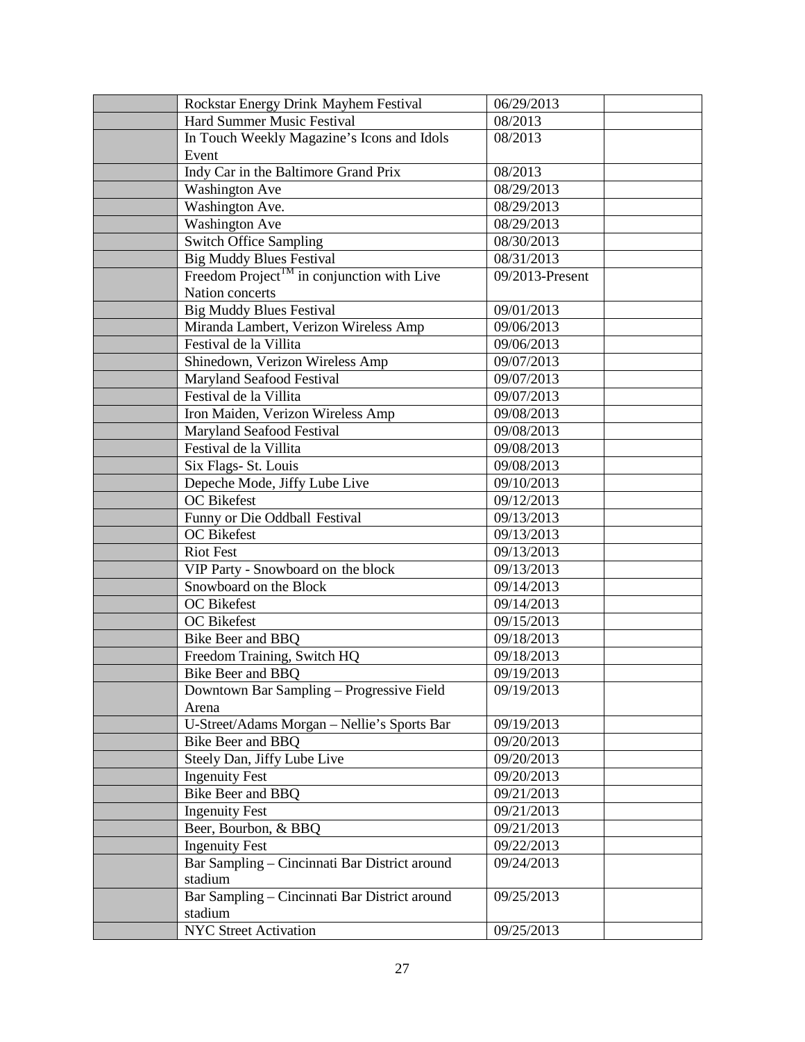|  | Rockstar Energy Drink Mayhem Festival | 06/29/2013 |  |
|---|---|---|---|
|  | Hard Summer Music Festival | 08/2013 |  |
|  | In Touch Weekly Magazine's Icons and Idols Event | 08/2013 |  |
|  | Indy Car in the Baltimore Grand Prix | 08/2013 |  |
|  | Washington Ave | 08/29/2013 |  |
|  | Washington Ave. | 08/29/2013 |  |
|  | Washington Ave | 08/29/2013 |  |
|  | Switch Office Sampling | 08/30/2013 |  |
|  | Big Muddy Blues Festival | 08/31/2013 |  |
|  | Freedom Project™ in conjunction with Live Nation concerts | 09/2013-Present |  |
|  | Big Muddy Blues Festival | 09/01/2013 |  |
|  | Miranda Lambert, Verizon Wireless Amp | 09/06/2013 |  |
|  | Festival de la Villita | 09/06/2013 |  |
|  | Shinedown, Verizon Wireless Amp | 09/07/2013 |  |
|  | Maryland Seafood Festival | 09/07/2013 |  |
|  | Festival de la Villita | 09/07/2013 |  |
|  | Iron Maiden, Verizon Wireless Amp | 09/08/2013 |  |
|  | Maryland Seafood Festival | 09/08/2013 |  |
|  | Festival de la Villita | 09/08/2013 |  |
|  | Six Flags- St. Louis | 09/08/2013 |  |
|  | Depeche Mode, Jiffy Lube Live | 09/10/2013 |  |
|  | OC Bikefest | 09/12/2013 |  |
|  | Funny or Die Oddball Festival | 09/13/2013 |  |
|  | OC Bikefest | 09/13/2013 |  |
|  | Riot Fest | 09/13/2013 |  |
|  | VIP Party - Snowboard on the block | 09/13/2013 |  |
|  | Snowboard on the Block | 09/14/2013 |  |
|  | OC Bikefest | 09/14/2013 |  |
|  | OC Bikefest | 09/15/2013 |  |
|  | Bike Beer and BBQ | 09/18/2013 |  |
|  | Freedom Training, Switch HQ | 09/18/2013 |  |
|  | Bike Beer and BBQ | 09/19/2013 |  |
|  | Downtown Bar Sampling – Progressive Field Arena | 09/19/2013 |  |
|  | U-Street/Adams Morgan – Nellie's Sports Bar | 09/19/2013 |  |
|  | Bike Beer and BBQ | 09/20/2013 |  |
|  | Steely Dan, Jiffy Lube Live | 09/20/2013 |  |
|  | Ingenuity Fest | 09/20/2013 |  |
|  | Bike Beer and BBQ | 09/21/2013 |  |
|  | Ingenuity Fest | 09/21/2013 |  |
|  | Beer, Bourbon, & BBQ | 09/21/2013 |  |
|  | Ingenuity Fest | 09/22/2013 |  |
|  | Bar Sampling – Cincinnati Bar District around stadium | 09/24/2013 |  |
|  | Bar Sampling – Cincinnati Bar District around stadium | 09/25/2013 |  |
|  | NYC Street Activation | 09/25/2013 |  |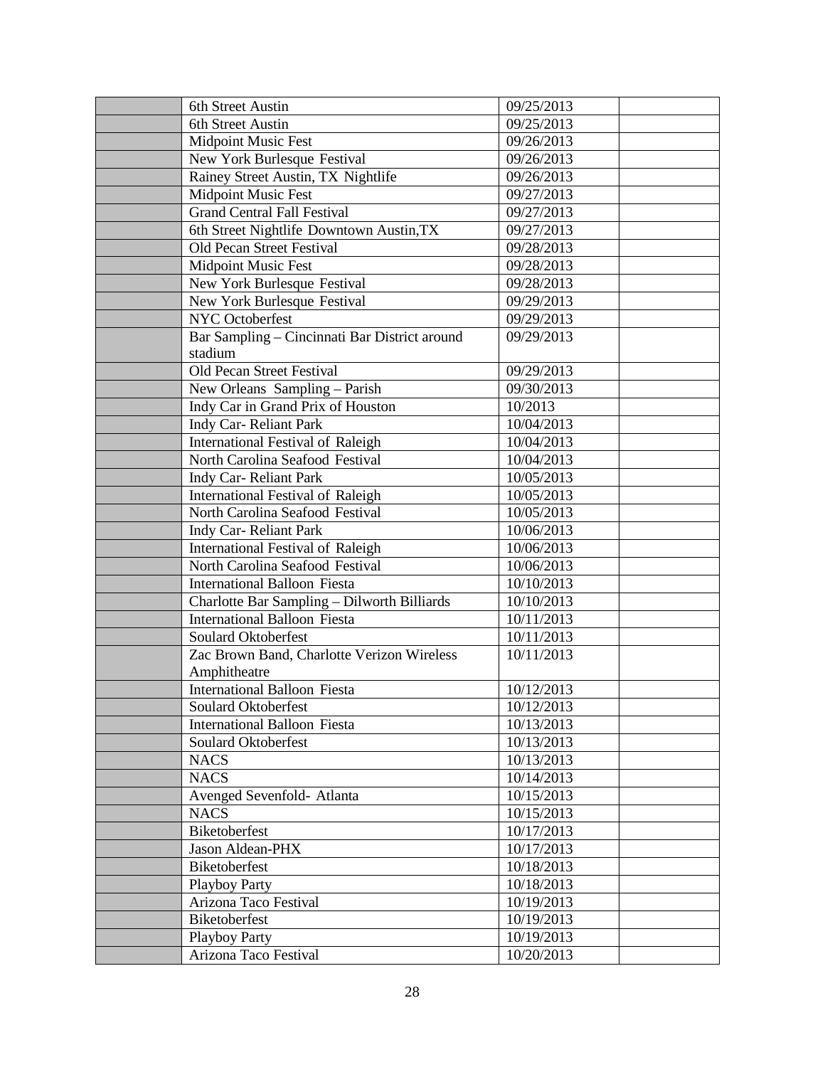| | | | |
|---|---|---|---|
| | 6th Street Austin | 09/25/2013 | |
| | 6th Street Austin | 09/25/2013 | |
| | Midpoint Music Fest | 09/26/2013 | |
| | New York Burlesque Festival | 09/26/2013 | |
| | Rainey Street Austin, TX Nightlife | 09/26/2013 | |
| | Midpoint Music Fest | 09/27/2013 | |
| | Grand Central Fall Festival | 09/27/2013 | |
| | 6th Street Nightlife Downtown Austin,TX | 09/27/2013 | |
| | Old Pecan Street Festival | 09/28/2013 | |
| | Midpoint Music Fest | 09/28/2013 | |
| | New York Burlesque Festival | 09/28/2013 | |
| | New York Burlesque Festival | 09/29/2013 | |
| | NYC Octoberfest | 09/29/2013 | |
| | Bar Sampling – Cincinnati Bar District around stadium | 09/29/2013 | |
| | Old Pecan Street Festival | 09/29/2013 | |
| | New Orleans Sampling – Parish | 09/30/2013 | |
| | Indy Car in Grand Prix of Houston | 10/2013 | |
| | Indy Car- Reliant Park | 10/04/2013 | |
| | International Festival of Raleigh | 10/04/2013 | |
| | North Carolina Seafood Festival | 10/04/2013 | |
| | Indy Car- Reliant Park | 10/05/2013 | |
| | International Festival of Raleigh | 10/05/2013 | |
| | North Carolina Seafood Festival | 10/05/2013 | |
| | Indy Car- Reliant Park | 10/06/2013 | |
| | International Festival of Raleigh | 10/06/2013 | |
| | North Carolina Seafood Festival | 10/06/2013 | |
| | International Balloon Fiesta | 10/10/2013 | |
| | Charlotte Bar Sampling – Dilworth Billiards | 10/10/2013 | |
| | International Balloon Fiesta | 10/11/2013 | |
| | Soulard Oktoberfest | 10/11/2013 | |
| | Zac Brown Band, Charlotte Verizon Wireless Amphitheatre | 10/11/2013 | |
| | International Balloon Fiesta | 10/12/2013 | |
| | Soulard Oktoberfest | 10/12/2013 | |
| | International Balloon Fiesta | 10/13/2013 | |
| | Soulard Oktoberfest | 10/13/2013 | |
| | NACS | 10/13/2013 | |
| | NACS | 10/14/2013 | |
| | Avenged Sevenfold- Atlanta | 10/15/2013 | |
| | NACS | 10/15/2013 | |
| | Biketoberfest | 10/17/2013 | |
| | Jason Aldean-PHX | 10/17/2013 | |
| | Biketoberfest | 10/18/2013 | |
| | Playboy Party | 10/18/2013 | |
| | Arizona Taco Festival | 10/19/2013 | |
| | Biketoberfest | 10/19/2013 | |
| | Playboy Party | 10/19/2013 | |
| | Arizona Taco Festival | 10/20/2013 | |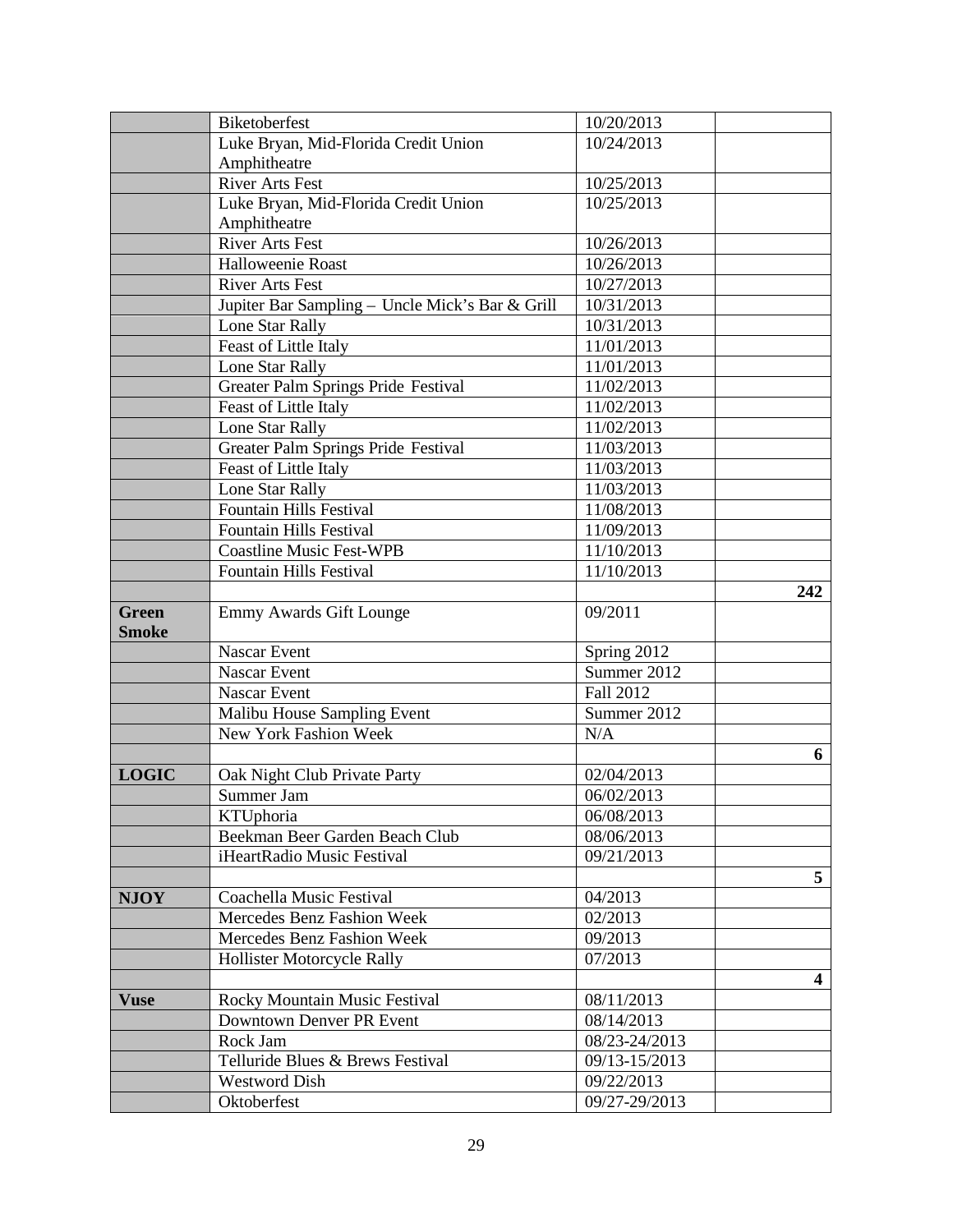| | | | |
|---|---|---|---|
| | Biketoberfest | 10/20/2013 | |
| | Luke Bryan, Mid-Florida Credit Union Amphitheatre | 10/24/2013 | |
| | River Arts Fest | 10/25/2013 | |
| | Luke Bryan, Mid-Florida Credit Union Amphitheatre | 10/25/2013 | |
| | River Arts Fest | 10/26/2013 | |
| | Halloweenie Roast | 10/26/2013 | |
| | River Arts Fest | 10/27/2013 | |
| | Jupiter Bar Sampling – Uncle Mick's Bar & Grill | 10/31/2013 | |
| | Lone Star Rally | 10/31/2013 | |
| | Feast of Little Italy | 11/01/2013 | |
| | Lone Star Rally | 11/01/2013 | |
| | Greater Palm Springs Pride Festival | 11/02/2013 | |
| | Feast of Little Italy | 11/02/2013 | |
| | Lone Star Rally | 11/02/2013 | |
| | Greater Palm Springs Pride Festival | 11/03/2013 | |
| | Feast of Little Italy | 11/03/2013 | |
| | Lone Star Rally | 11/03/2013 | |
| | Fountain Hills Festival | 11/08/2013 | |
| | Fountain Hills Festival | 11/09/2013 | |
| | Coastline Music Fest-WPB | 11/10/2013 | |
| | Fountain Hills Festival | 11/10/2013 | |
| | | | **242** |
| **Green Smoke** | Emmy Awards Gift Lounge | 09/2011 | |
| | Nascar Event | Spring 2012 | |
| | Nascar Event | Summer 2012 | |
| | Nascar Event | Fall 2012 | |
| | Malibu House Sampling Event | Summer 2012 | |
| | New York Fashion Week | N/A | |
| | | | **6** |
| **LOGIC** | Oak Night Club Private Party | 02/04/2013 | |
| | Summer Jam | 06/02/2013 | |
| | KTUphoria | 06/08/2013 | |
| | Beekman Beer Garden Beach Club | 08/06/2013 | |
| | iHeartRadio Music Festival | 09/21/2013 | |
| | | | **5** |
| **NJOY** | Coachella Music Festival | 04/2013 | |
| | Mercedes Benz Fashion Week | 02/2013 | |
| | Mercedes Benz Fashion Week | 09/2013 | |
| | Hollister Motorcycle Rally | 07/2013 | |
| | | | **4** |
| **Vuse** | Rocky Mountain Music Festival | 08/11/2013 | |
| | Downtown Denver PR Event | 08/14/2013 | |
| | Rock Jam | 08/23-24/2013 | |
| | Telluride Blues & Brews Festival | 09/13-15/2013 | |
| | Westword Dish | 09/22/2013 | |
| | Oktoberfest | 09/27-29/2013 | |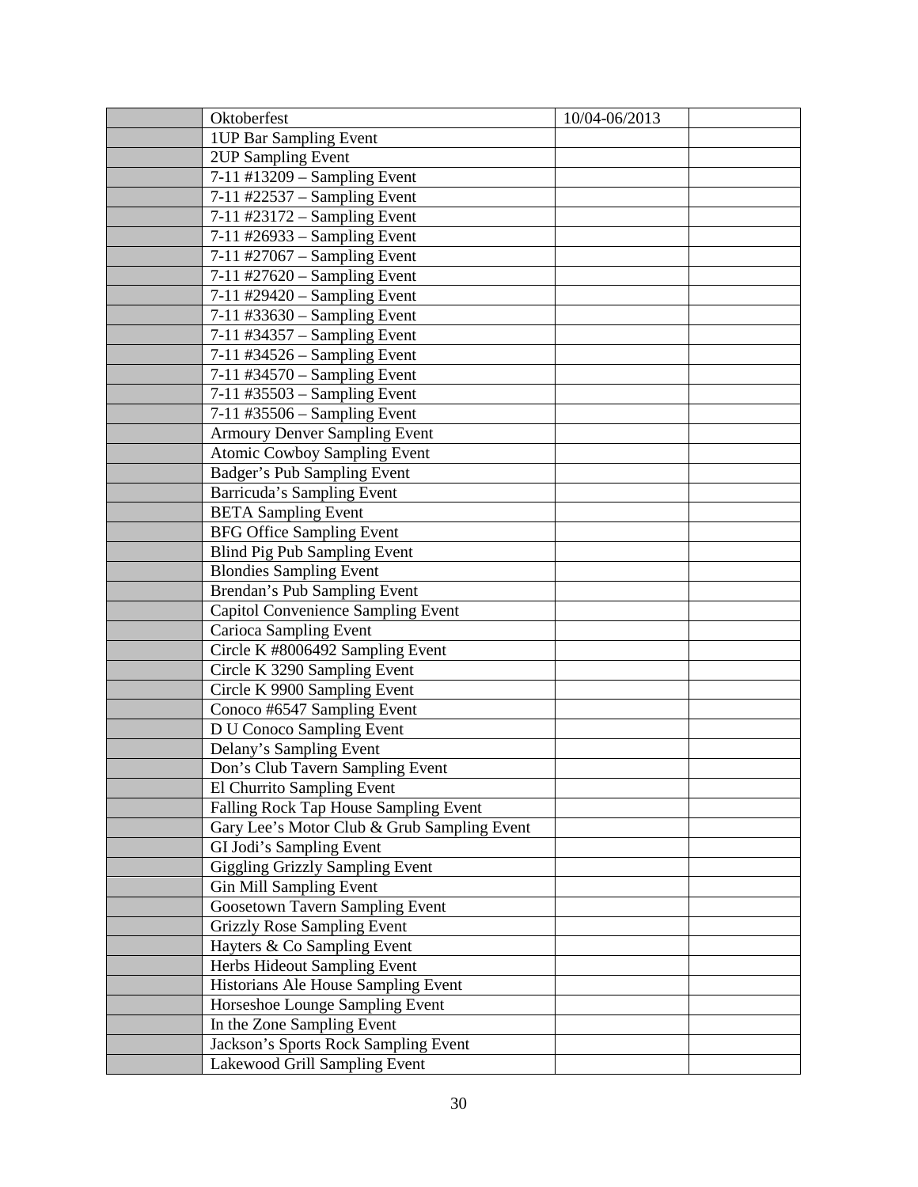| | | | |
|---|---|---|---|
| | Oktoberfest | 10/04-06/2013 | |
| | 1UP Bar Sampling Event | | |
| | 2UP Sampling Event | | |
| | 7-11 #13209 – Sampling Event | | |
| | 7-11 #22537 – Sampling Event | | |
| | 7-11 #23172 – Sampling Event | | |
| | 7-11 #26933 – Sampling Event | | |
| | 7-11 #27067 – Sampling Event | | |
| | 7-11 #27620 – Sampling Event | | |
| | 7-11 #29420 – Sampling Event | | |
| | 7-11 #33630 – Sampling Event | | |
| | 7-11 #34357 – Sampling Event | | |
| | 7-11 #34526 – Sampling Event | | |
| | 7-11 #34570 – Sampling Event | | |
| | 7-11 #35503 – Sampling Event | | |
| | 7-11 #35506 – Sampling Event | | |
| | Armoury Denver Sampling Event | | |
| | Atomic Cowboy Sampling Event | | |
| | Badger's Pub Sampling Event | | |
| | Barricuda's Sampling Event | | |
| | BETA Sampling Event | | |
| | BFG Office Sampling Event | | |
| | Blind Pig Pub Sampling Event | | |
| | Blondies Sampling Event | | |
| | Brendan's Pub Sampling Event | | |
| | Capitol Convenience Sampling Event | | |
| | Carioca Sampling Event | | |
| | Circle K #8006492 Sampling Event | | |
| | Circle K 3290 Sampling Event | | |
| | Circle K 9900 Sampling Event | | |
| | Conoco #6547 Sampling Event | | |
| | D U Conoco Sampling Event | | |
| | Delany's Sampling Event | | |
| | Don's Club Tavern Sampling Event | | |
| | El Churrito Sampling Event | | |
| | Falling Rock Tap House Sampling Event | | |
| | Gary Lee's Motor Club & Grub Sampling Event | | |
| | GI Jodi's Sampling Event | | |
| | Giggling Grizzly Sampling Event | | |
| | Gin Mill Sampling Event | | |
| | Goosetown Tavern Sampling Event | | |
| | Grizzly Rose Sampling Event | | |
| | Hayters & Co Sampling Event | | |
| | Herbs Hideout Sampling Event | | |
| | Historians Ale House Sampling Event | | |
| | Horseshoe Lounge Sampling Event | | |
| | In the Zone Sampling Event | | |
| | Jackson's Sports Rock Sampling Event | | |
| | Lakewood Grill Sampling Event | | |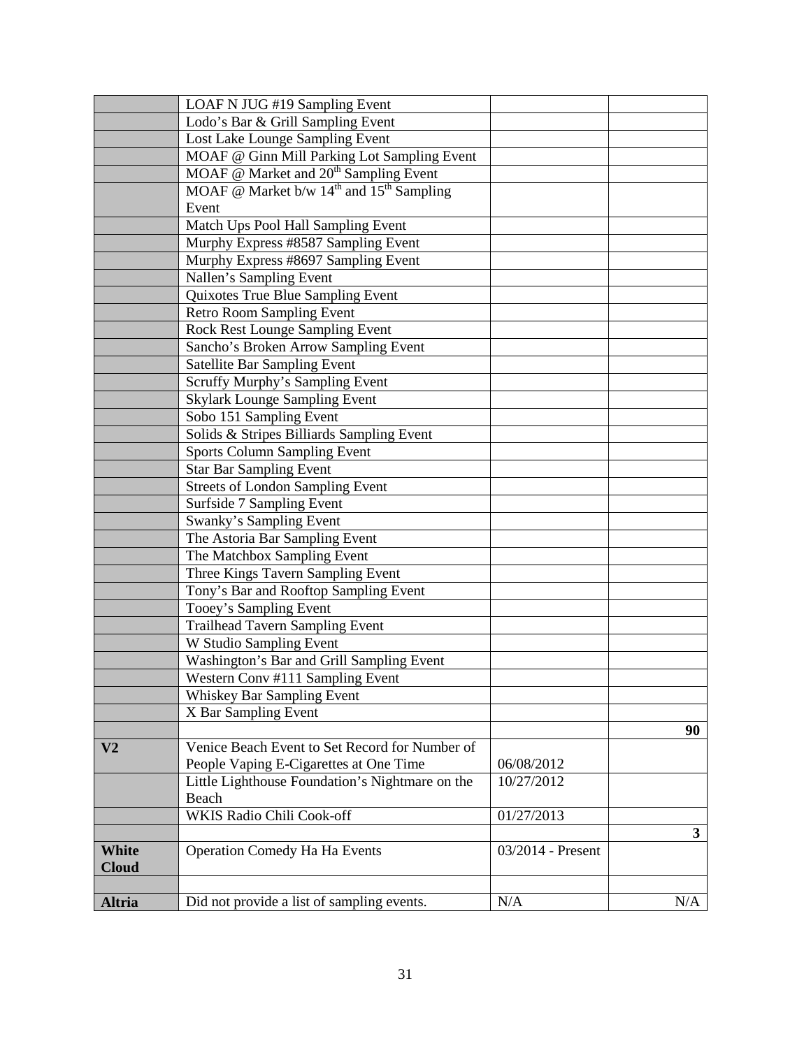| | | | |
|---|---|---|---|
| | LOAF N JUG #19 Sampling Event | | |
| | Lodo's Bar & Grill Sampling Event | | |
| | Lost Lake Lounge Sampling Event | | |
| | MOAF @ Ginn Mill Parking Lot Sampling Event | | |
| | MOAF @ Market and 20th Sampling Event | | |
| | MOAF @ Market b/w 14th and 15th Sampling Event | | |
| | Match Ups Pool Hall Sampling Event | | |
| | Murphy Express #8587 Sampling Event | | |
| | Murphy Express #8697 Sampling Event | | |
| | Nallen's Sampling Event | | |
| | Quixotes True Blue Sampling Event | | |
| | Retro Room Sampling Event | | |
| | Rock Rest Lounge Sampling Event | | |
| | Sancho's Broken Arrow Sampling Event | | |
| | Satellite Bar Sampling Event | | |
| | Scruffy Murphy's Sampling Event | | |
| | Skylark Lounge Sampling Event | | |
| | Sobo 151 Sampling Event | | |
| | Solids & Stripes Billiards Sampling Event | | |
| | Sports Column Sampling Event | | |
| | Star Bar Sampling Event | | |
| | Streets of London Sampling Event | | |
| | Surfside 7 Sampling Event | | |
| | Swanky's Sampling Event | | |
| | The Astoria Bar Sampling Event | | |
| | The Matchbox Sampling Event | | |
| | Three Kings Tavern Sampling Event | | |
| | Tony's Bar and Rooftop Sampling Event | | |
| | Tooey's Sampling Event | | |
| | Trailhead Tavern Sampling Event | | |
| | W Studio Sampling Event | | |
| | Washington's Bar and Grill Sampling Event | | |
| | Western Conv #111 Sampling Event | | |
| | Whiskey Bar Sampling Event | | |
| | X Bar Sampling Event | | |
| | | | **90** |
| **V2** | Venice Beach Event to Set Record for Number of People Vaping E-Cigarettes at One Time | 06/08/2012 | |
| | Little Lighthouse Foundation's Nightmare on the Beach | 10/27/2012 | |
| | WKIS Radio Chili Cook-off | 01/27/2013 | |
| | | | **3** |
| **White Cloud** | Operation Comedy Ha Ha Events | 03/2014 - Present | |
| | | | |
| **Altria** | Did not provide a list of sampling events. | N/A | N/A |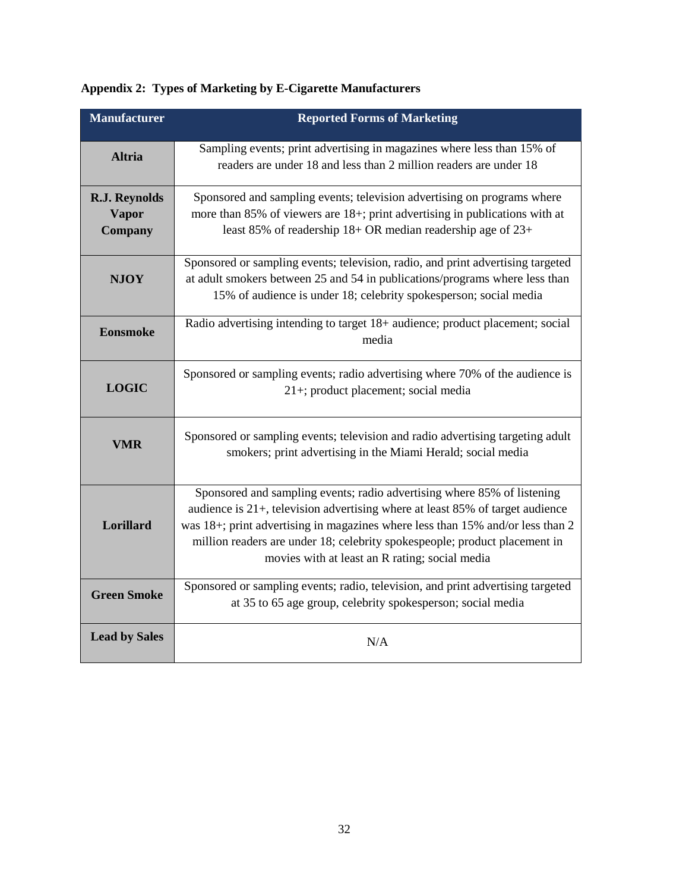**Appendix 2: Types of Marketing by E-Cigarette Manufacturers**

| Manufacturer | Reported Forms of Marketing |
|---|---|
| **Altria** | Sampling events; print advertising in magazines where less than 15% of readers are under 18 and less than 2 million readers are under 18 |
| **R.J. Reynolds Vapor Company** | Sponsored and sampling events; television advertising on programs where more than 85% of viewers are 18+; print advertising in publications with at least 85% of readership 18+ OR median readership age of 23+ |
| **NJOY** | Sponsored or sampling events; television, radio, and print advertising targeted at adult smokers between 25 and 54 in publications/programs where less than 15% of audience is under 18; celebrity spokesperson; social media |
| **Eonsmoke** | Radio advertising intending to target 18+ audience; product placement; social media |
| **LOGIC** | Sponsored or sampling events; radio advertising where 70% of the audience is 21+; product placement; social media |
| **VMR** | Sponsored or sampling events; television and radio advertising targeting adult smokers; print advertising in the Miami Herald; social media |
| **Lorillard** | Sponsored and sampling events; radio advertising where 85% of listening audience is 21+, television advertising where at least 85% of target audience was 18+; print advertising in magazines where less than 15% and/or less than 2 million readers are under 18; celebrity spokespeople; product placement in movies with at least an R rating; social media |
| **Green Smoke** | Sponsored or sampling events; radio, television, and print advertising targeted at 35 to 65 age group, celebrity spokesperson; social media |
| **Lead by Sales** | N/A |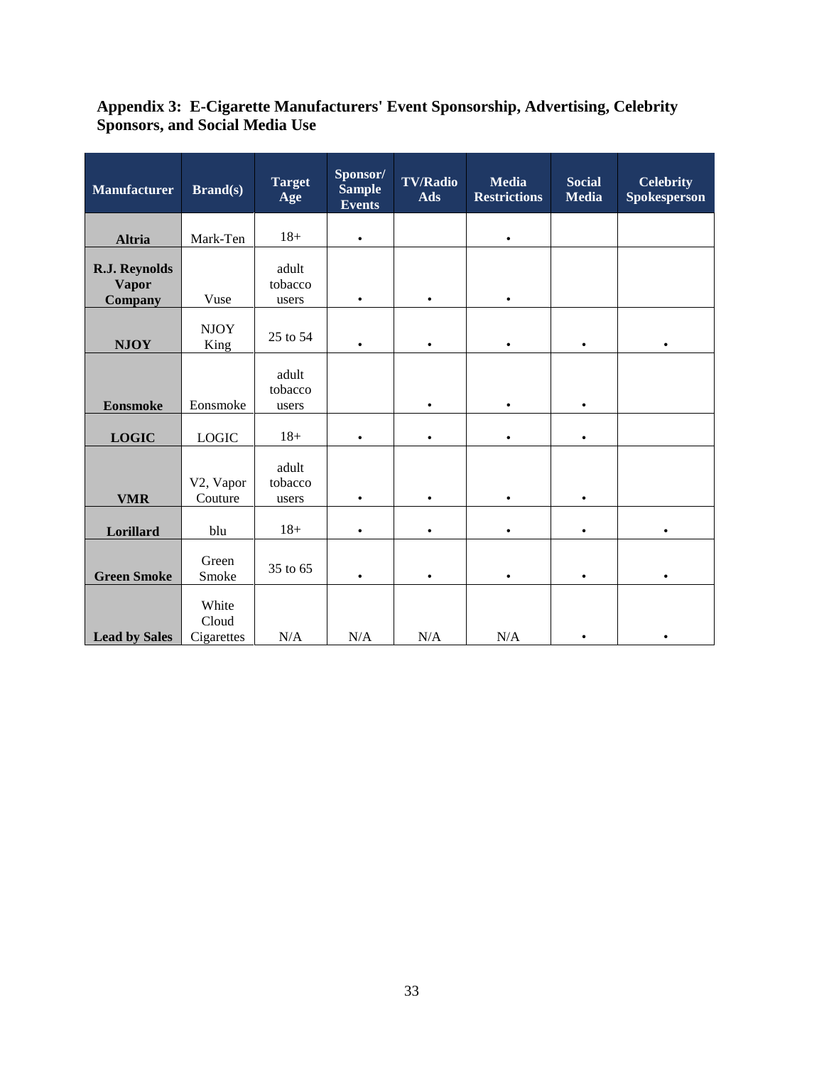## Appendix 3: E-Cigarette Manufacturers' Event Sponsorship, Advertising, Celebrity Sponsors, and Social Media Use

| Manufacturer | Brand(s) | Target Age | Sponsor/ Sample Events | TV/Radio Ads | Media Restrictions | Social Media | Celebrity Spokesperson |
|---|---|---|---|---|---|---|---|
| **Altria** | Mark-Ten | 18+ | • | | • | | |
| **R.J. Reynolds Vapor Company** | Vuse | adult tobacco users | • | • | • | | |
| **NJOY** | NJOY King | 25 to 54 | • | • | • | • | • |
| **Eonsmoke** | Eonsmoke | adult tobacco users | | • | • | • | |
| **LOGIC** | LOGIC | 18+ | • | • | • | • | |
| **VMR** | V2, Vapor Couture | adult tobacco users | • | • | • | • | |
| **Lorillard** | blu | 18+ | • | • | • | • | • |
| **Green Smoke** | Green Smoke | 35 to 65 | • | • | • | • | • |
| **Lead by Sales** | White Cloud Cigarettes | N/A | N/A | N/A | N/A | • | • |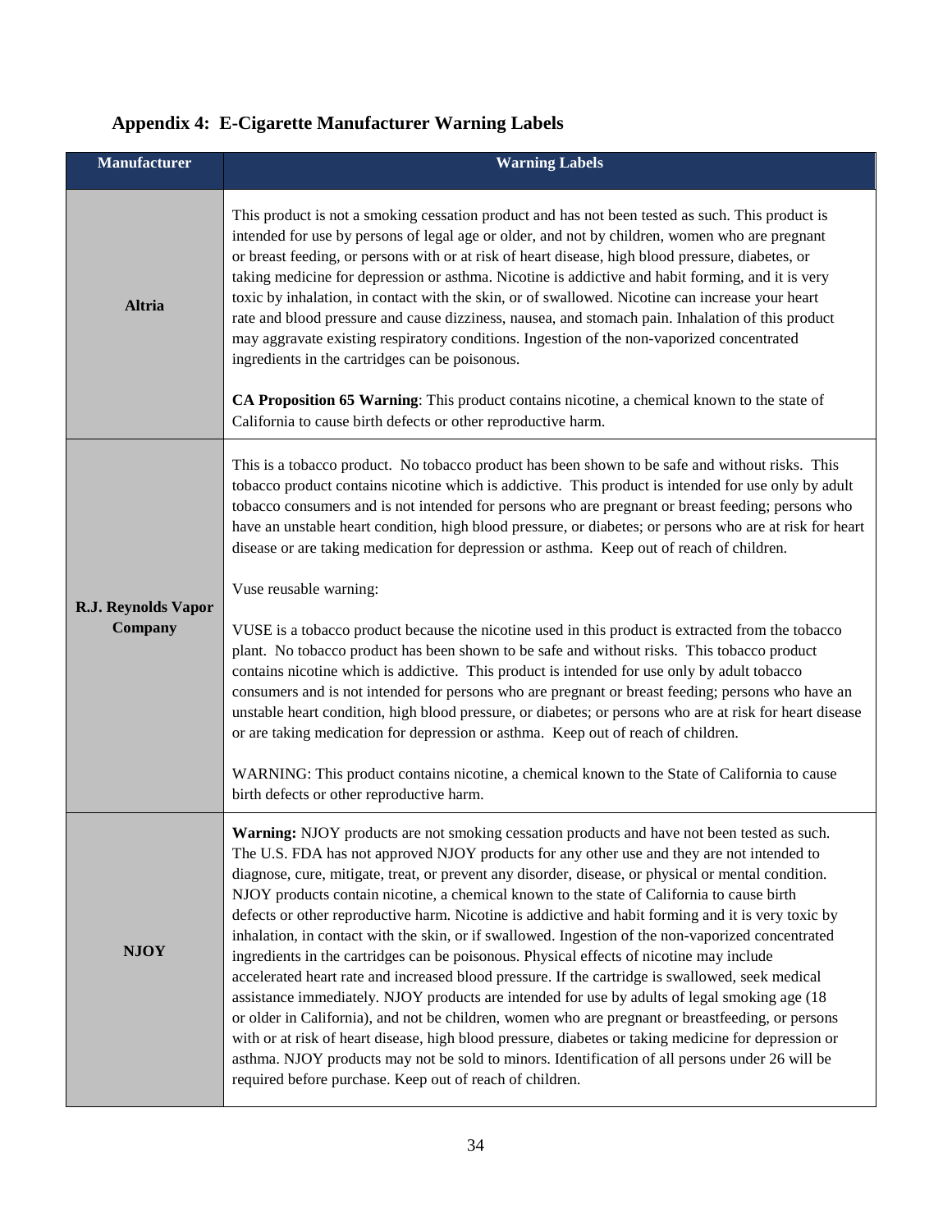## Appendix 4: E-Cigarette Manufacturer Warning Labels

| Manufacturer | Warning Labels |
| --- | --- |
| **Altria** | This product is not a smoking cessation product and has not been tested as such. This product is intended for use by persons of legal age or older, and not by children, women who are pregnant or breast feeding, or persons with or at risk of heart disease, high blood pressure, diabetes, or taking medicine for depression or asthma. Nicotine is addictive and habit forming, and it is very toxic by inhalation, in contact with the skin, or of swallowed. Nicotine can increase your heart rate and blood pressure and cause dizziness, nausea, and stomach pain. Inhalation of this product may aggravate existing respiratory conditions. Ingestion of the non-vaporized concentrated ingredients in the cartridges can be poisonous.<br><br>**CA Proposition 65 Warning**: This product contains nicotine, a chemical known to the state of California to cause birth defects or other reproductive harm. |
| **R.J. Reynolds Vapor Company** | This is a tobacco product. No tobacco product has been shown to be safe and without risks. This tobacco product contains nicotine which is addictive. This product is intended for use only by adult tobacco consumers and is not intended for persons who are pregnant or breast feeding; persons who have an unstable heart condition, high blood pressure, or diabetes; or persons who are at risk for heart disease or are taking medication for depression or asthma. Keep out of reach of children.<br><br>Vuse reusable warning:<br><br>VUSE is a tobacco product because the nicotine used in this product is extracted from the tobacco plant. No tobacco product has been shown to be safe and without risks. This tobacco product contains nicotine which is addictive. This product is intended for use only by adult tobacco consumers and is not intended for persons who are pregnant or breast feeding; persons who have an unstable heart condition, high blood pressure, or diabetes; or persons who are at risk for heart disease or are taking medication for depression or asthma. Keep out of reach of children.<br><br>WARNING: This product contains nicotine, a chemical known to the State of California to cause birth defects or other reproductive harm. |
| **NJOY** | **Warning:** NJOY products are not smoking cessation products and have not been tested as such. The U.S. FDA has not approved NJOY products for any other use and they are not intended to diagnose, cure, mitigate, treat, or prevent any disorder, disease, or physical or mental condition. NJOY products contain nicotine, a chemical known to the state of California to cause birth defects or other reproductive harm. Nicotine is addictive and habit forming and it is very toxic by inhalation, in contact with the skin, or if swallowed. Ingestion of the non-vaporized concentrated ingredients in the cartridges can be poisonous. Physical effects of nicotine may include accelerated heart rate and increased blood pressure. If the cartridge is swallowed, seek medical assistance immediately. NJOY products are intended for use by adults of legal smoking age (18 or older in California), and not by children, women who are pregnant or breastfeeding, or persons with or at risk of heart disease, high blood pressure, diabetes or taking medicine for depression or asthma. NJOY products may not be sold to minors. Identification of all persons under 26 will be required before purchase. Keep out of reach of children. |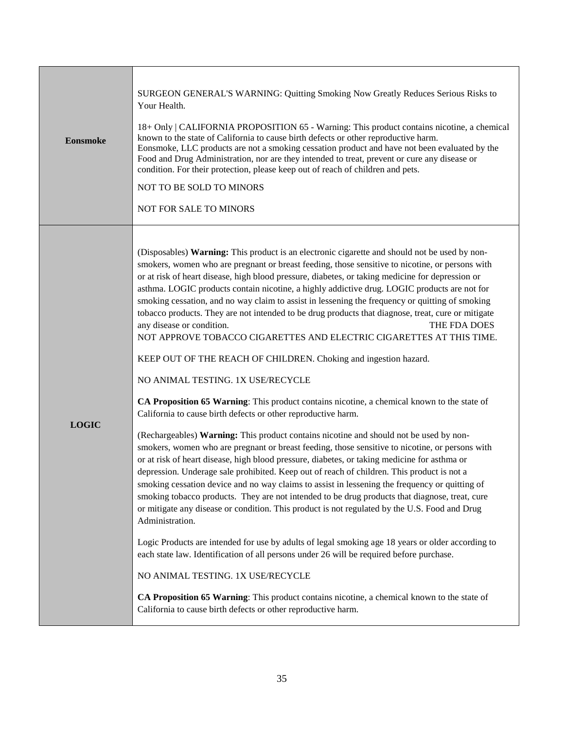| | |
|---|---|
| **Eonsmoke** | SURGEON GENERAL'S WARNING: Quitting Smoking Now Greatly Reduces Serious Risks to Your Health.<br><br>18+ Only \| CALIFORNIA PROPOSITION 65 - Warning: This product contains nicotine, a chemical known to the state of California to cause birth defects or other reproductive harm. Eonsmoke, LLC products are not a smoking cessation product and have not been evaluated by the Food and Drug Administration, nor are they intended to treat, prevent or cure any disease or condition. For their protection, please keep out of reach of children and pets.<br><br>NOT TO BE SOLD TO MINORS<br><br>NOT FOR SALE TO MINORS |
| **LOGIC** | (Disposables) **Warning:** This product is an electronic cigarette and should not be used by non-smokers, women who are pregnant or breast feeding, those sensitive to nicotine, or persons with or at risk of heart disease, high blood pressure, diabetes, or taking medicine for depression or asthma. LOGIC products contain nicotine, a highly addictive drug. LOGIC products are not for smoking cessation, and no way claim to assist in lessening the frequency or quitting of smoking tobacco products. They are not intended to be drug products that diagnose, treat, cure or mitigate any disease or condition. THE FDA DOES NOT APPROVE TOBACCO CIGARETTES AND ELECTRIC CIGARETTES AT THIS TIME.<br><br>KEEP OUT OF THE REACH OF CHILDREN. Choking and ingestion hazard.<br><br>NO ANIMAL TESTING. 1X USE/RECYCLE<br><br>**CA Proposition 65 Warning**: This product contains nicotine, a chemical known to the state of California to cause birth defects or other reproductive harm.<br><br>(Rechargeables) **Warning:** This product contains nicotine and should not be used by non-smokers, women who are pregnant or breast feeding, those sensitive to nicotine, or persons with or at risk of heart disease, high blood pressure, diabetes, or taking medicine for asthma or depression. Underage sale prohibited. Keep out of reach of children. This product is not a smoking cessation device and no way claims to assist in lessening the frequency or quitting of smoking tobacco products. They are not intended to be drug products that diagnose, treat, cure or mitigate any disease or condition. This product is not regulated by the U.S. Food and Drug Administration.<br><br>Logic Products are intended for use by adults of legal smoking age 18 years or older according to each state law. Identification of all persons under 26 will be required before purchase.<br><br>NO ANIMAL TESTING. 1X USE/RECYCLE<br><br>**CA Proposition 65 Warning**: This product contains nicotine, a chemical known to the state of California to cause birth defects or other reproductive harm. |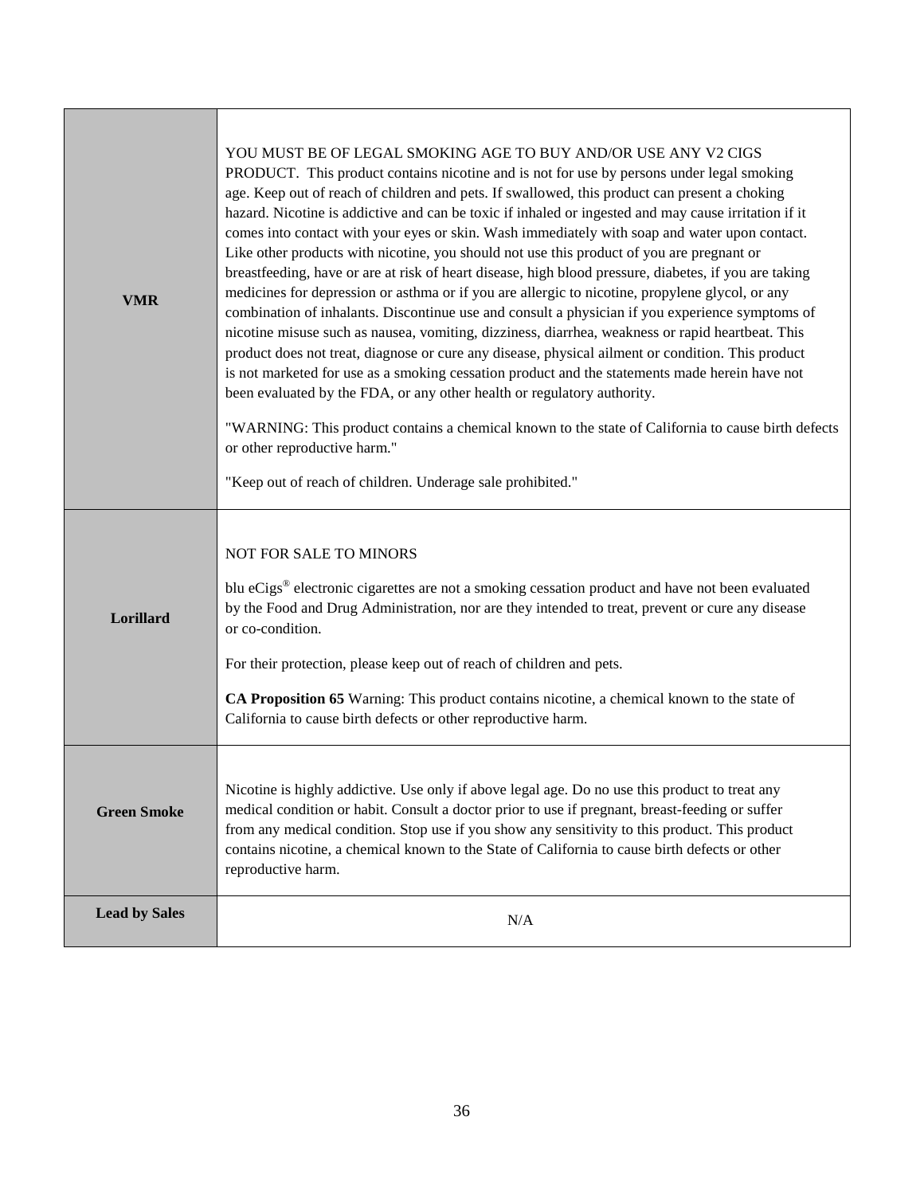| | |
|---|---|
| **VMR** | YOU MUST BE OF LEGAL SMOKING AGE TO BUY AND/OR USE ANY V2 CIGS PRODUCT. This product contains nicotine and is not for use by persons under legal smoking age. Keep out of reach of children and pets. If swallowed, this product can present a choking hazard. Nicotine is addictive and can be toxic if inhaled or ingested and may cause irritation if it comes into contact with your eyes or skin. Wash immediately with soap and water upon contact. Like other products with nicotine, you should not use this product of you are pregnant or breastfeeding, have or are at risk of heart disease, high blood pressure, diabetes, if you are taking medicines for depression or asthma or if you are allergic to nicotine, propylene glycol, or any combination of inhalants. Discontinue use and consult a physician if you experience symptoms of nicotine misuse such as nausea, vomiting, dizziness, diarrhea, weakness or rapid heartbeat. This product does not treat, diagnose or cure any disease, physical ailment or condition. This product is not marketed for use as a smoking cessation product and the statements made herein have not been evaluated by the FDA, or any other health or regulatory authority.<br><br>"WARNING: This product contains a chemical known to the state of California to cause birth defects or other reproductive harm."<br><br>"Keep out of reach of children. Underage sale prohibited." |
| **Lorillard** | NOT FOR SALE TO MINORS<br><br>blu eCigs® electronic cigarettes are not a smoking cessation product and have not been evaluated by the Food and Drug Administration, nor are they intended to treat, prevent or cure any disease or co-condition.<br><br>For their protection, please keep out of reach of children and pets.<br><br>**CA Proposition 65** Warning: This product contains nicotine, a chemical known to the state of California to cause birth defects or other reproductive harm. |
| **Green Smoke** | Nicotine is highly addictive. Use only if above legal age. Do no use this product to treat any medical condition or habit. Consult a doctor prior to use if pregnant, breast-feeding or suffer from any medical condition. Stop use if you show any sensitivity to this product. This product contains nicotine, a chemical known to the State of California to cause birth defects or other reproductive harm. |
| **Lead by Sales** | N/A |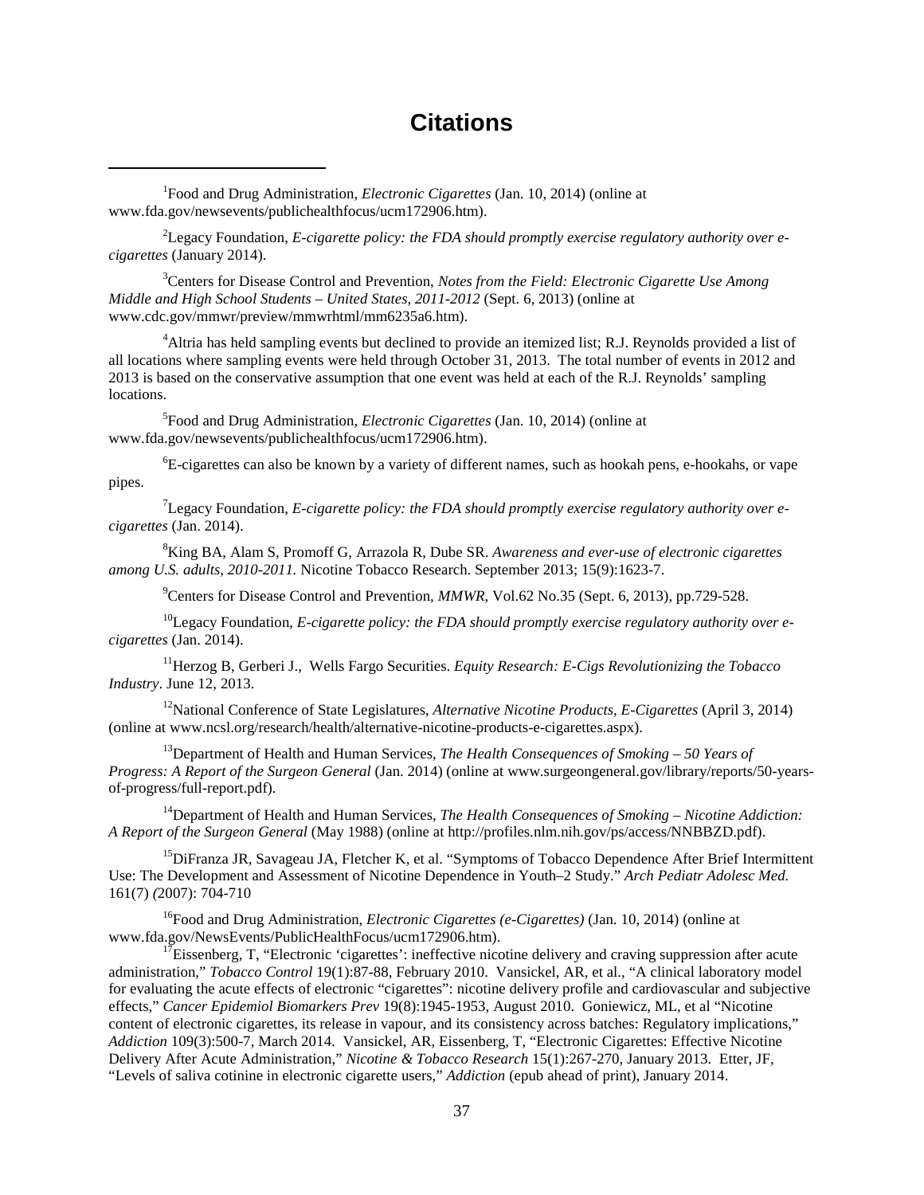# Citations

[1]Food and Drug Administration, *Electronic Cigarettes* (Jan. 10, 2014) (online at www.fda.gov/newsevents/publichealthfocus/ucm172906.htm).

[2]Legacy Foundation, *E-cigarette policy: the FDA should promptly exercise regulatory authority over e-cigarettes* (January 2014).

[3]Centers for Disease Control and Prevention, *Notes from the Field: Electronic Cigarette Use Among Middle and High School Students – United States, 2011-2012* (Sept. 6, 2013) (online at www.cdc.gov/mmwr/preview/mmwrhtml/mm6235a6.htm).

[4]Altria has held sampling events but declined to provide an itemized list; R.J. Reynolds provided a list of all locations where sampling events were held through October 31, 2013. The total number of events in 2012 and 2013 is based on the conservative assumption that one event was held at each of the R.J. Reynolds' sampling locations.

[5]Food and Drug Administration, *Electronic Cigarettes* (Jan. 10, 2014) (online at www.fda.gov/newsevents/publichealthfocus/ucm172906.htm).

[6]E-cigarettes can also be known by a variety of different names, such as hookah pens, e-hookahs, or vape pipes.

[7]Legacy Foundation, *E-cigarette policy: the FDA should promptly exercise regulatory authority over e-cigarettes* (Jan. 2014).

[8]King BA, Alam S, Promoff G, Arrazola R, Dube SR. *Awareness and ever-use of electronic cigarettes among U.S. adults, 2010-2011.* Nicotine Tobacco Research. September 2013; 15(9):1623-7.

[9]Centers for Disease Control and Prevention, *MMWR*, Vol.62 No.35 (Sept. 6, 2013), pp.729-528.

[10]Legacy Foundation, *E-cigarette policy: the FDA should promptly exercise regulatory authority over e-cigarettes* (Jan. 2014).

[11]Herzog B, Gerberi J., Wells Fargo Securities. *Equity Research: E-Cigs Revolutionizing the Tobacco Industry*. June 12, 2013.

[12]National Conference of State Legislatures, *Alternative Nicotine Products, E-Cigarettes* (April 3, 2014) (online at www.ncsl.org/research/health/alternative-nicotine-products-e-cigarettes.aspx).

[13]Department of Health and Human Services, *The Health Consequences of Smoking – 50 Years of Progress: A Report of the Surgeon General* (Jan. 2014) (online at www.surgeongeneral.gov/library/reports/50-years-of-progress/full-report.pdf).

[14]Department of Health and Human Services, *The Health Consequences of Smoking – Nicotine Addiction: A Report of the Surgeon General* (May 1988) (online at http://profiles.nlm.nih.gov/ps/access/NNBBZD.pdf).

[15]DiFranza JR, Savageau JA, Fletcher K, et al. "Symptoms of Tobacco Dependence After Brief Intermittent Use: The Development and Assessment of Nicotine Dependence in Youth–2 Study." *Arch Pediatr Adolesc Med.* 161(7) *(*2007): 704-710

[16]Food and Drug Administration, *Electronic Cigarettes (e-Cigarettes)* (Jan. 10, 2014) (online at www.fda.gov/NewsEvents/PublicHealthFocus/ucm172906.htm).

[17]Eissenberg, T, "Electronic 'cigarettes': ineffective nicotine delivery and craving suppression after acute administration," *Tobacco Control* 19(1):87-88, February 2010. Vansickel, AR, et al., "A clinical laboratory model for evaluating the acute effects of electronic "cigarettes": nicotine delivery profile and cardiovascular and subjective effects," *Cancer Epidemiol Biomarkers Prev* 19(8):1945-1953, August 2010. Goniewicz, ML, et al "Nicotine content of electronic cigarettes, its release in vapour, and its consistency across batches: Regulatory implications," *Addiction* 109(3):500-7, March 2014. Vansickel, AR, Eissenberg, T, "Electronic Cigarettes: Effective Nicotine Delivery After Acute Administration," *Nicotine & Tobacco Research* 15(1):267-270, January 2013. Etter, JF, "Levels of saliva cotinine in electronic cigarette users," *Addiction* (epub ahead of print), January 2014.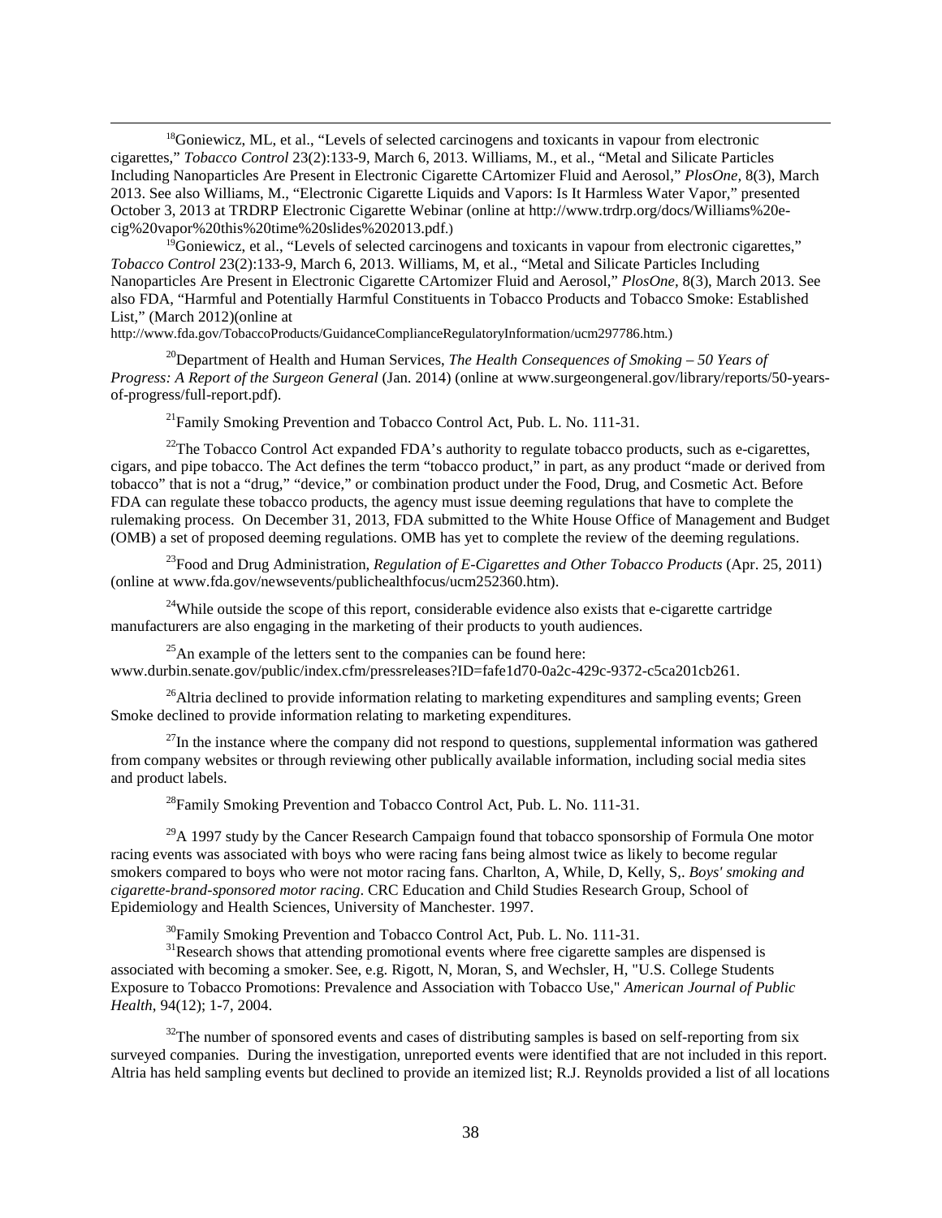[18]Goniewicz, ML, et al., "Levels of selected carcinogens and toxicants in vapour from electronic cigarettes," *Tobacco Control* 23(2):133-9, March 6, 2013. Williams, M., et al., "Metal and Silicate Particles Including Nanoparticles Are Present in Electronic Cigarette CArtomizer Fluid and Aerosol," *PlosOne,* 8(3), March 2013. See also Williams, M., "Electronic Cigarette Liquids and Vapors: Is It Harmless Water Vapor," presented October 3, 2013 at TRDRP Electronic Cigarette Webinar (online at http://www.trdrp.org/docs/Williams%20e-cig%20vapor%20this%20time%20slides%202013.pdf.)

[19]Goniewicz, et al., "Levels of selected carcinogens and toxicants in vapour from electronic cigarettes," *Tobacco Control* 23(2):133-9, March 6, 2013. Williams, M, et al., "Metal and Silicate Particles Including Nanoparticles Are Present in Electronic Cigarette CArtomizer Fluid and Aerosol," *PlosOne,* 8(3), March 2013. See also FDA, "Harmful and Potentially Harmful Constituents in Tobacco Products and Tobacco Smoke: Established List," (March 2012)(online at http://www.fda.gov/TobaccoProducts/GuidanceComplianceRegulatoryInformation/ucm297786.htm.)

[20]Department of Health and Human Services, *The Health Consequences of Smoking – 50 Years of Progress: A Report of the Surgeon General* (Jan. 2014) (online at www.surgeongeneral.gov/library/reports/50-years-of-progress/full-report.pdf).

[21]Family Smoking Prevention and Tobacco Control Act, Pub. L. No. 111-31.

[22]The Tobacco Control Act expanded FDA's authority to regulate tobacco products, such as e-cigarettes, cigars, and pipe tobacco. The Act defines the term "tobacco product," in part, as any product "made or derived from tobacco" that is not a "drug," "device," or combination product under the Food, Drug, and Cosmetic Act. Before FDA can regulate these tobacco products, the agency must issue deeming regulations that have to complete the rulemaking process. On December 31, 2013, FDA submitted to the White House Office of Management and Budget (OMB) a set of proposed deeming regulations. OMB has yet to complete the review of the deeming regulations.

[23]Food and Drug Administration, *Regulation of E-Cigarettes and Other Tobacco Products* (Apr. 25, 2011) (online at www.fda.gov/newsevents/publichealthfocus/ucm252360.htm).

[24]While outside the scope of this report, considerable evidence also exists that e-cigarette cartridge manufacturers are also engaging in the marketing of their products to youth audiences.

[25]An example of the letters sent to the companies can be found here: www.durbin.senate.gov/public/index.cfm/pressreleases?ID=fafe1d70-0a2c-429c-9372-c5ca201cb261.

[26]Altria declined to provide information relating to marketing expenditures and sampling events; Green Smoke declined to provide information relating to marketing expenditures.

[27]In the instance where the company did not respond to questions, supplemental information was gathered from company websites or through reviewing other publically available information, including social media sites and product labels.

[28]Family Smoking Prevention and Tobacco Control Act, Pub. L. No. 111-31.

[29]A 1997 study by the Cancer Research Campaign found that tobacco sponsorship of Formula One motor racing events was associated with boys who were racing fans being almost twice as likely to become regular smokers compared to boys who were not motor racing fans. Charlton, A, While, D, Kelly, S,. *Boys' smoking and cigarette-brand-sponsored motor racing*. CRC Education and Child Studies Research Group, School of Epidemiology and Health Sciences, University of Manchester. 1997.

[30]Family Smoking Prevention and Tobacco Control Act, Pub. L. No. 111-31.

[31]Research shows that attending promotional events where free cigarette samples are dispensed is associated with becoming a smoker. See, e.g. Rigott, N, Moran, S, and Wechsler, H, "U.S. College Students Exposure to Tobacco Promotions: Prevalence and Association with Tobacco Use," *American Journal of Public Health*, 94(12); 1-7, 2004.

[32]The number of sponsored events and cases of distributing samples is based on self-reporting from six surveyed companies. During the investigation, unreported events were identified that are not included in this report. Altria has held sampling events but declined to provide an itemized list; R.J. Reynolds provided a list of all locations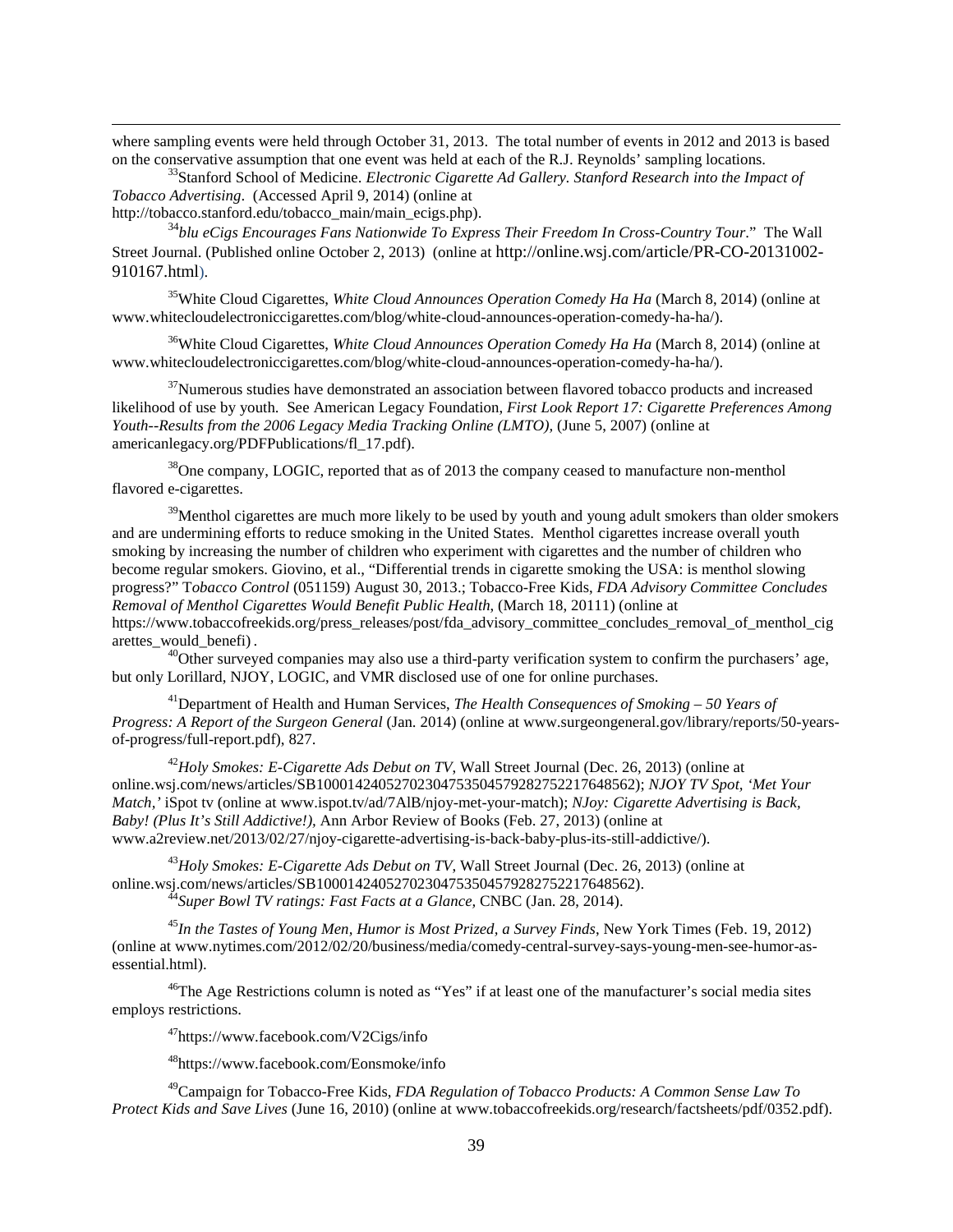where sampling events were held through October 31, 2013. The total number of events in 2012 and 2013 is based on the conservative assumption that one event was held at each of the R.J. Reynolds' sampling locations.

[33]Stanford School of Medicine. *Electronic Cigarette Ad Gallery. Stanford Research into the Impact of Tobacco Advertising*. (Accessed April 9, 2014) (online at http://tobacco.stanford.edu/tobacco_main/main_ecigs.php).

[34]*blu eCigs Encourages Fans Nationwide To Express Their Freedom In Cross-Country Tour*." The Wall Street Journal. (Published online October 2, 2013) (online at http://online.wsj.com/article/PR-CO-20131002-910167.html).

[35]White Cloud Cigarettes, *White Cloud Announces Operation Comedy Ha Ha* (March 8, 2014) (online at www.whitecloudelectroniccigarettes.com/blog/white-cloud-announces-operation-comedy-ha-ha/).

[36]White Cloud Cigarettes, *White Cloud Announces Operation Comedy Ha Ha* (March 8, 2014) (online at www.whitecloudelectroniccigarettes.com/blog/white-cloud-announces-operation-comedy-ha-ha/).

[37]Numerous studies have demonstrated an association between flavored tobacco products and increased likelihood of use by youth. See American Legacy Foundation, *First Look Report 17: Cigarette Preferences Among Youth--Results from the 2006 Legacy Media Tracking Online (LMTO)*, (June 5, 2007) (online at americanlegacy.org/PDFPublications/fl_17.pdf).

[38]One company, LOGIC, reported that as of 2013 the company ceased to manufacture non-menthol flavored e-cigarettes.

[39]Menthol cigarettes are much more likely to be used by youth and young adult smokers than older smokers and are undermining efforts to reduce smoking in the United States. Menthol cigarettes increase overall youth smoking by increasing the number of children who experiment with cigarettes and the number of children who become regular smokers. Giovino, et al., "Differential trends in cigarette smoking the USA: is menthol slowing progress?" *Tobacco Control* (051159) August 30, 2013.; Tobacco-Free Kids, *FDA Advisory Committee Concludes Removal of Menthol Cigarettes Would Benefit Public Health*, (March 18, 20111) (online at https://www.tobaccofreekids.org/press_releases/post/fda_advisory_committee_concludes_removal_of_menthol_cigarettes_would_benefi) .

[40]Other surveyed companies may also use a third-party verification system to confirm the purchasers' age, but only Lorillard, NJOY, LOGIC, and VMR disclosed use of one for online purchases.

[41]Department of Health and Human Services, *The Health Consequences of Smoking – 50 Years of Progress: A Report of the Surgeon General* (Jan. 2014) (online at www.surgeongeneral.gov/library/reports/50-years-of-progress/full-report.pdf), 827.

[42]*Holy Smokes: E-Cigarette Ads Debut on TV*, Wall Street Journal (Dec. 26, 2013) (online at online.wsj.com/news/articles/SB10001424052702304753504579282752217648562); *NJOY TV Spot, 'Met Your Match,'* iSpot tv (online at www.ispot.tv/ad/7AlB/njoy-met-your-match); *NJoy: Cigarette Advertising is Back, Baby! (Plus It's Still Addictive!)*, Ann Arbor Review of Books (Feb. 27, 2013) (online at www.a2review.net/2013/02/27/njoy-cigarette-advertising-is-back-baby-plus-its-still-addictive/).

[43]*Holy Smokes: E-Cigarette Ads Debut on TV*, Wall Street Journal (Dec. 26, 2013) (online at online.wsj.com/news/articles/SB10001424052702304753504579282752217648562).

[44]*Super Bowl TV ratings: Fast Facts at a Glance*, CNBC (Jan. 28, 2014).

[45]*In the Tastes of Young Men, Humor is Most Prized, a Survey Finds*, New York Times (Feb. 19, 2012) (online at www.nytimes.com/2012/02/20/business/media/comedy-central-survey-says-young-men-see-humor-as-essential.html).

[46]The Age Restrictions column is noted as "Yes" if at least one of the manufacturer's social media sites employs restrictions.

[47]https://www.facebook.com/V2Cigs/info

[48]https://www.facebook.com/Eonsmoke/info

[49]Campaign for Tobacco-Free Kids, *FDA Regulation of Tobacco Products: A Common Sense Law To Protect Kids and Save Lives* (June 16, 2010) (online at www.tobaccofreekids.org/research/factsheets/pdf/0352.pdf).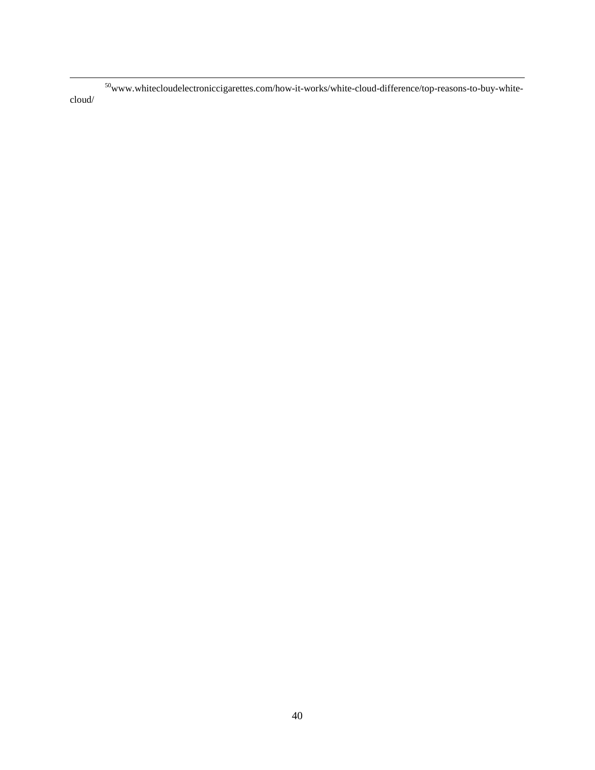[50] www.whitecloudelectroniccigarettes.com/how-it-works/white-cloud-difference/top-reasons-to-buy-white-cloud/